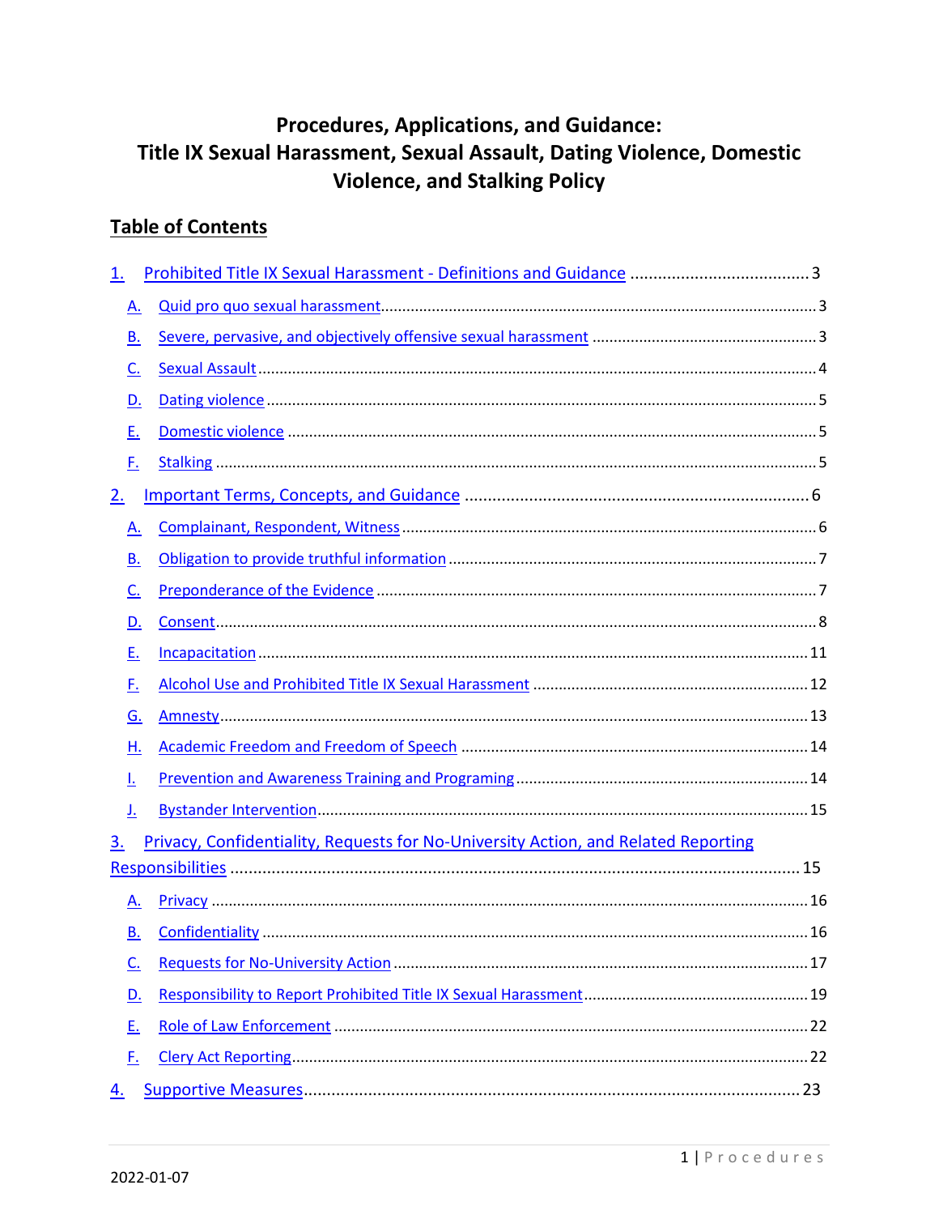# Procedures, Applications, and Guidance: Title IX Sexual Harassment, Sexual Assault, Dating Violence, Domestic Violence, and Stalking Policy

## Table of Contents

1. Prohibited Title IX Sexual Harassment - Definitions and Guidance ....... 3
   - A. Quid pro quo sexual harassment ....... 3
   - B. Severe, pervasive, and objectively offensive sexual harassment ....... 3
   - C. Sexual Assault ....... 4
   - D. Dating violence ....... 5
   - E. Domestic violence ....... 5
   - F. Stalking ....... 5
2. Important Terms, Concepts, and Guidance ....... 6
   - A. Complainant, Respondent, Witness ....... 6
   - B. Obligation to provide truthful information ....... 7
   - C. Preponderance of the Evidence ....... 7
   - D. Consent ....... 8
   - E. Incapacitation ....... 11
   - F. Alcohol Use and Prohibited Title IX Sexual Harassment ....... 12
   - G. Amnesty ....... 13
   - H. Academic Freedom and Freedom of Speech ....... 14
   - I. Prevention and Awareness Training and Programing ....... 14
   - J. Bystander Intervention ....... 15
3. Privacy, Confidentiality, Requests for No-University Action, and Related Reporting Responsibilities ....... 15
   - A. Privacy ....... 16
   - B. Confidentiality ....... 16
   - C. Requests for No-University Action ....... 17
   - D. Responsibility to Report Prohibited Title IX Sexual Harassment ....... 19
   - E. Role of Law Enforcement ....... 22
   - F. Clery Act Reporting ....... 22
4. Supportive Measures ....... 23

2022-01-07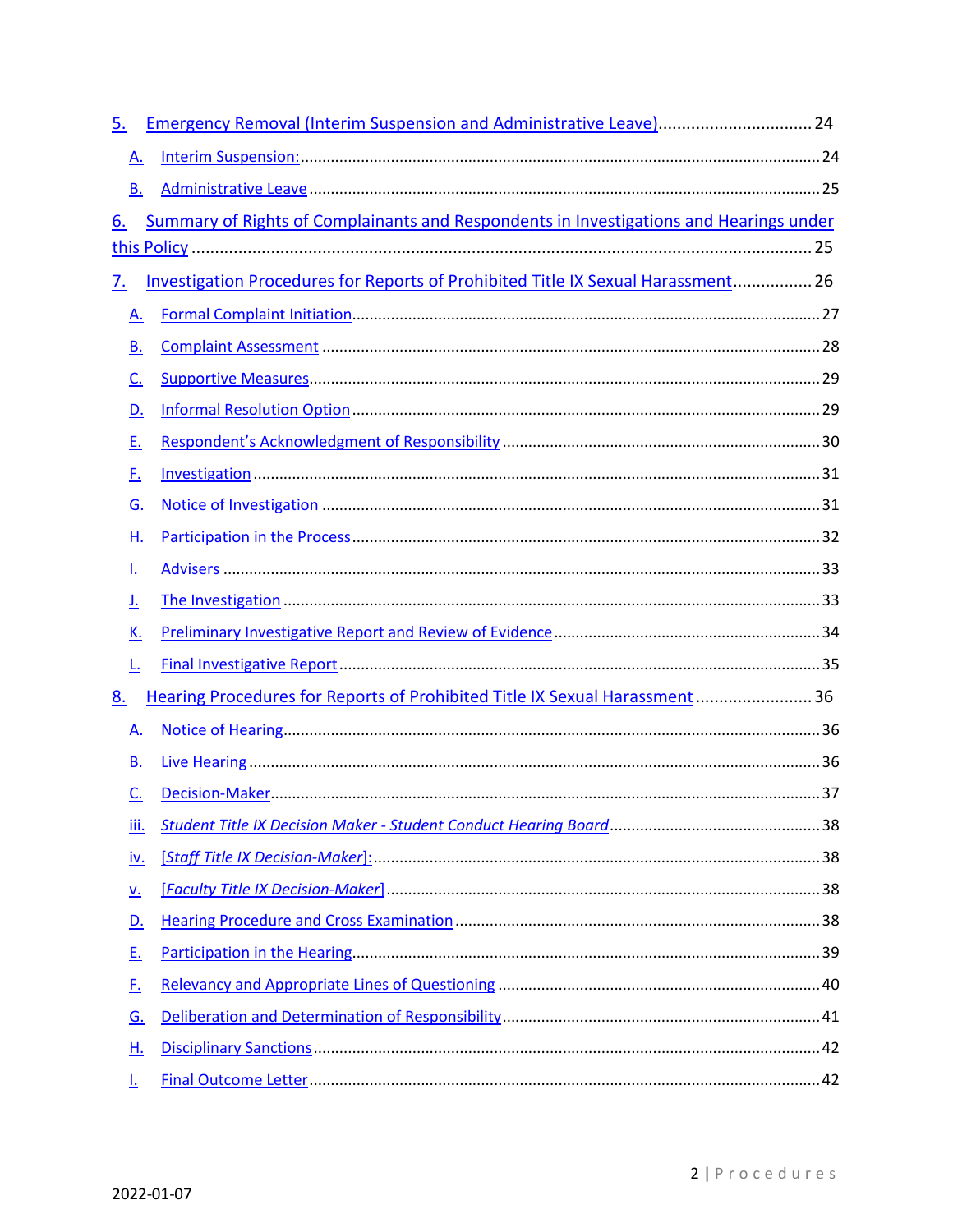5. Emergency Removal (Interim Suspension and Administrative Leave) ................................ 24
   - A. Interim Suspension: ........................................................................................................ 24
   - B. Administrative Leave ..................................................................................................... 25

6. Summary of Rights of Complainants and Respondents in Investigations and Hearings under this Policy ....................................................................................................................................... 25

7. Investigation Procedures for Reports of Prohibited Title IX Sexual Harassment ................. 26
   - A. Formal Complaint Initiation ........................................................................................... 27
   - B. Complaint Assessment .................................................................................................. 28
   - C. Supportive Measures ..................................................................................................... 29
   - D. Informal Resolution Option ........................................................................................... 29
   - E. Respondent's Acknowledgment of Responsibility ......................................................... 30
   - F. Investigation .................................................................................................................. 31
   - G. Notice of Investigation .................................................................................................. 31
   - H. Participation in the Process ........................................................................................... 32
   - I. Advisers ......................................................................................................................... 33
   - J. The Investigation ........................................................................................................... 33
   - K. Preliminary Investigative Report and Review of Evidence ............................................ 34
   - L. Final Investigative Report .............................................................................................. 35

8. Hearing Procedures for Reports of Prohibited Title IX Sexual Harassment ......................... 36
   - A. Notice of Hearing .......................................................................................................... 36
   - B. Live Hearing .................................................................................................................. 36
   - C. Decision-Maker .............................................................................................................. 37
   - iii. *Student Title IX Decision Maker - Student Conduct Hearing Board* .............................. 38
   - iv. [*Staff Title IX Decision-Maker*]: ...................................................................................... 38
   - v. [*Faculty Title IX Decision-Maker*] .................................................................................... 38
   - D. Hearing Procedure and Cross Examination ................................................................... 38
   - E. Participation in the Hearing ........................................................................................... 39
   - F. Relevancy and Appropriate Lines of Questioning .......................................................... 40
   - G. Deliberation and Determination of Responsibility ........................................................ 41
   - H. Disciplinary Sanctions .................................................................................................... 42
   - I. Final Outcome Letter ..................................................................................................... 42

2022-01-07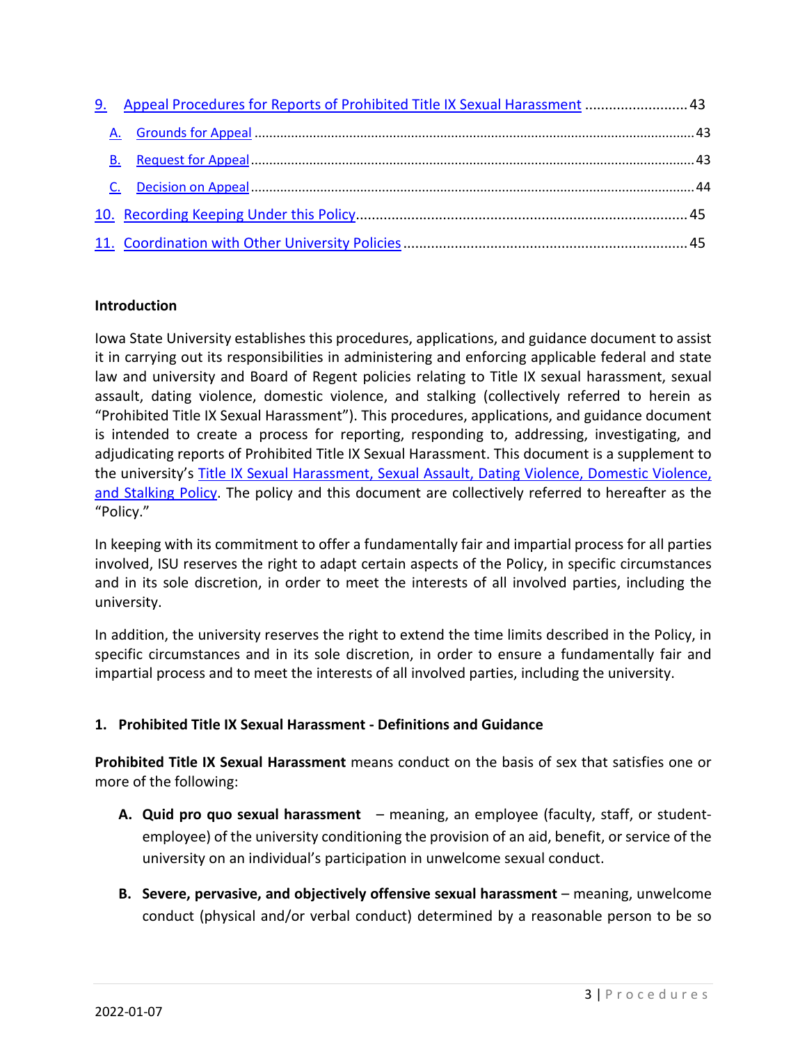9. [Appeal Procedures for Reports of Prohibited Title IX Sexual Harassment](#) .......................... 43
   - A. [Grounds for Appeal](#) .......................................................................................................... 43
   - B. [Request for Appeal](#) .......................................................................................................... 43
   - C. [Decision on Appeal](#) .......................................................................................................... 44

10. [Recording Keeping Under this Policy](#) ................................................................................... 45

11. [Coordination with Other University Policies](#) ........................................................................ 45

**Introduction**

Iowa State University establishes this procedures, applications, and guidance document to assist it in carrying out its responsibilities in administering and enforcing applicable federal and state law and university and Board of Regent policies relating to Title IX sexual harassment, sexual assault, dating violence, domestic violence, and stalking (collectively referred to herein as "Prohibited Title IX Sexual Harassment"). This procedures, applications, and guidance document is intended to create a process for reporting, responding to, addressing, investigating, and adjudicating reports of Prohibited Title IX Sexual Harassment. This document is a supplement to the university's [Title IX Sexual Harassment, Sexual Assault, Dating Violence, Domestic Violence, and Stalking Policy](#). The policy and this document are collectively referred to hereafter as the "Policy."

In keeping with its commitment to offer a fundamentally fair and impartial process for all parties involved, ISU reserves the right to adapt certain aspects of the Policy, in specific circumstances and in its sole discretion, in order to meet the interests of all involved parties, including the university.

In addition, the university reserves the right to extend the time limits described in the Policy, in specific circumstances and in its sole discretion, in order to ensure a fundamentally fair and impartial process and to meet the interests of all involved parties, including the university.

## 1. Prohibited Title IX Sexual Harassment - Definitions and Guidance

**Prohibited Title IX Sexual Harassment** means conduct on the basis of sex that satisfies one or more of the following:

A. **Quid pro quo sexual harassment** – meaning, an employee (faculty, staff, or student-employee) of the university conditioning the provision of an aid, benefit, or service of the university on an individual's participation in unwelcome sexual conduct.

B. **Severe, pervasive, and objectively offensive sexual harassment** – meaning, unwelcome conduct (physical and/or verbal conduct) determined by a reasonable person to be so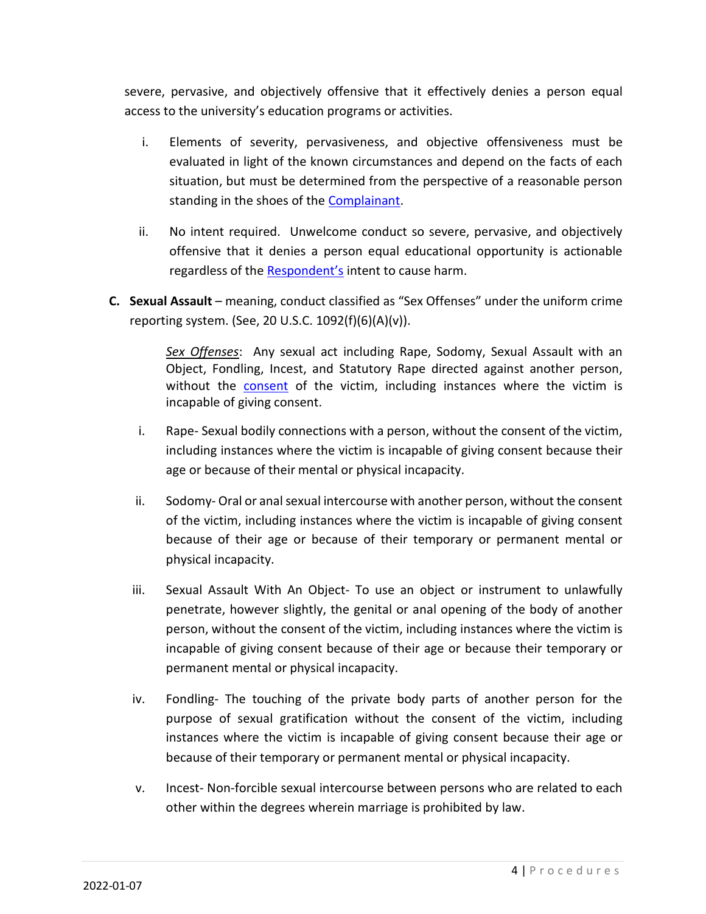severe, pervasive, and objectively offensive that it effectively denies a person equal access to the university's education programs or activities.

i. Elements of severity, pervasiveness, and objective offensiveness must be evaluated in light of the known circumstances and depend on the facts of each situation, but must be determined from the perspective of a reasonable person standing in the shoes of the Complainant.

ii. No intent required. Unwelcome conduct so severe, pervasive, and objectively offensive that it denies a person equal educational opportunity is actionable regardless of the Respondent's intent to cause harm.

**C. Sexual Assault** – meaning, conduct classified as "Sex Offenses" under the uniform crime reporting system. (See, 20 U.S.C. 1092(f)(6)(A)(v)).

*Sex Offenses*: Any sexual act including Rape, Sodomy, Sexual Assault with an Object, Fondling, Incest, and Statutory Rape directed against another person, without the consent of the victim, including instances where the victim is incapable of giving consent.

i. Rape- Sexual bodily connections with a person, without the consent of the victim, including instances where the victim is incapable of giving consent because their age or because of their mental or physical incapacity.

ii. Sodomy- Oral or anal sexual intercourse with another person, without the consent of the victim, including instances where the victim is incapable of giving consent because of their age or because of their temporary or permanent mental or physical incapacity.

iii. Sexual Assault With An Object- To use an object or instrument to unlawfully penetrate, however slightly, the genital or anal opening of the body of another person, without the consent of the victim, including instances where the victim is incapable of giving consent because of their age or because their temporary or permanent mental or physical incapacity.

iv. Fondling- The touching of the private body parts of another person for the purpose of sexual gratification without the consent of the victim, including instances where the victim is incapable of giving consent because their age or because of their temporary or permanent mental or physical incapacity.

v. Incest- Non-forcible sexual intercourse between persons who are related to each other within the degrees wherein marriage is prohibited by law.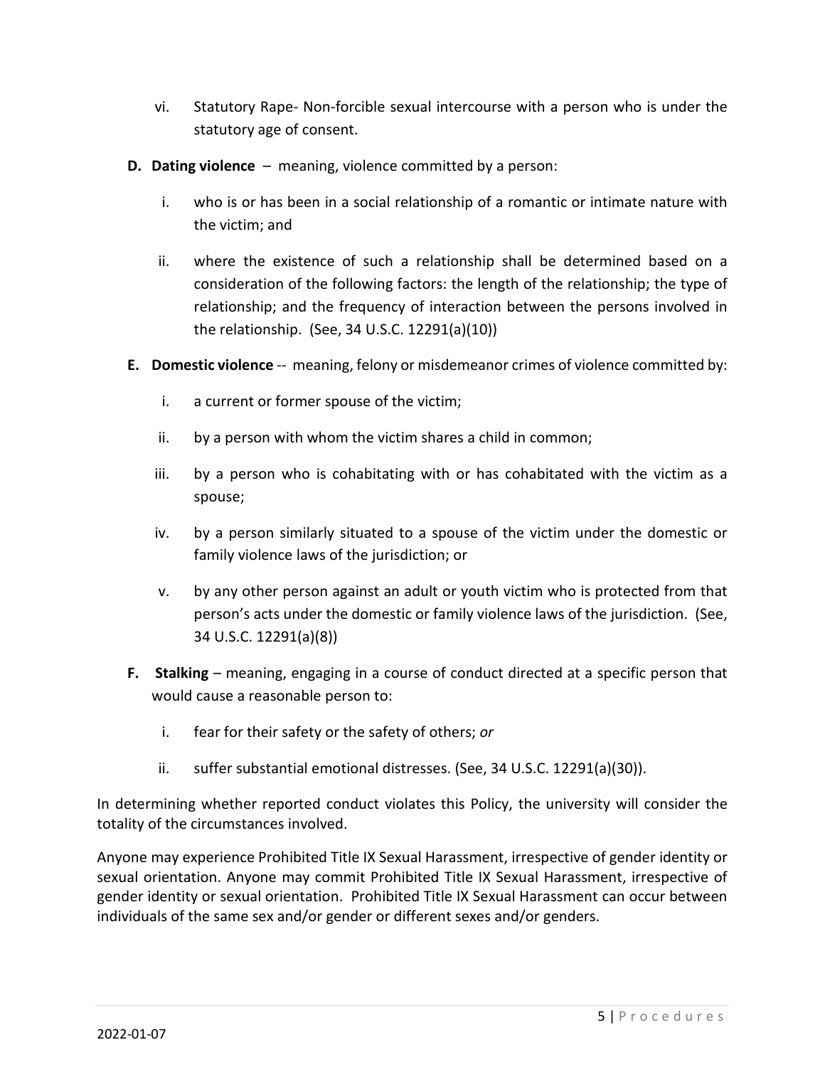vi. Statutory Rape- Non-forcible sexual intercourse with a person who is under the statutory age of consent.

**D. Dating violence** – meaning, violence committed by a person:

i. who is or has been in a social relationship of a romantic or intimate nature with the victim; and

ii. where the existence of such a relationship shall be determined based on a consideration of the following factors: the length of the relationship; the type of relationship; and the frequency of interaction between the persons involved in the relationship. (See, 34 U.S.C. 12291(a)(10))

**E. Domestic violence** -- meaning, felony or misdemeanor crimes of violence committed by:

i. a current or former spouse of the victim;

ii. by a person with whom the victim shares a child in common;

iii. by a person who is cohabitating with or has cohabitated with the victim as a spouse;

iv. by a person similarly situated to a spouse of the victim under the domestic or family violence laws of the jurisdiction; or

v. by any other person against an adult or youth victim who is protected from that person's acts under the domestic or family violence laws of the jurisdiction. (See, 34 U.S.C. 12291(a)(8))

**F. Stalking** – meaning, engaging in a course of conduct directed at a specific person that would cause a reasonable person to:

i. fear for their safety or the safety of others; *or*

ii. suffer substantial emotional distresses. (See, 34 U.S.C. 12291(a)(30)).

In determining whether reported conduct violates this Policy, the university will consider the totality of the circumstances involved.

Anyone may experience Prohibited Title IX Sexual Harassment, irrespective of gender identity or sexual orientation. Anyone may commit Prohibited Title IX Sexual Harassment, irrespective of gender identity or sexual orientation. Prohibited Title IX Sexual Harassment can occur between individuals of the same sex and/or gender or different sexes and/or genders.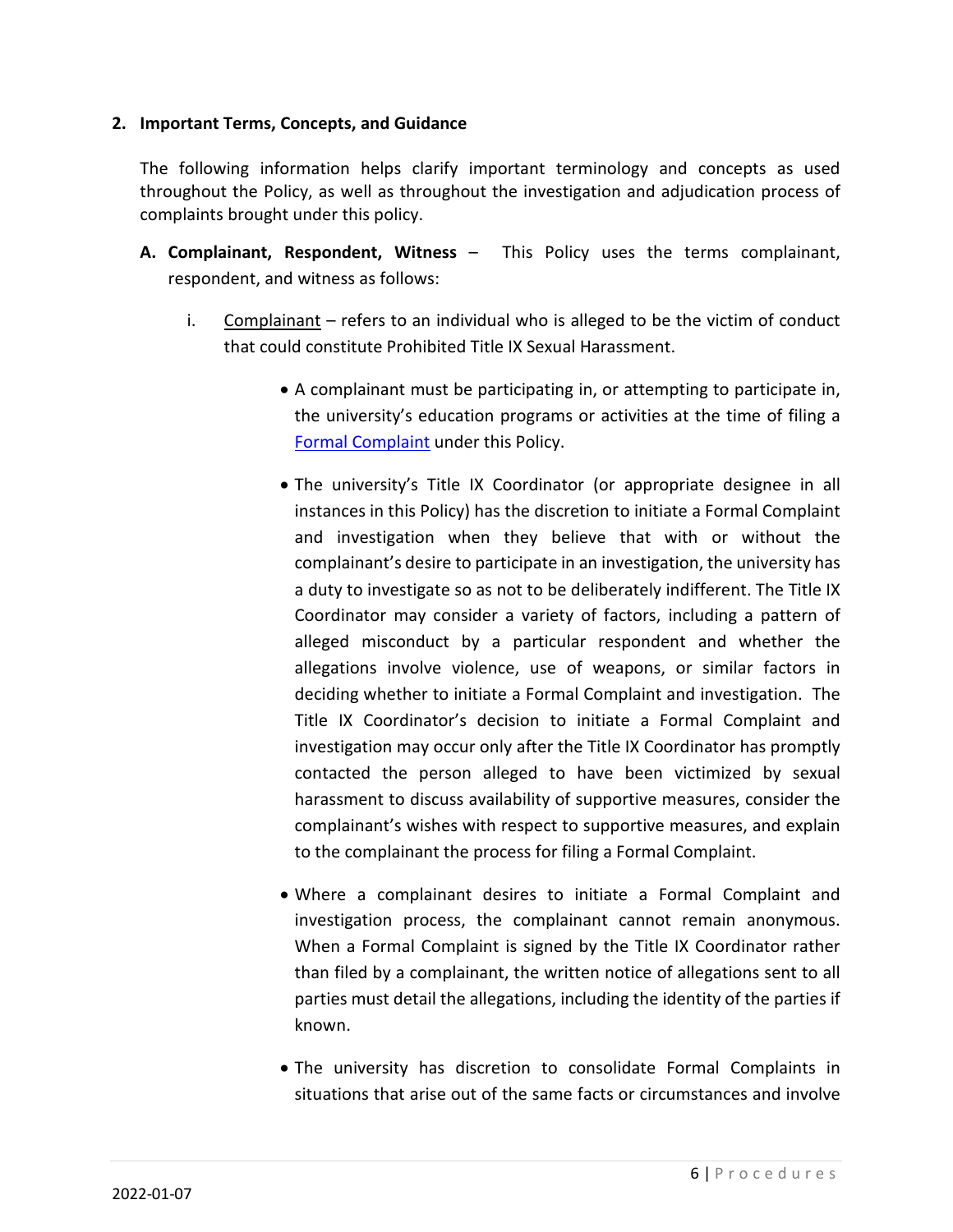**2. Important Terms, Concepts, and Guidance**

The following information helps clarify important terminology and concepts as used throughout the Policy, as well as throughout the investigation and adjudication process of complaints brought under this policy.

**A. Complainant, Respondent, Witness** – This Policy uses the terms complainant, respondent, and witness as follows:

i. Complainant – refers to an individual who is alleged to be the victim of conduct that could constitute Prohibited Title IX Sexual Harassment.

- A complainant must be participating in, or attempting to participate in, the university's education programs or activities at the time of filing a Formal Complaint under this Policy.
- The university's Title IX Coordinator (or appropriate designee in all instances in this Policy) has the discretion to initiate a Formal Complaint and investigation when they believe that with or without the complainant's desire to participate in an investigation, the university has a duty to investigate so as not to be deliberately indifferent. The Title IX Coordinator may consider a variety of factors, including a pattern of alleged misconduct by a particular respondent and whether the allegations involve violence, use of weapons, or similar factors in deciding whether to initiate a Formal Complaint and investigation. The Title IX Coordinator's decision to initiate a Formal Complaint and investigation may occur only after the Title IX Coordinator has promptly contacted the person alleged to have been victimized by sexual harassment to discuss availability of supportive measures, consider the complainant's wishes with respect to supportive measures, and explain to the complainant the process for filing a Formal Complaint.
- Where a complainant desires to initiate a Formal Complaint and investigation process, the complainant cannot remain anonymous. When a Formal Complaint is signed by the Title IX Coordinator rather than filed by a complainant, the written notice of allegations sent to all parties must detail the allegations, including the identity of the parties if known.
- The university has discretion to consolidate Formal Complaints in situations that arise out of the same facts or circumstances and involve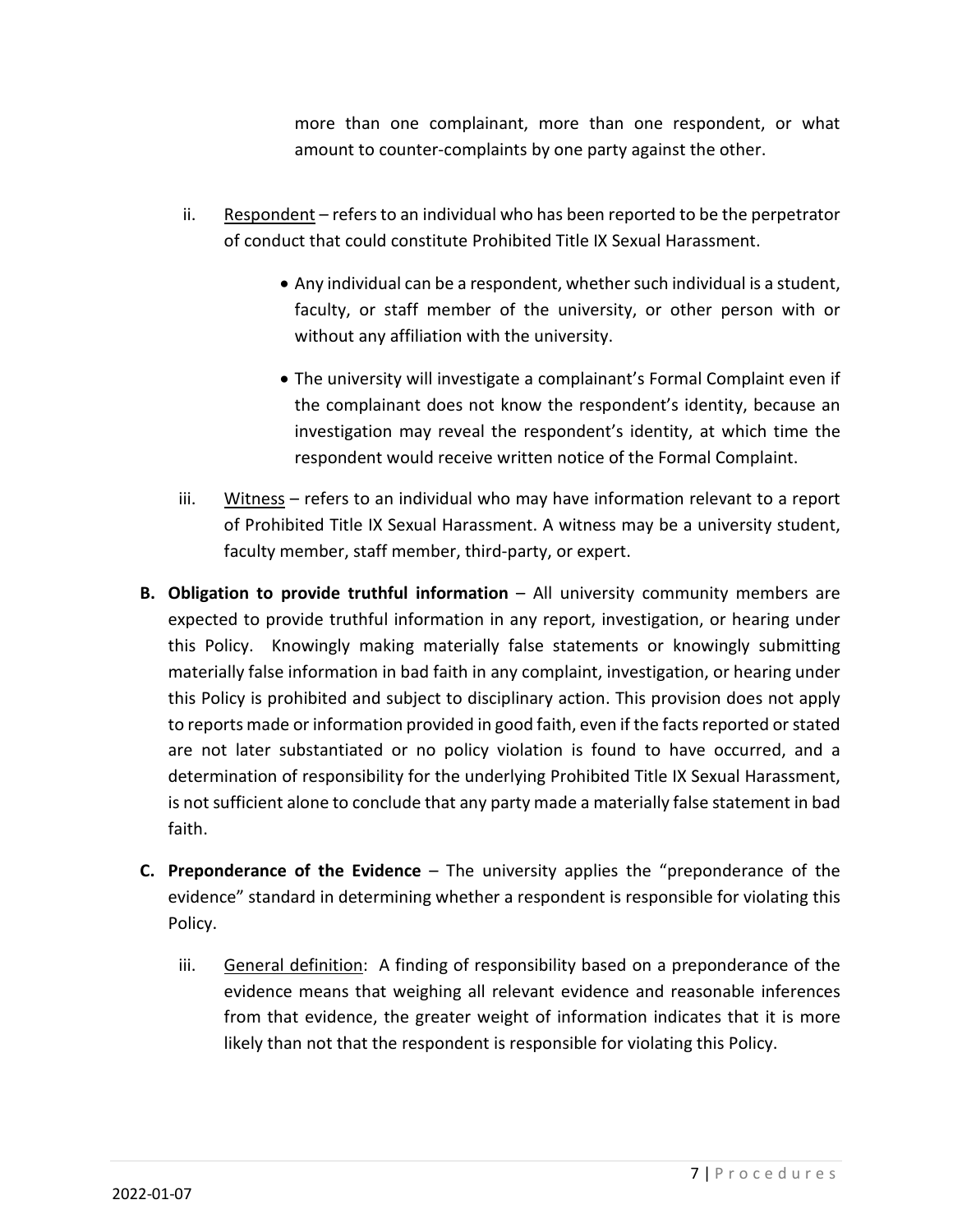more than one complainant, more than one respondent, or what amount to counter-complaints by one party against the other.

ii. Respondent – refers to an individual who has been reported to be the perpetrator of conduct that could constitute Prohibited Title IX Sexual Harassment.

- Any individual can be a respondent, whether such individual is a student, faculty, or staff member of the university, or other person with or without any affiliation with the university.
- The university will investigate a complainant's Formal Complaint even if the complainant does not know the respondent's identity, because an investigation may reveal the respondent's identity, at which time the respondent would receive written notice of the Formal Complaint.

iii. Witness – refers to an individual who may have information relevant to a report of Prohibited Title IX Sexual Harassment. A witness may be a university student, faculty member, staff member, third-party, or expert.

**B. Obligation to provide truthful information** – All university community members are expected to provide truthful information in any report, investigation, or hearing under this Policy. Knowingly making materially false statements or knowingly submitting materially false information in bad faith in any complaint, investigation, or hearing under this Policy is prohibited and subject to disciplinary action. This provision does not apply to reports made or information provided in good faith, even if the facts reported or stated are not later substantiated or no policy violation is found to have occurred, and a determination of responsibility for the underlying Prohibited Title IX Sexual Harassment, is not sufficient alone to conclude that any party made a materially false statement in bad faith.

**C. Preponderance of the Evidence** – The university applies the "preponderance of the evidence" standard in determining whether a respondent is responsible for violating this Policy.

iii. General definition: A finding of responsibility based on a preponderance of the evidence means that weighing all relevant evidence and reasonable inferences from that evidence, the greater weight of information indicates that it is more likely than not that the respondent is responsible for violating this Policy.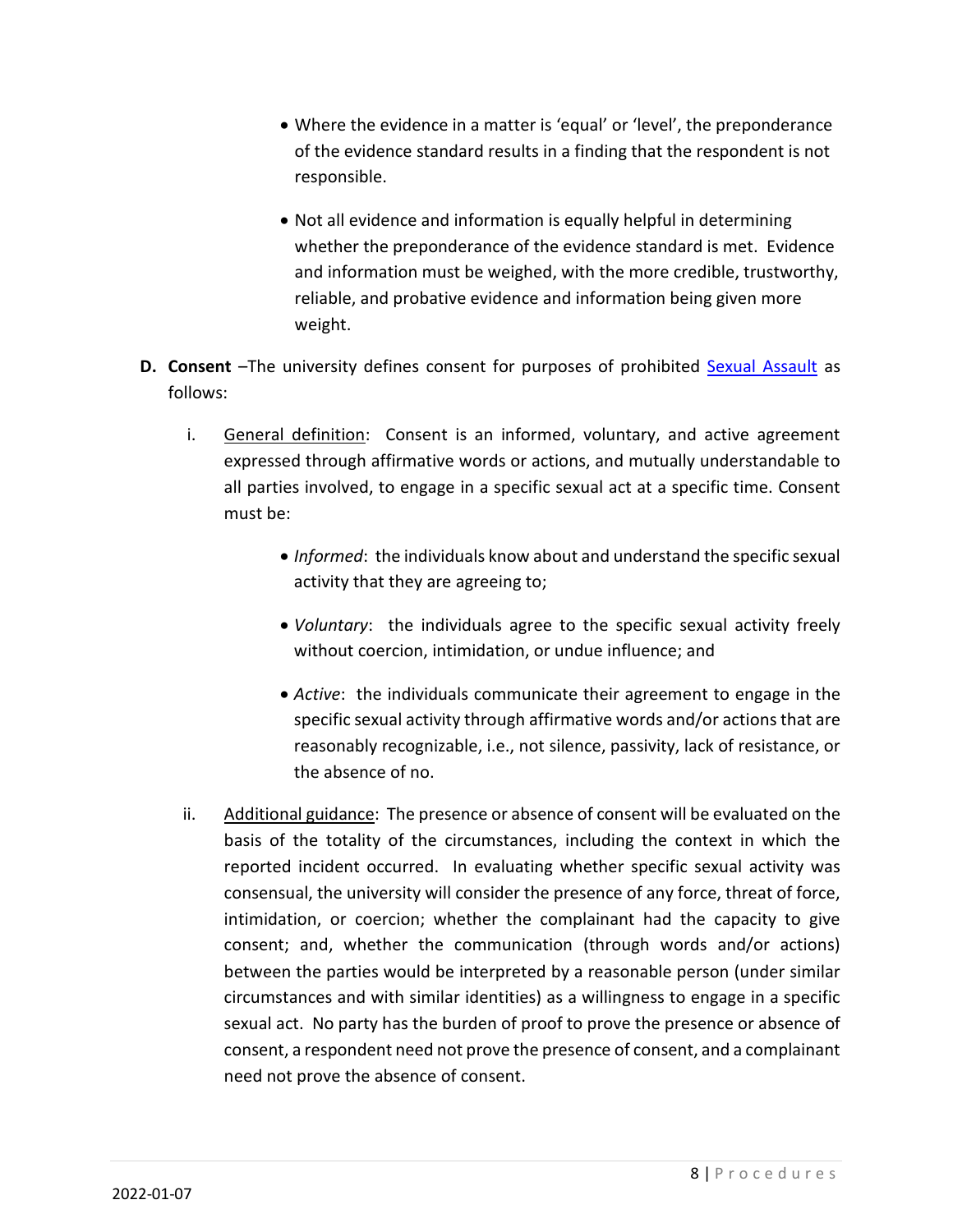- Where the evidence in a matter is 'equal' or 'level', the preponderance of the evidence standard results in a finding that the respondent is not responsible.

- Not all evidence and information is equally helpful in determining whether the preponderance of the evidence standard is met. Evidence and information must be weighed, with the more credible, trustworthy, reliable, and probative evidence and information being given more weight.

**D. Consent** –The university defines consent for purposes of prohibited [Sexual Assault](#) as follows:

i. General definition: Consent is an informed, voluntary, and active agreement expressed through affirmative words or actions, and mutually understandable to all parties involved, to engage in a specific sexual act at a specific time. Consent must be:

- *Informed*: the individuals know about and understand the specific sexual activity that they are agreeing to;

- *Voluntary*: the individuals agree to the specific sexual activity freely without coercion, intimidation, or undue influence; and

- *Active*: the individuals communicate their agreement to engage in the specific sexual activity through affirmative words and/or actions that are reasonably recognizable, i.e., not silence, passivity, lack of resistance, or the absence of no.

ii. Additional guidance: The presence or absence of consent will be evaluated on the basis of the totality of the circumstances, including the context in which the reported incident occurred. In evaluating whether specific sexual activity was consensual, the university will consider the presence of any force, threat of force, intimidation, or coercion; whether the complainant had the capacity to give consent; and, whether the communication (through words and/or actions) between the parties would be interpreted by a reasonable person (under similar circumstances and with similar identities) as a willingness to engage in a specific sexual act. No party has the burden of proof to prove the presence or absence of consent, a respondent need not prove the presence of consent, and a complainant need not prove the absence of consent.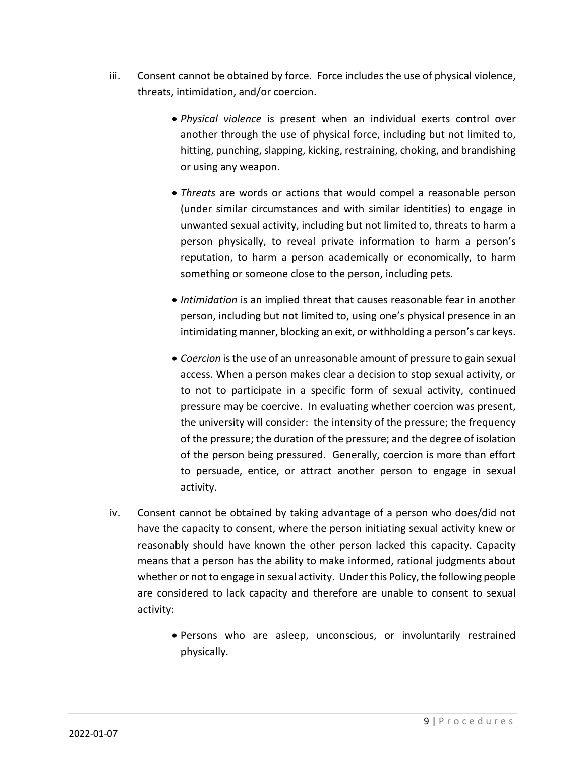iii. Consent cannot be obtained by force. Force includes the use of physical violence, threats, intimidation, and/or coercion.

- *Physical violence* is present when an individual exerts control over another through the use of physical force, including but not limited to, hitting, punching, slapping, kicking, restraining, choking, and brandishing or using any weapon.

- *Threats* are words or actions that would compel a reasonable person (under similar circumstances and with similar identities) to engage in unwanted sexual activity, including but not limited to, threats to harm a person physically, to reveal private information to harm a person's reputation, to harm a person academically or economically, to harm something or someone close to the person, including pets.

- *Intimidation* is an implied threat that causes reasonable fear in another person, including but not limited to, using one's physical presence in an intimidating manner, blocking an exit, or withholding a person's car keys.

- *Coercion* is the use of an unreasonable amount of pressure to gain sexual access. When a person makes clear a decision to stop sexual activity, or to not to participate in a specific form of sexual activity, continued pressure may be coercive. In evaluating whether coercion was present, the university will consider: the intensity of the pressure; the frequency of the pressure; the duration of the pressure; and the degree of isolation of the person being pressured. Generally, coercion is more than effort to persuade, entice, or attract another person to engage in sexual activity.

iv. Consent cannot be obtained by taking advantage of a person who does/did not have the capacity to consent, where the person initiating sexual activity knew or reasonably should have known the other person lacked this capacity. Capacity means that a person has the ability to make informed, rational judgments about whether or not to engage in sexual activity. Under this Policy, the following people are considered to lack capacity and therefore are unable to consent to sexual activity:

- Persons who are asleep, unconscious, or involuntarily restrained physically.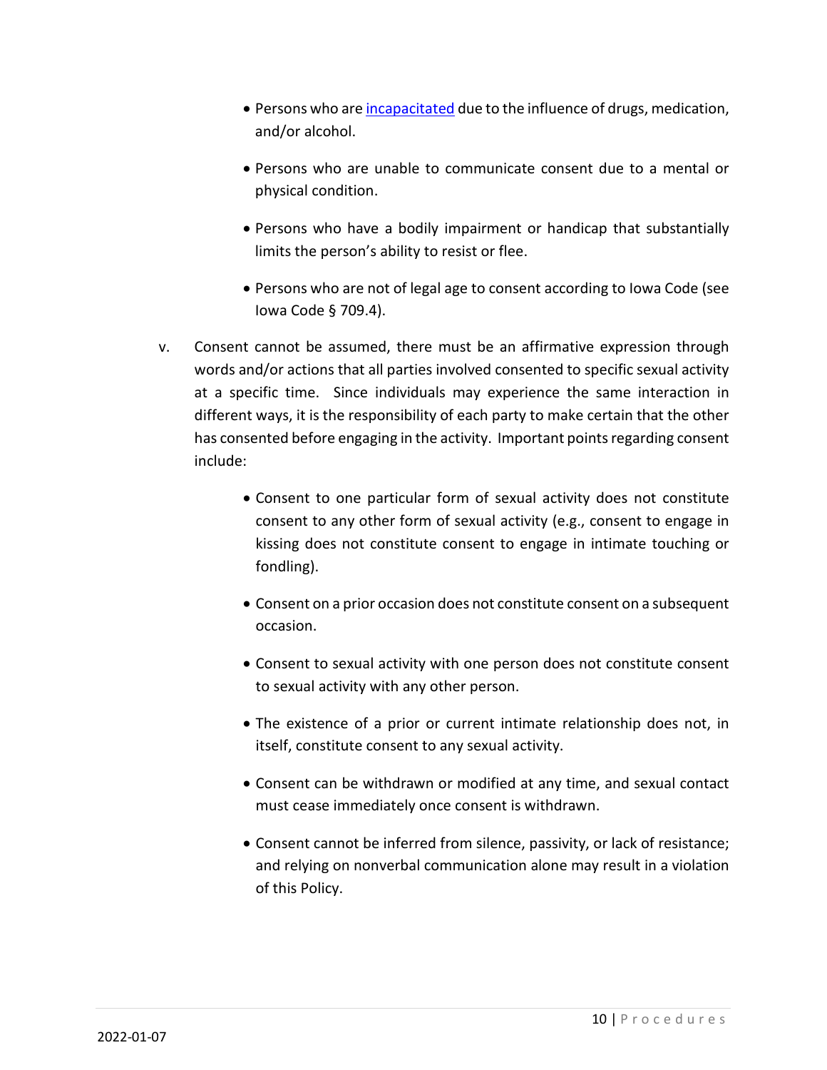- Persons who are [incapacitated](#) due to the influence of drugs, medication, and/or alcohol.

- Persons who are unable to communicate consent due to a mental or physical condition.

- Persons who have a bodily impairment or handicap that substantially limits the person's ability to resist or flee.

- Persons who are not of legal age to consent according to Iowa Code (see Iowa Code § 709.4).

v. Consent cannot be assumed, there must be an affirmative expression through words and/or actions that all parties involved consented to specific sexual activity at a specific time. Since individuals may experience the same interaction in different ways, it is the responsibility of each party to make certain that the other has consented before engaging in the activity. Important points regarding consent include:

   - Consent to one particular form of sexual activity does not constitute consent to any other form of sexual activity (e.g., consent to engage in kissing does not constitute consent to engage in intimate touching or fondling).

   - Consent on a prior occasion does not constitute consent on a subsequent occasion.

   - Consent to sexual activity with one person does not constitute consent to sexual activity with any other person.

   - The existence of a prior or current intimate relationship does not, in itself, constitute consent to any sexual activity.

   - Consent can be withdrawn or modified at any time, and sexual contact must cease immediately once consent is withdrawn.

   - Consent cannot be inferred from silence, passivity, or lack of resistance; and relying on nonverbal communication alone may result in a violation of this Policy.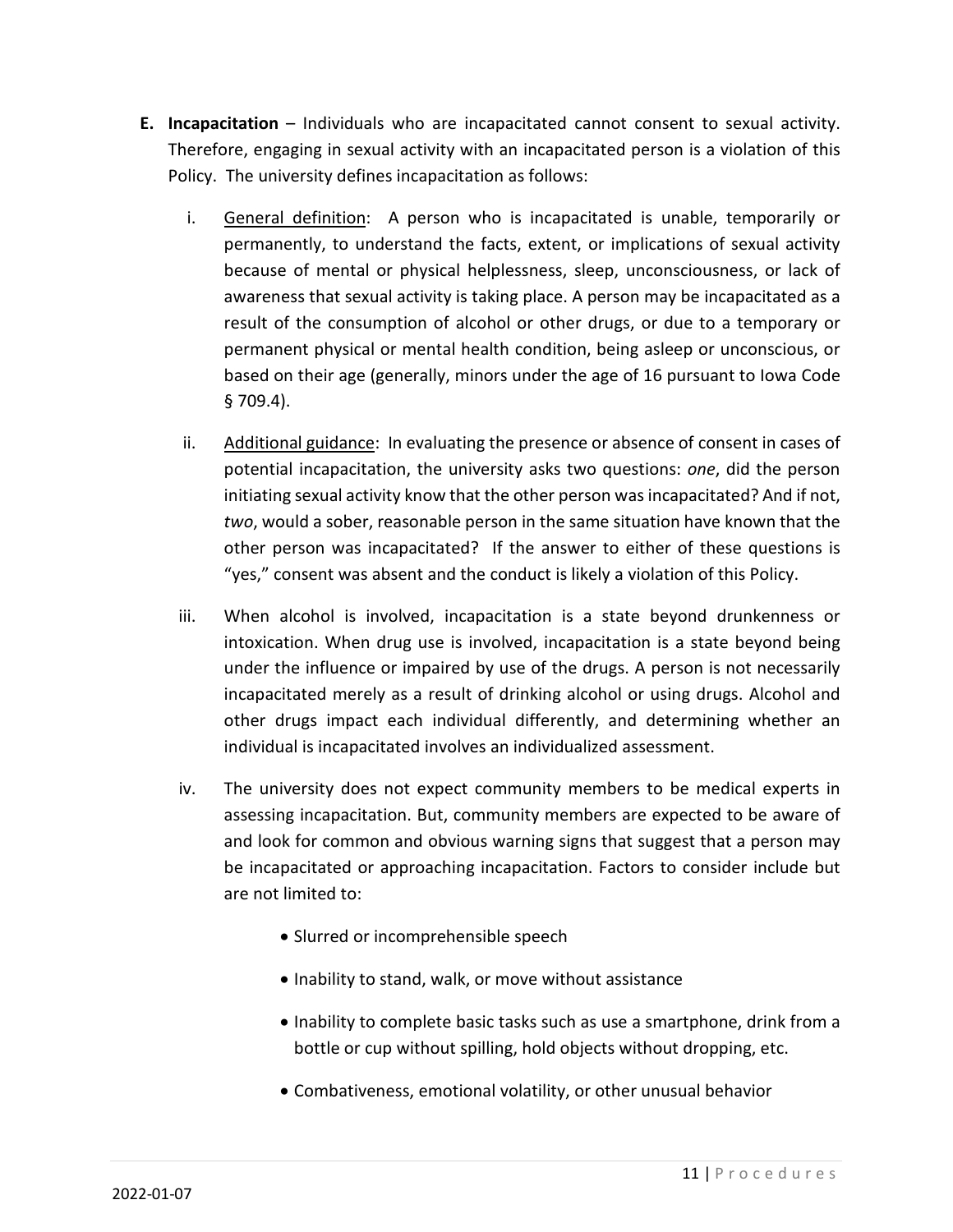**E. Incapacitation** – Individuals who are incapacitated cannot consent to sexual activity. Therefore, engaging in sexual activity with an incapacitated person is a violation of this Policy. The university defines incapacitation as follows:

i. General definition: A person who is incapacitated is unable, temporarily or permanently, to understand the facts, extent, or implications of sexual activity because of mental or physical helplessness, sleep, unconsciousness, or lack of awareness that sexual activity is taking place. A person may be incapacitated as a result of the consumption of alcohol or other drugs, or due to a temporary or permanent physical or mental health condition, being asleep or unconscious, or based on their age (generally, minors under the age of 16 pursuant to Iowa Code § 709.4).

ii. Additional guidance: In evaluating the presence or absence of consent in cases of potential incapacitation, the university asks two questions: *one*, did the person initiating sexual activity know that the other person was incapacitated? And if not, *two*, would a sober, reasonable person in the same situation have known that the other person was incapacitated? If the answer to either of these questions is "yes," consent was absent and the conduct is likely a violation of this Policy.

iii. When alcohol is involved, incapacitation is a state beyond drunkenness or intoxication. When drug use is involved, incapacitation is a state beyond being under the influence or impaired by use of the drugs. A person is not necessarily incapacitated merely as a result of drinking alcohol or using drugs. Alcohol and other drugs impact each individual differently, and determining whether an individual is incapacitated involves an individualized assessment.

iv. The university does not expect community members to be medical experts in assessing incapacitation. But, community members are expected to be aware of and look for common and obvious warning signs that suggest that a person may be incapacitated or approaching incapacitation. Factors to consider include but are not limited to:

- Slurred or incomprehensible speech
- Inability to stand, walk, or move without assistance
- Inability to complete basic tasks such as use a smartphone, drink from a bottle or cup without spilling, hold objects without dropping, etc.
- Combativeness, emotional volatility, or other unusual behavior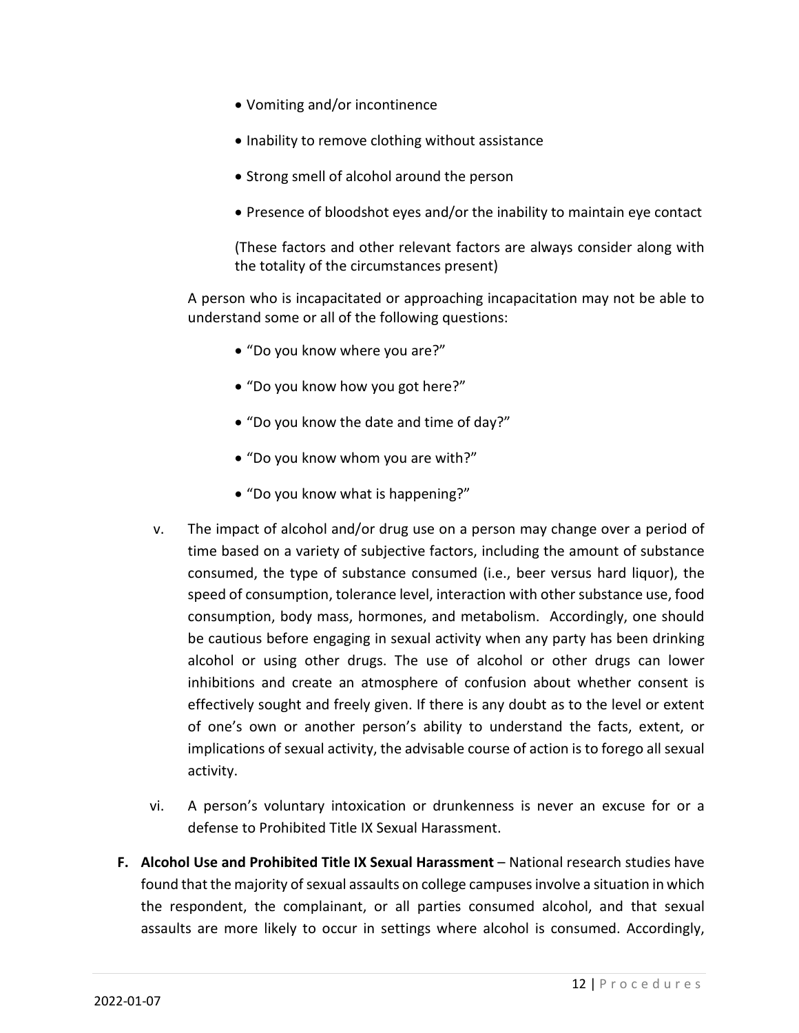- Vomiting and/or incontinence
- Inability to remove clothing without assistance
- Strong smell of alcohol around the person
- Presence of bloodshot eyes and/or the inability to maintain eye contact

(These factors and other relevant factors are always consider along with the totality of the circumstances present)

A person who is incapacitated or approaching incapacitation may not be able to understand some or all of the following questions:

- "Do you know where you are?"
- "Do you know how you got here?"
- "Do you know the date and time of day?"
- "Do you know whom you are with?"
- "Do you know what is happening?"

v. The impact of alcohol and/or drug use on a person may change over a period of time based on a variety of subjective factors, including the amount of substance consumed, the type of substance consumed (i.e., beer versus hard liquor), the speed of consumption, tolerance level, interaction with other substance use, food consumption, body mass, hormones, and metabolism. Accordingly, one should be cautious before engaging in sexual activity when any party has been drinking alcohol or using other drugs. The use of alcohol or other drugs can lower inhibitions and create an atmosphere of confusion about whether consent is effectively sought and freely given. If there is any doubt as to the level or extent of one's own or another person's ability to understand the facts, extent, or implications of sexual activity, the advisable course of action is to forego all sexual activity.

vi. A person's voluntary intoxication or drunkenness is never an excuse for or a defense to Prohibited Title IX Sexual Harassment.

**F. Alcohol Use and Prohibited Title IX Sexual Harassment** – National research studies have found that the majority of sexual assaults on college campuses involve a situation in which the respondent, the complainant, or all parties consumed alcohol, and that sexual assaults are more likely to occur in settings where alcohol is consumed. Accordingly,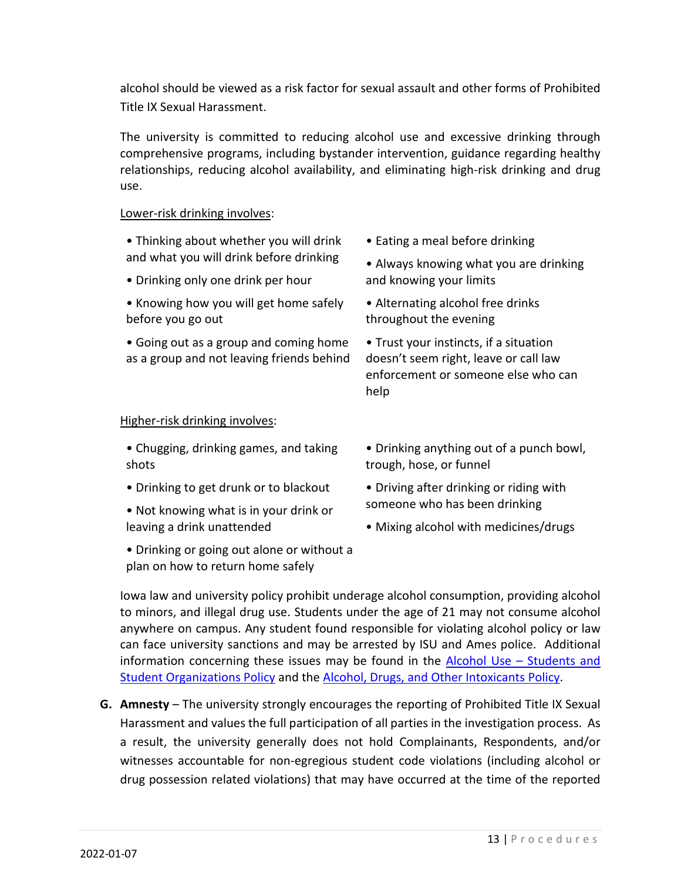alcohol should be viewed as a risk factor for sexual assault and other forms of Prohibited Title IX Sexual Harassment.

The university is committed to reducing alcohol use and excessive drinking through comprehensive programs, including bystander intervention, guidance regarding healthy relationships, reducing alcohol availability, and eliminating high-risk drinking and drug use.

Lower-risk drinking involves:

- Thinking about whether you will drink and what you will drink before drinking
- Drinking only one drink per hour
- Knowing how you will get home safely before you go out
- Going out as a group and coming home as a group and not leaving friends behind
- Eating a meal before drinking
- Always knowing what you are drinking and knowing your limits
- Alternating alcohol free drinks throughout the evening
- Trust your instincts, if a situation doesn't seem right, leave or call law enforcement or someone else who can help

Higher-risk drinking involves:

- Chugging, drinking games, and taking shots
- Drinking to get drunk or to blackout
- Not knowing what is in your drink or leaving a drink unattended
- Drinking or going out alone or without a plan on how to return home safely
- Drinking anything out of a punch bowl, trough, hose, or funnel
- Driving after drinking or riding with someone who has been drinking
- Mixing alcohol with medicines/drugs

Iowa law and university policy prohibit underage alcohol consumption, providing alcohol to minors, and illegal drug use. Students under the age of 21 may not consume alcohol anywhere on campus. Any student found responsible for violating alcohol policy or law can face university sanctions and may be arrested by ISU and Ames police. Additional information concerning these issues may be found in the Alcohol Use – Students and Student Organizations Policy and the Alcohol, Drugs, and Other Intoxicants Policy.

G. **Amnesty** – The university strongly encourages the reporting of Prohibited Title IX Sexual Harassment and values the full participation of all parties in the investigation process. As a result, the university generally does not hold Complainants, Respondents, and/or witnesses accountable for non-egregious student code violations (including alcohol or drug possession related violations) that may have occurred at the time of the reported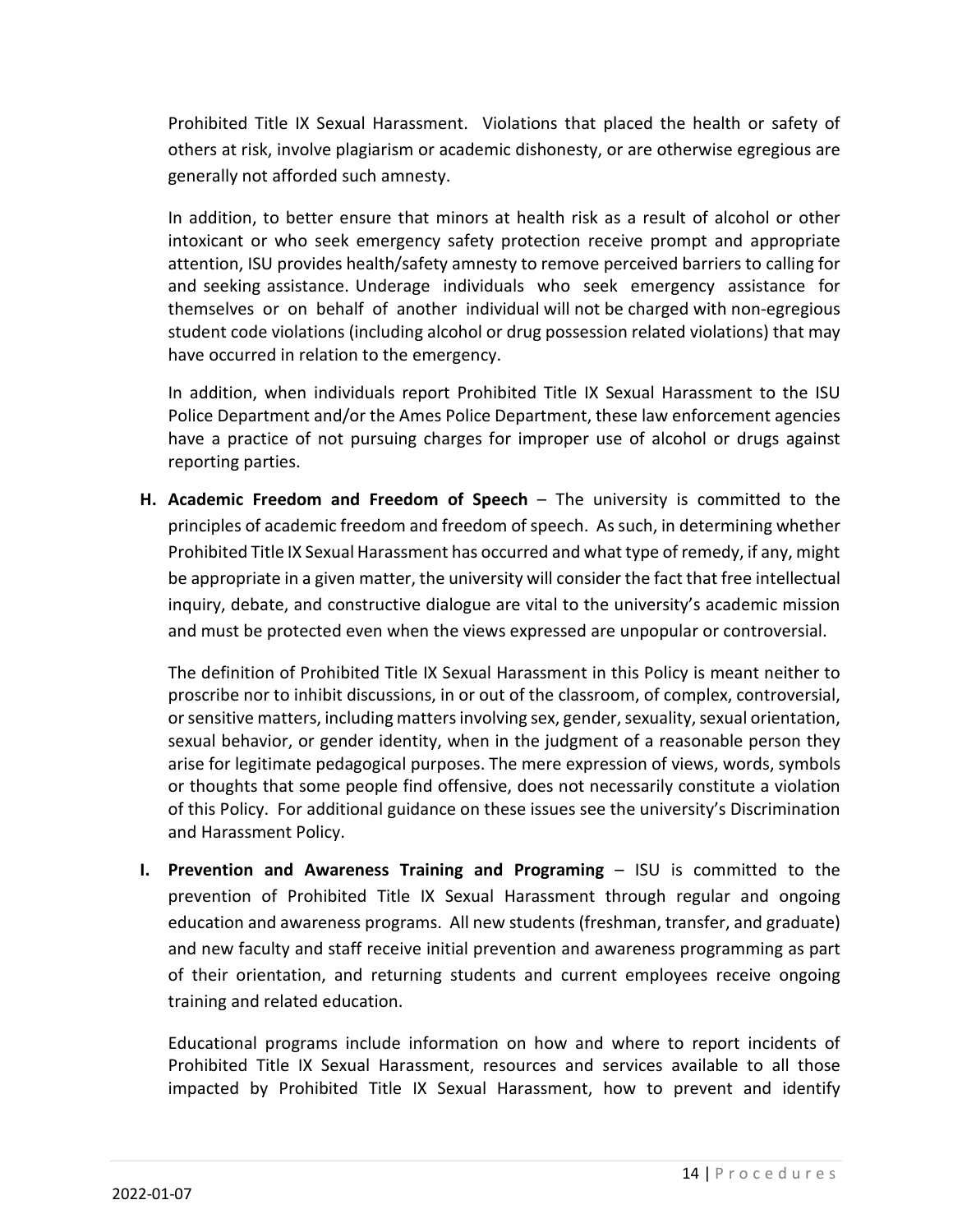Prohibited Title IX Sexual Harassment. Violations that placed the health or safety of others at risk, involve plagiarism or academic dishonesty, or are otherwise egregious are generally not afforded such amnesty.

In addition, to better ensure that minors at health risk as a result of alcohol or other intoxicant or who seek emergency safety protection receive prompt and appropriate attention, ISU provides health/safety amnesty to remove perceived barriers to calling for and seeking assistance. Underage individuals who seek emergency assistance for themselves or on behalf of another individual will not be charged with non-egregious student code violations (including alcohol or drug possession related violations) that may have occurred in relation to the emergency.

In addition, when individuals report Prohibited Title IX Sexual Harassment to the ISU Police Department and/or the Ames Police Department, these law enforcement agencies have a practice of not pursuing charges for improper use of alcohol or drugs against reporting parties.

**H. Academic Freedom and Freedom of Speech** – The university is committed to the principles of academic freedom and freedom of speech. As such, in determining whether Prohibited Title IX Sexual Harassment has occurred and what type of remedy, if any, might be appropriate in a given matter, the university will consider the fact that free intellectual inquiry, debate, and constructive dialogue are vital to the university's academic mission and must be protected even when the views expressed are unpopular or controversial.

The definition of Prohibited Title IX Sexual Harassment in this Policy is meant neither to proscribe nor to inhibit discussions, in or out of the classroom, of complex, controversial, or sensitive matters, including matters involving sex, gender, sexuality, sexual orientation, sexual behavior, or gender identity, when in the judgment of a reasonable person they arise for legitimate pedagogical purposes. The mere expression of views, words, symbols or thoughts that some people find offensive, does not necessarily constitute a violation of this Policy. For additional guidance on these issues see the university's Discrimination and Harassment Policy.

**I. Prevention and Awareness Training and Programing** – ISU is committed to the prevention of Prohibited Title IX Sexual Harassment through regular and ongoing education and awareness programs. All new students (freshman, transfer, and graduate) and new faculty and staff receive initial prevention and awareness programming as part of their orientation, and returning students and current employees receive ongoing training and related education.

Educational programs include information on how and where to report incidents of Prohibited Title IX Sexual Harassment, resources and services available to all those impacted by Prohibited Title IX Sexual Harassment, how to prevent and identify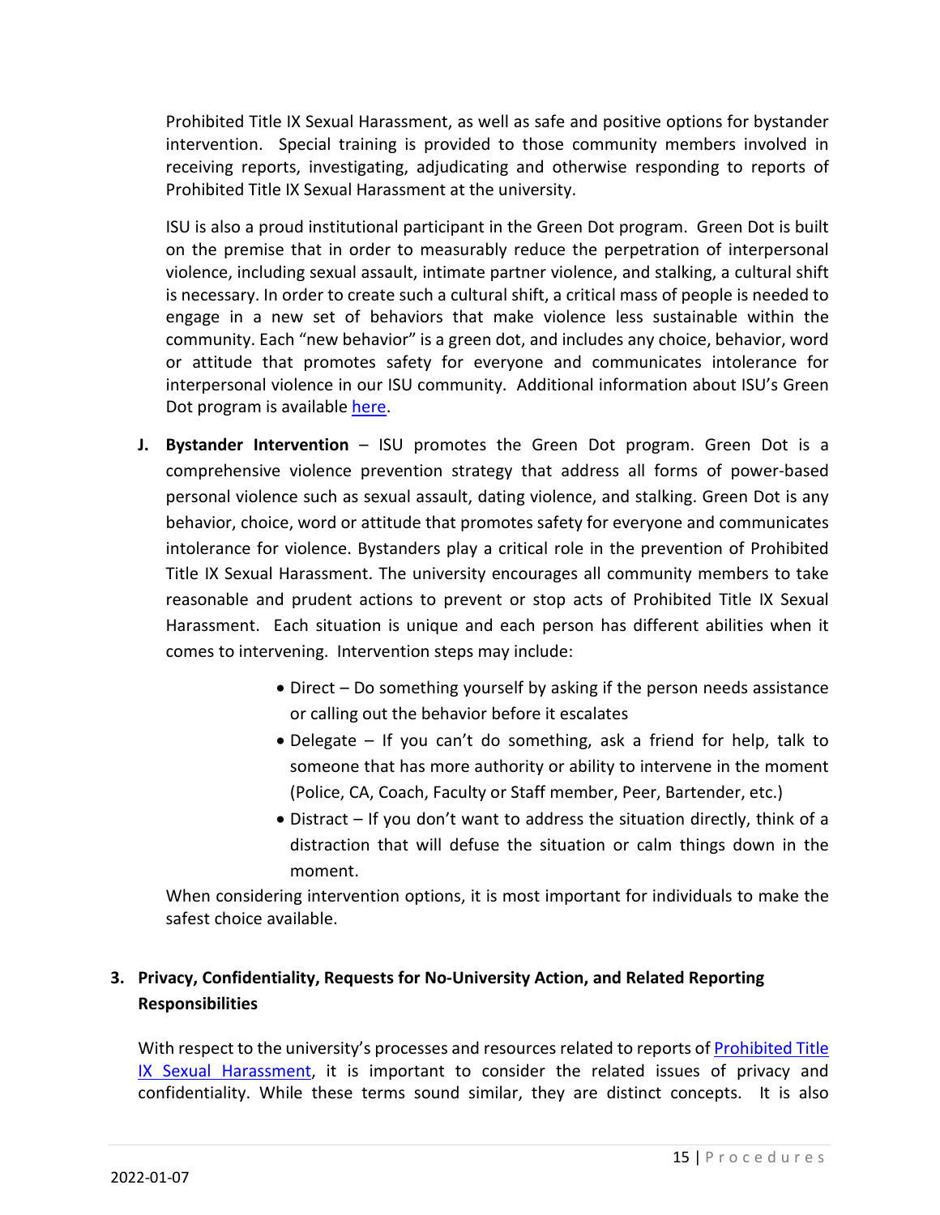Prohibited Title IX Sexual Harassment, as well as safe and positive options for bystander intervention. Special training is provided to those community members involved in receiving reports, investigating, adjudicating and otherwise responding to reports of Prohibited Title IX Sexual Harassment at the university.

ISU is also a proud institutional participant in the Green Dot program. Green Dot is built on the premise that in order to measurably reduce the perpetration of interpersonal violence, including sexual assault, intimate partner violence, and stalking, a cultural shift is necessary. In order to create such a cultural shift, a critical mass of people is needed to engage in a new set of behaviors that make violence less sustainable within the community. Each "new behavior" is a green dot, and includes any choice, behavior, word or attitude that promotes safety for everyone and communicates intolerance for interpersonal violence in our ISU community. Additional information about ISU's Green Dot program is available [here](#).

**J. Bystander Intervention** – ISU promotes the Green Dot program. Green Dot is a comprehensive violence prevention strategy that address all forms of power-based personal violence such as sexual assault, dating violence, and stalking. Green Dot is any behavior, choice, word or attitude that promotes safety for everyone and communicates intolerance for violence. Bystanders play a critical role in the prevention of Prohibited Title IX Sexual Harassment. The university encourages all community members to take reasonable and prudent actions to prevent or stop acts of Prohibited Title IX Sexual Harassment. Each situation is unique and each person has different abilities when it comes to intervening. Intervention steps may include:

- Direct – Do something yourself by asking if the person needs assistance or calling out the behavior before it escalates
- Delegate – If you can't do something, ask a friend for help, talk to someone that has more authority or ability to intervene in the moment (Police, CA, Coach, Faculty or Staff member, Peer, Bartender, etc.)
- Distract – If you don't want to address the situation directly, think of a distraction that will defuse the situation or calm things down in the moment.

When considering intervention options, it is most important for individuals to make the safest choice available.

## 3. Privacy, Confidentiality, Requests for No-University Action, and Related Reporting Responsibilities

With respect to the university's processes and resources related to reports of [Prohibited Title IX Sexual Harassment](#), it is important to consider the related issues of privacy and confidentiality. While these terms sound similar, they are distinct concepts. It is also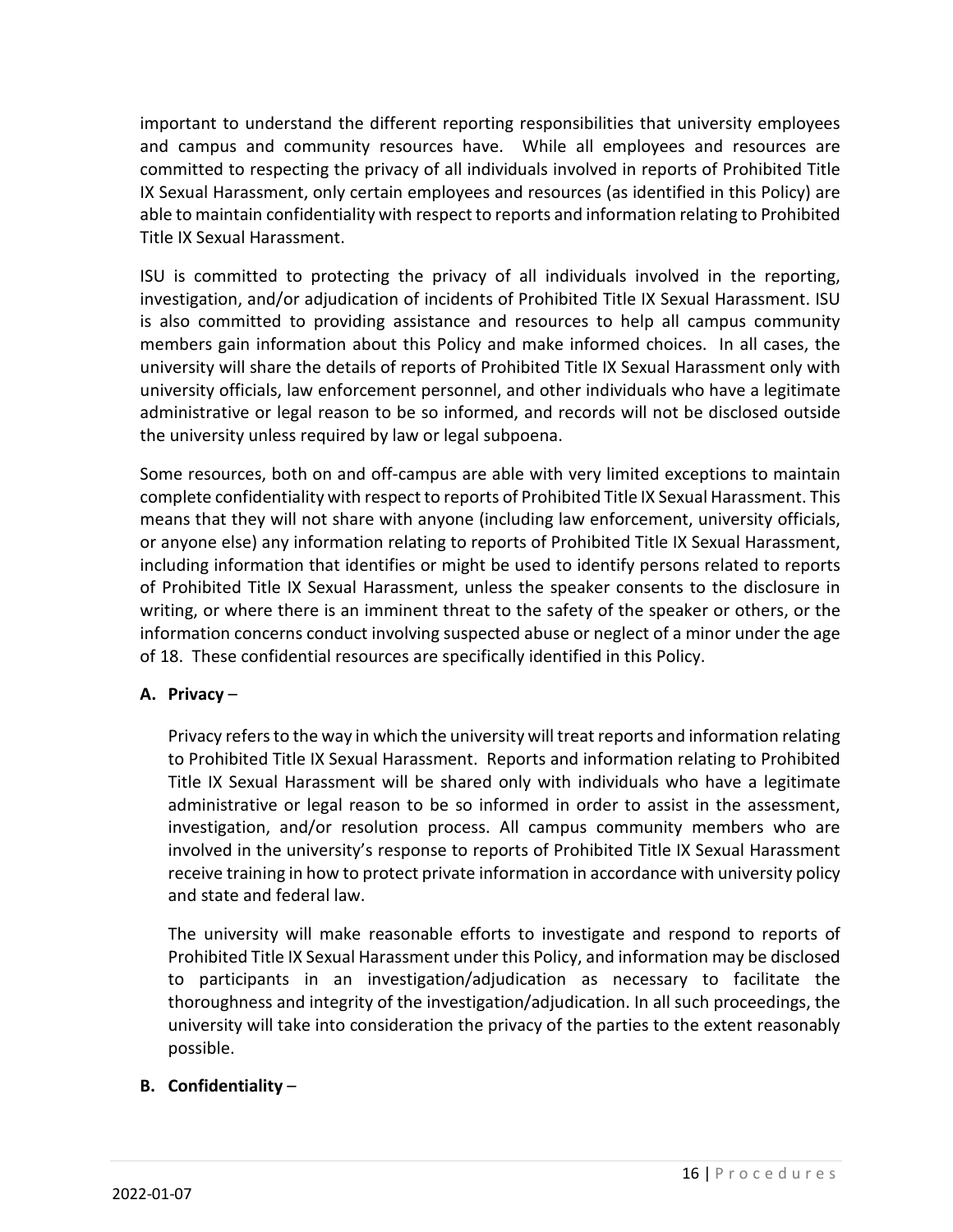important to understand the different reporting responsibilities that university employees and campus and community resources have. While all employees and resources are committed to respecting the privacy of all individuals involved in reports of Prohibited Title IX Sexual Harassment, only certain employees and resources (as identified in this Policy) are able to maintain confidentiality with respect to reports and information relating to Prohibited Title IX Sexual Harassment.

ISU is committed to protecting the privacy of all individuals involved in the reporting, investigation, and/or adjudication of incidents of Prohibited Title IX Sexual Harassment. ISU is also committed to providing assistance and resources to help all campus community members gain information about this Policy and make informed choices. In all cases, the university will share the details of reports of Prohibited Title IX Sexual Harassment only with university officials, law enforcement personnel, and other individuals who have a legitimate administrative or legal reason to be so informed, and records will not be disclosed outside the university unless required by law or legal subpoena.

Some resources, both on and off-campus are able with very limited exceptions to maintain complete confidentiality with respect to reports of Prohibited Title IX Sexual Harassment. This means that they will not share with anyone (including law enforcement, university officials, or anyone else) any information relating to reports of Prohibited Title IX Sexual Harassment, including information that identifies or might be used to identify persons related to reports of Prohibited Title IX Sexual Harassment, unless the speaker consents to the disclosure in writing, or where there is an imminent threat to the safety of the speaker or others, or the information concerns conduct involving suspected abuse or neglect of a minor under the age of 18. These confidential resources are specifically identified in this Policy.

**A. Privacy** –

Privacy refers to the way in which the university will treat reports and information relating to Prohibited Title IX Sexual Harassment. Reports and information relating to Prohibited Title IX Sexual Harassment will be shared only with individuals who have a legitimate administrative or legal reason to be so informed in order to assist in the assessment, investigation, and/or resolution process. All campus community members who are involved in the university's response to reports of Prohibited Title IX Sexual Harassment receive training in how to protect private information in accordance with university policy and state and federal law.

The university will make reasonable efforts to investigate and respond to reports of Prohibited Title IX Sexual Harassment under this Policy, and information may be disclosed to participants in an investigation/adjudication as necessary to facilitate the thoroughness and integrity of the investigation/adjudication. In all such proceedings, the university will take into consideration the privacy of the parties to the extent reasonably possible.

**B. Confidentiality** –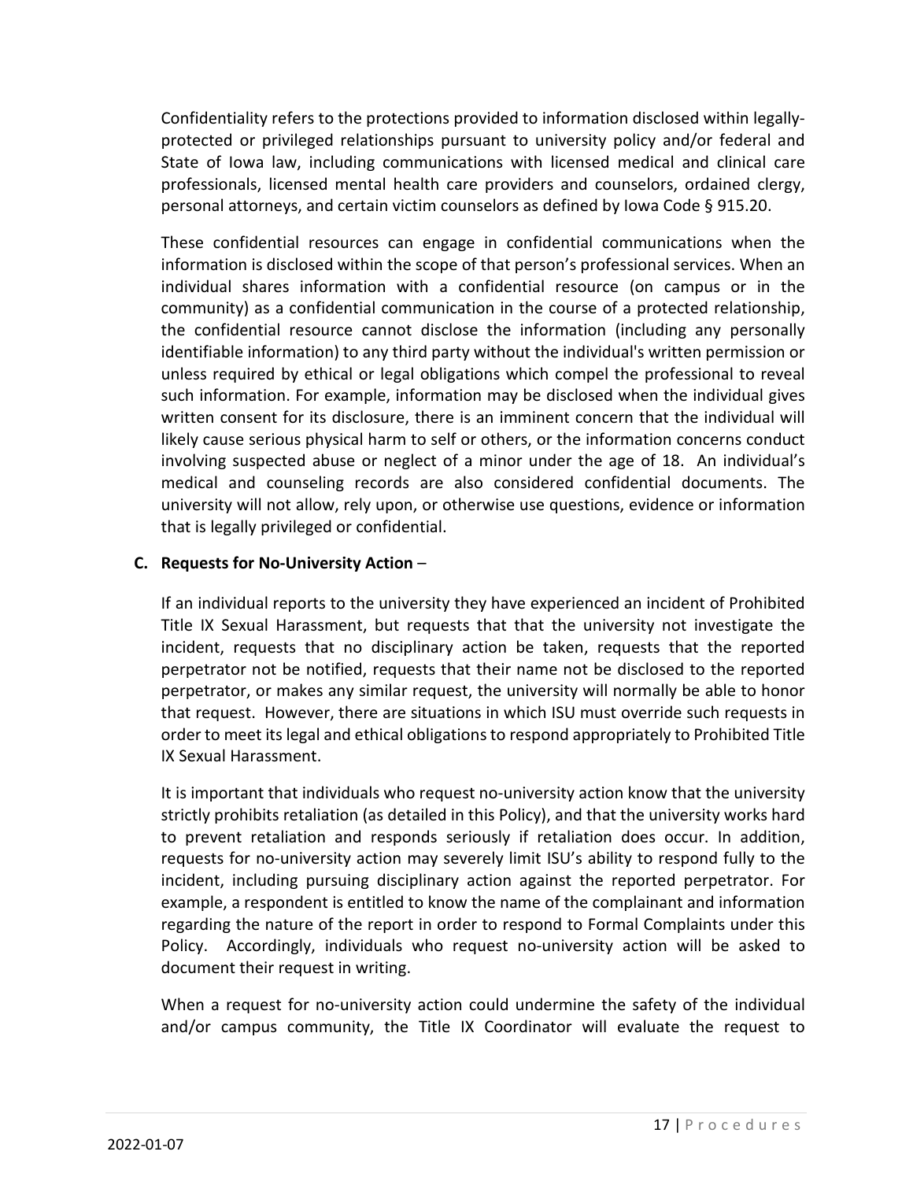Confidentiality refers to the protections provided to information disclosed within legally-protected or privileged relationships pursuant to university policy and/or federal and State of Iowa law, including communications with licensed medical and clinical care professionals, licensed mental health care providers and counselors, ordained clergy, personal attorneys, and certain victim counselors as defined by Iowa Code § 915.20.

These confidential resources can engage in confidential communications when the information is disclosed within the scope of that person's professional services. When an individual shares information with a confidential resource (on campus or in the community) as a confidential communication in the course of a protected relationship, the confidential resource cannot disclose the information (including any personally identifiable information) to any third party without the individual's written permission or unless required by ethical or legal obligations which compel the professional to reveal such information. For example, information may be disclosed when the individual gives written consent for its disclosure, there is an imminent concern that the individual will likely cause serious physical harm to self or others, or the information concerns conduct involving suspected abuse or neglect of a minor under the age of 18. An individual's medical and counseling records are also considered confidential documents. The university will not allow, rely upon, or otherwise use questions, evidence or information that is legally privileged or confidential.

**C. Requests for No-University Action** –

If an individual reports to the university they have experienced an incident of Prohibited Title IX Sexual Harassment, but requests that that the university not investigate the incident, requests that no disciplinary action be taken, requests that the reported perpetrator not be notified, requests that their name not be disclosed to the reported perpetrator, or makes any similar request, the university will normally be able to honor that request. However, there are situations in which ISU must override such requests in order to meet its legal and ethical obligations to respond appropriately to Prohibited Title IX Sexual Harassment.

It is important that individuals who request no-university action know that the university strictly prohibits retaliation (as detailed in this Policy), and that the university works hard to prevent retaliation and responds seriously if retaliation does occur. In addition, requests for no-university action may severely limit ISU's ability to respond fully to the incident, including pursuing disciplinary action against the reported perpetrator. For example, a respondent is entitled to know the name of the complainant and information regarding the nature of the report in order to respond to Formal Complaints under this Policy. Accordingly, individuals who request no-university action will be asked to document their request in writing.

When a request for no-university action could undermine the safety of the individual and/or campus community, the Title IX Coordinator will evaluate the request to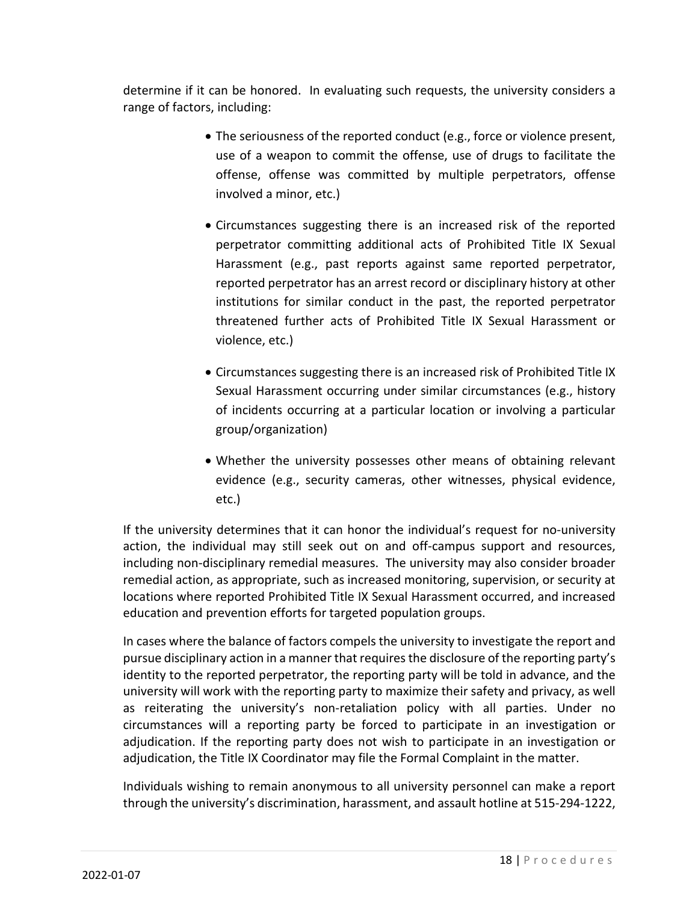determine if it can be honored. In evaluating such requests, the university considers a range of factors, including:

- The seriousness of the reported conduct (e.g., force or violence present, use of a weapon to commit the offense, use of drugs to facilitate the offense, offense was committed by multiple perpetrators, offense involved a minor, etc.)
- Circumstances suggesting there is an increased risk of the reported perpetrator committing additional acts of Prohibited Title IX Sexual Harassment (e.g., past reports against same reported perpetrator, reported perpetrator has an arrest record or disciplinary history at other institutions for similar conduct in the past, the reported perpetrator threatened further acts of Prohibited Title IX Sexual Harassment or violence, etc.)
- Circumstances suggesting there is an increased risk of Prohibited Title IX Sexual Harassment occurring under similar circumstances (e.g., history of incidents occurring at a particular location or involving a particular group/organization)
- Whether the university possesses other means of obtaining relevant evidence (e.g., security cameras, other witnesses, physical evidence, etc.)

If the university determines that it can honor the individual's request for no-university action, the individual may still seek out on and off-campus support and resources, including non-disciplinary remedial measures. The university may also consider broader remedial action, as appropriate, such as increased monitoring, supervision, or security at locations where reported Prohibited Title IX Sexual Harassment occurred, and increased education and prevention efforts for targeted population groups.

In cases where the balance of factors compels the university to investigate the report and pursue disciplinary action in a manner that requires the disclosure of the reporting party's identity to the reported perpetrator, the reporting party will be told in advance, and the university will work with the reporting party to maximize their safety and privacy, as well as reiterating the university's non-retaliation policy with all parties. Under no circumstances will a reporting party be forced to participate in an investigation or adjudication. If the reporting party does not wish to participate in an investigation or adjudication, the Title IX Coordinator may file the Formal Complaint in the matter.

Individuals wishing to remain anonymous to all university personnel can make a report through the university's discrimination, harassment, and assault hotline at 515-294-1222,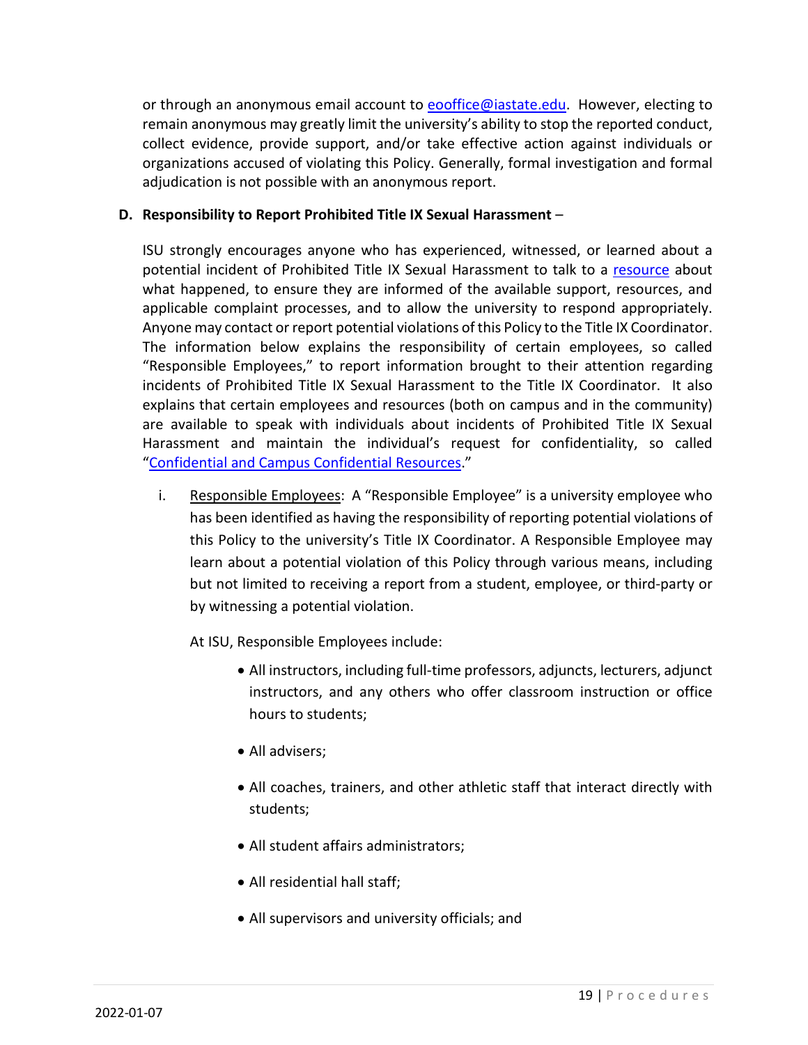or through an anonymous email account to [eooffice@iastate.edu](mailto:eooffice@iastate.edu). However, electing to remain anonymous may greatly limit the university's ability to stop the reported conduct, collect evidence, provide support, and/or take effective action against individuals or organizations accused of violating this Policy. Generally, formal investigation and formal adjudication is not possible with an anonymous report.

**D. Responsibility to Report Prohibited Title IX Sexual Harassment** –

ISU strongly encourages anyone who has experienced, witnessed, or learned about a potential incident of Prohibited Title IX Sexual Harassment to talk to a resource about what happened, to ensure they are informed of the available support, resources, and applicable complaint processes, and to allow the university to respond appropriately. Anyone may contact or report potential violations of this Policy to the Title IX Coordinator. The information below explains the responsibility of certain employees, so called "Responsible Employees," to report information brought to their attention regarding incidents of Prohibited Title IX Sexual Harassment to the Title IX Coordinator. It also explains that certain employees and resources (both on campus and in the community) are available to speak with individuals about incidents of Prohibited Title IX Sexual Harassment and maintain the individual's request for confidentiality, so called "Confidential and Campus Confidential Resources."

i. Responsible Employees: A "Responsible Employee" is a university employee who has been identified as having the responsibility of reporting potential violations of this Policy to the university's Title IX Coordinator. A Responsible Employee may learn about a potential violation of this Policy through various means, including but not limited to receiving a report from a student, employee, or third-party or by witnessing a potential violation.

   At ISU, Responsible Employees include:

   - All instructors, including full-time professors, adjuncts, lecturers, adjunct instructors, and any others who offer classroom instruction or office hours to students;
   - All advisers;
   - All coaches, trainers, and other athletic staff that interact directly with students;
   - All student affairs administrators;
   - All residential hall staff;
   - All supervisors and university officials; and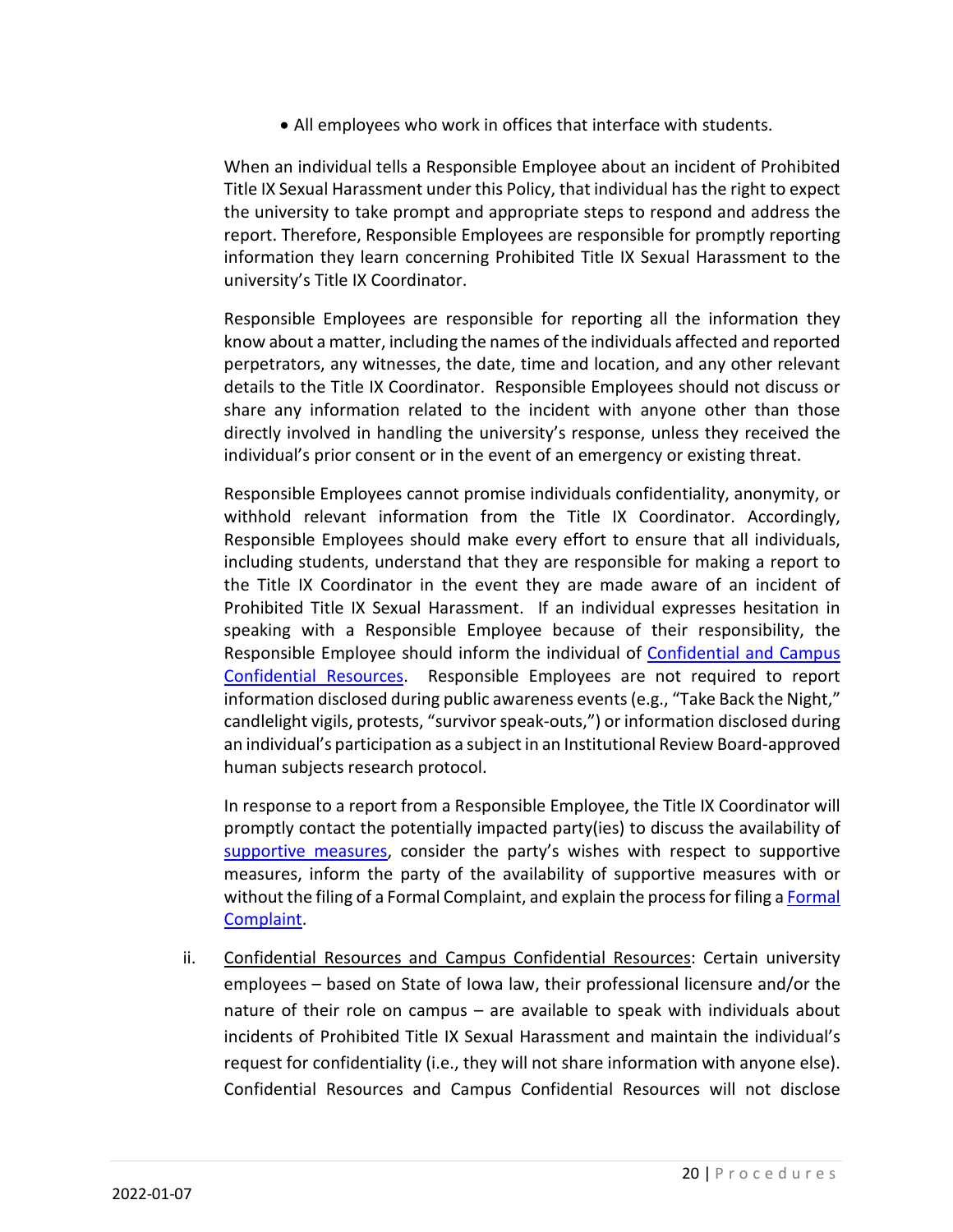- All employees who work in offices that interface with students.

When an individual tells a Responsible Employee about an incident of Prohibited Title IX Sexual Harassment under this Policy, that individual has the right to expect the university to take prompt and appropriate steps to respond and address the report. Therefore, Responsible Employees are responsible for promptly reporting information they learn concerning Prohibited Title IX Sexual Harassment to the university's Title IX Coordinator.

Responsible Employees are responsible for reporting all the information they know about a matter, including the names of the individuals affected and reported perpetrators, any witnesses, the date, time and location, and any other relevant details to the Title IX Coordinator. Responsible Employees should not discuss or share any information related to the incident with anyone other than those directly involved in handling the university's response, unless they received the individual's prior consent or in the event of an emergency or existing threat.

Responsible Employees cannot promise individuals confidentiality, anonymity, or withhold relevant information from the Title IX Coordinator. Accordingly, Responsible Employees should make every effort to ensure that all individuals, including students, understand that they are responsible for making a report to the Title IX Coordinator in the event they are made aware of an incident of Prohibited Title IX Sexual Harassment. If an individual expresses hesitation in speaking with a Responsible Employee because of their responsibility, the Responsible Employee should inform the individual of Confidential and Campus Confidential Resources. Responsible Employees are not required to report information disclosed during public awareness events (e.g., "Take Back the Night," candlelight vigils, protests, "survivor speak-outs,") or information disclosed during an individual's participation as a subject in an Institutional Review Board-approved human subjects research protocol.

In response to a report from a Responsible Employee, the Title IX Coordinator will promptly contact the potentially impacted party(ies) to discuss the availability of supportive measures, consider the party's wishes with respect to supportive measures, inform the party of the availability of supportive measures with or without the filing of a Formal Complaint, and explain the process for filing a Formal Complaint.

ii. Confidential Resources and Campus Confidential Resources: Certain university employees – based on State of Iowa law, their professional licensure and/or the nature of their role on campus – are available to speak with individuals about incidents of Prohibited Title IX Sexual Harassment and maintain the individual's request for confidentiality (i.e., they will not share information with anyone else). Confidential Resources and Campus Confidential Resources will not disclose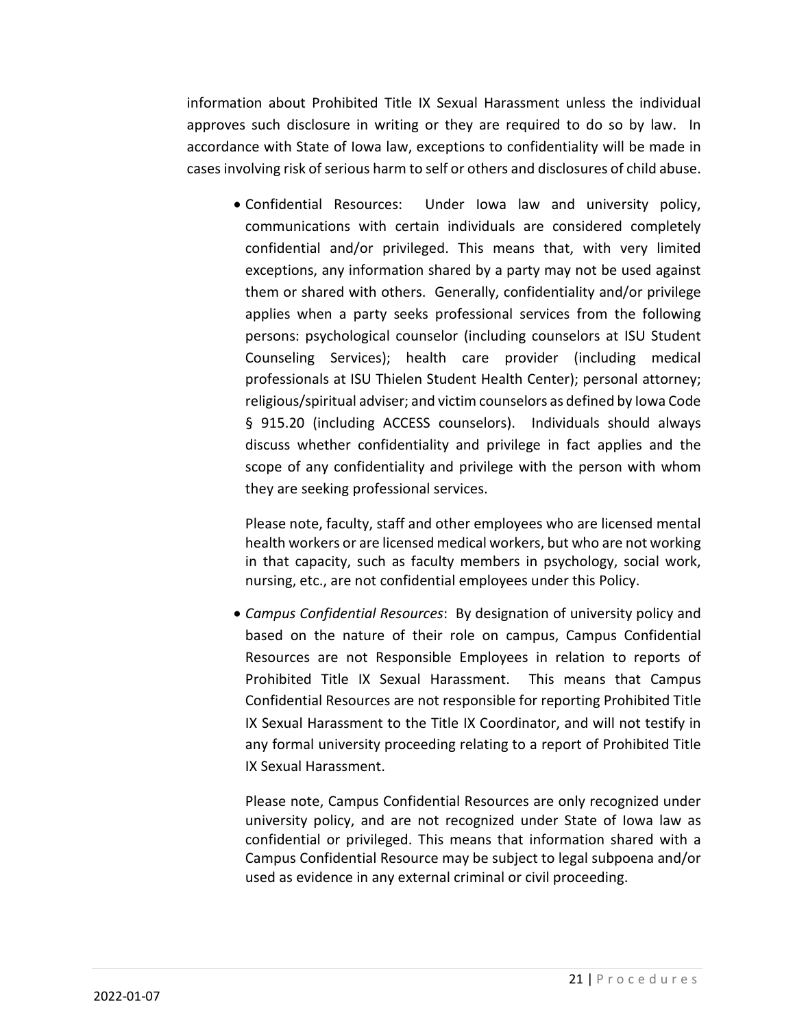information about Prohibited Title IX Sexual Harassment unless the individual approves such disclosure in writing or they are required to do so by law. In accordance with State of Iowa law, exceptions to confidentiality will be made in cases involving risk of serious harm to self or others and disclosures of child abuse.

- Confidential Resources: Under Iowa law and university policy, communications with certain individuals are considered completely confidential and/or privileged. This means that, with very limited exceptions, any information shared by a party may not be used against them or shared with others. Generally, confidentiality and/or privilege applies when a party seeks professional services from the following persons: psychological counselor (including counselors at ISU Student Counseling Services); health care provider (including medical professionals at ISU Thielen Student Health Center); personal attorney; religious/spiritual adviser; and victim counselors as defined by Iowa Code § 915.20 (including ACCESS counselors). Individuals should always discuss whether confidentiality and privilege in fact applies and the scope of any confidentiality and privilege with the person with whom they are seeking professional services.

  Please note, faculty, staff and other employees who are licensed mental health workers or are licensed medical workers, but who are not working in that capacity, such as faculty members in psychology, social work, nursing, etc., are not confidential employees under this Policy.

- *Campus Confidential Resources*: By designation of university policy and based on the nature of their role on campus, Campus Confidential Resources are not Responsible Employees in relation to reports of Prohibited Title IX Sexual Harassment. This means that Campus Confidential Resources are not responsible for reporting Prohibited Title IX Sexual Harassment to the Title IX Coordinator, and will not testify in any formal university proceeding relating to a report of Prohibited Title IX Sexual Harassment.

  Please note, Campus Confidential Resources are only recognized under university policy, and are not recognized under State of Iowa law as confidential or privileged. This means that information shared with a Campus Confidential Resource may be subject to legal subpoena and/or used as evidence in any external criminal or civil proceeding.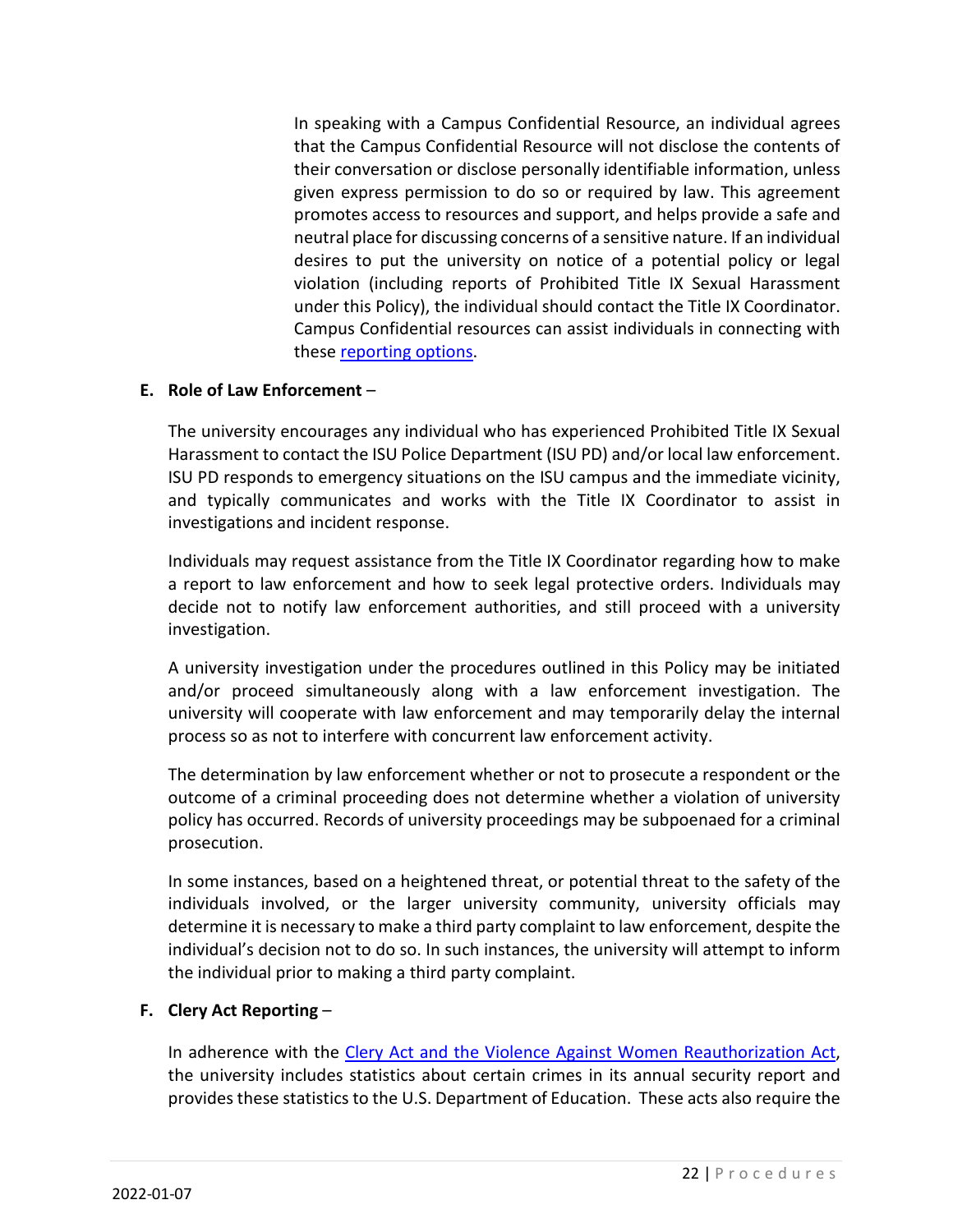In speaking with a Campus Confidential Resource, an individual agrees that the Campus Confidential Resource will not disclose the contents of their conversation or disclose personally identifiable information, unless given express permission to do so or required by law. This agreement promotes access to resources and support, and helps provide a safe and neutral place for discussing concerns of a sensitive nature. If an individual desires to put the university on notice of a potential policy or legal violation (including reports of Prohibited Title IX Sexual Harassment under this Policy), the individual should contact the Title IX Coordinator. Campus Confidential resources can assist individuals in connecting with these reporting options.

**E. Role of Law Enforcement** –

The university encourages any individual who has experienced Prohibited Title IX Sexual Harassment to contact the ISU Police Department (ISU PD) and/or local law enforcement. ISU PD responds to emergency situations on the ISU campus and the immediate vicinity, and typically communicates and works with the Title IX Coordinator to assist in investigations and incident response.

Individuals may request assistance from the Title IX Coordinator regarding how to make a report to law enforcement and how to seek legal protective orders. Individuals may decide not to notify law enforcement authorities, and still proceed with a university investigation.

A university investigation under the procedures outlined in this Policy may be initiated and/or proceed simultaneously along with a law enforcement investigation. The university will cooperate with law enforcement and may temporarily delay the internal process so as not to interfere with concurrent law enforcement activity.

The determination by law enforcement whether or not to prosecute a respondent or the outcome of a criminal proceeding does not determine whether a violation of university policy has occurred. Records of university proceedings may be subpoenaed for a criminal prosecution.

In some instances, based on a heightened threat, or potential threat to the safety of the individuals involved, or the larger university community, university officials may determine it is necessary to make a third party complaint to law enforcement, despite the individual's decision not to do so. In such instances, the university will attempt to inform the individual prior to making a third party complaint.

**F. Clery Act Reporting** –

In adherence with the Clery Act and the Violence Against Women Reauthorization Act, the university includes statistics about certain crimes in its annual security report and provides these statistics to the U.S. Department of Education. These acts also require the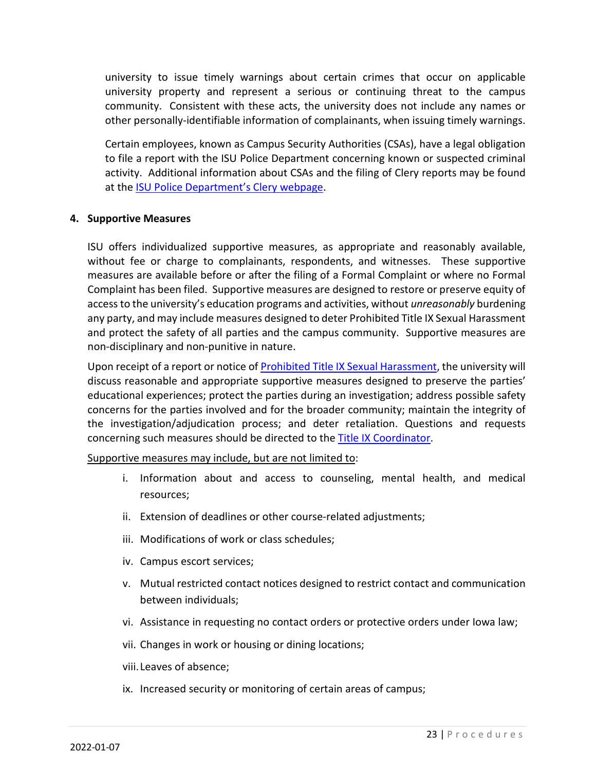university to issue timely warnings about certain crimes that occur on applicable university property and represent a serious or continuing threat to the campus community. Consistent with these acts, the university does not include any names or other personally-identifiable information of complainants, when issuing timely warnings.

Certain employees, known as Campus Security Authorities (CSAs), have a legal obligation to file a report with the ISU Police Department concerning known or suspected criminal activity. Additional information about CSAs and the filing of Clery reports may be found at the ISU Police Department's Clery webpage.

**4. Supportive Measures**

ISU offers individualized supportive measures, as appropriate and reasonably available, without fee or charge to complainants, respondents, and witnesses. These supportive measures are available before or after the filing of a Formal Complaint or where no Formal Complaint has been filed. Supportive measures are designed to restore or preserve equity of access to the university's education programs and activities, without *unreasonably* burdening any party, and may include measures designed to deter Prohibited Title IX Sexual Harassment and protect the safety of all parties and the campus community. Supportive measures are non-disciplinary and non-punitive in nature.

Upon receipt of a report or notice of Prohibited Title IX Sexual Harassment, the university will discuss reasonable and appropriate supportive measures designed to preserve the parties' educational experiences; protect the parties during an investigation; address possible safety concerns for the parties involved and for the broader community; maintain the integrity of the investigation/adjudication process; and deter retaliation. Questions and requests concerning such measures should be directed to the Title IX Coordinator.

<u>Supportive measures may include, but are not limited to</u>:

i. Information about and access to counseling, mental health, and medical resources;

ii. Extension of deadlines or other course-related adjustments;

iii. Modifications of work or class schedules;

iv. Campus escort services;

v. Mutual restricted contact notices designed to restrict contact and communication between individuals;

vi. Assistance in requesting no contact orders or protective orders under Iowa law;

vii. Changes in work or housing or dining locations;

viii. Leaves of absence;

ix. Increased security or monitoring of certain areas of campus;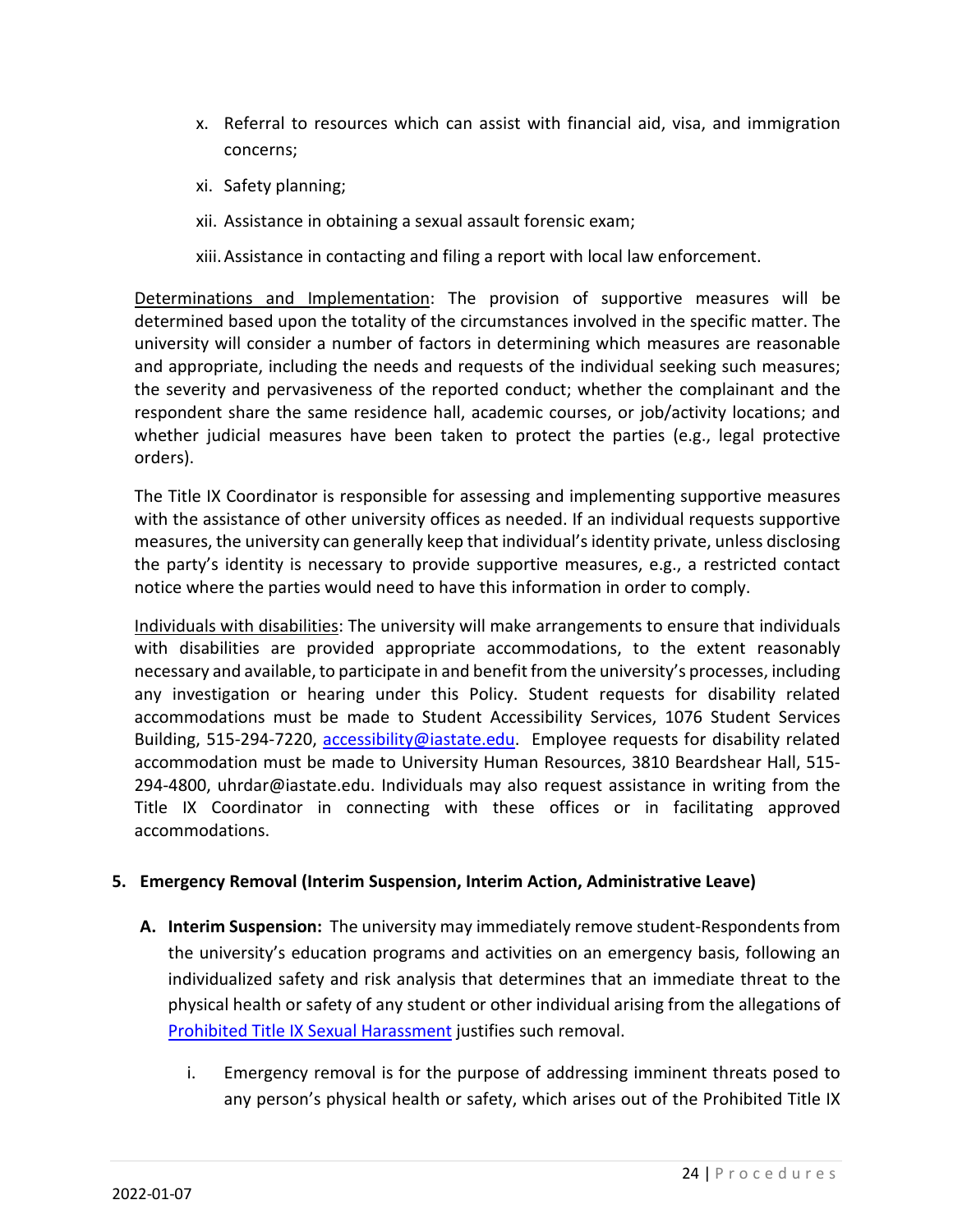x. Referral to resources which can assist with financial aid, visa, and immigration concerns;

xi. Safety planning;

xii. Assistance in obtaining a sexual assault forensic exam;

xiii. Assistance in contacting and filing a report with local law enforcement.

Determinations and Implementation: The provision of supportive measures will be determined based upon the totality of the circumstances involved in the specific matter. The university will consider a number of factors in determining which measures are reasonable and appropriate, including the needs and requests of the individual seeking such measures; the severity and pervasiveness of the reported conduct; whether the complainant and the respondent share the same residence hall, academic courses, or job/activity locations; and whether judicial measures have been taken to protect the parties (e.g., legal protective orders).

The Title IX Coordinator is responsible for assessing and implementing supportive measures with the assistance of other university offices as needed. If an individual requests supportive measures, the university can generally keep that individual's identity private, unless disclosing the party's identity is necessary to provide supportive measures, e.g., a restricted contact notice where the parties would need to have this information in order to comply.

Individuals with disabilities: The university will make arrangements to ensure that individuals with disabilities are provided appropriate accommodations, to the extent reasonably necessary and available, to participate in and benefit from the university's processes, including any investigation or hearing under this Policy. Student requests for disability related accommodations must be made to Student Accessibility Services, 1076 Student Services Building, 515-294-7220, accessibility@iastate.edu. Employee requests for disability related accommodation must be made to University Human Resources, 3810 Beardshear Hall, 515-294-4800, uhrdar@iastate.edu. Individuals may also request assistance in writing from the Title IX Coordinator in connecting with these offices or in facilitating approved accommodations.

**5. Emergency Removal (Interim Suspension, Interim Action, Administrative Leave)**

**A. Interim Suspension:** The university may immediately remove student-Respondents from the university's education programs and activities on an emergency basis, following an individualized safety and risk analysis that determines that an immediate threat to the physical health or safety of any student or other individual arising from the allegations of Prohibited Title IX Sexual Harassment justifies such removal.

i. Emergency removal is for the purpose of addressing imminent threats posed to any person's physical health or safety, which arises out of the Prohibited Title IX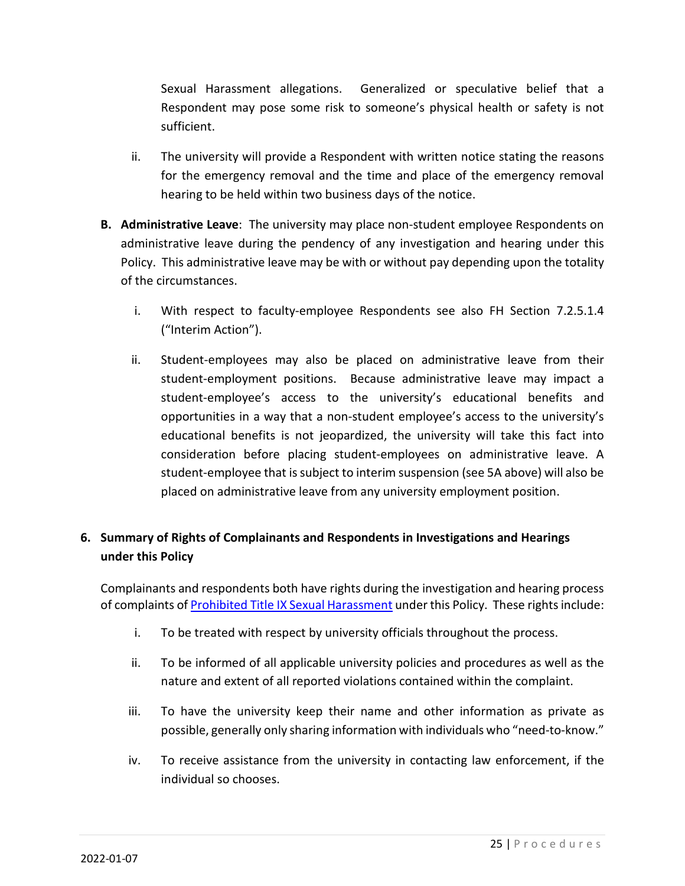Sexual Harassment allegations. Generalized or speculative belief that a Respondent may pose some risk to someone's physical health or safety is not sufficient.

ii. The university will provide a Respondent with written notice stating the reasons for the emergency removal and the time and place of the emergency removal hearing to be held within two business days of the notice.

**B. Administrative Leave**: The university may place non-student employee Respondents on administrative leave during the pendency of any investigation and hearing under this Policy. This administrative leave may be with or without pay depending upon the totality of the circumstances.

i. With respect to faculty-employee Respondents see also FH Section 7.2.5.1.4 ("Interim Action").

ii. Student-employees may also be placed on administrative leave from their student-employment positions. Because administrative leave may impact a student-employee's access to the university's educational benefits and opportunities in a way that a non-student employee's access to the university's educational benefits is not jeopardized, the university will take this fact into consideration before placing student-employees on administrative leave. A student-employee that is subject to interim suspension (see 5A above) will also be placed on administrative leave from any university employment position.

## 6. Summary of Rights of Complainants and Respondents in Investigations and Hearings under this Policy

Complainants and respondents both have rights during the investigation and hearing process of complaints of Prohibited Title IX Sexual Harassment under this Policy. These rights include:

i. To be treated with respect by university officials throughout the process.

ii. To be informed of all applicable university policies and procedures as well as the nature and extent of all reported violations contained within the complaint.

iii. To have the university keep their name and other information as private as possible, generally only sharing information with individuals who "need-to-know."

iv. To receive assistance from the university in contacting law enforcement, if the individual so chooses.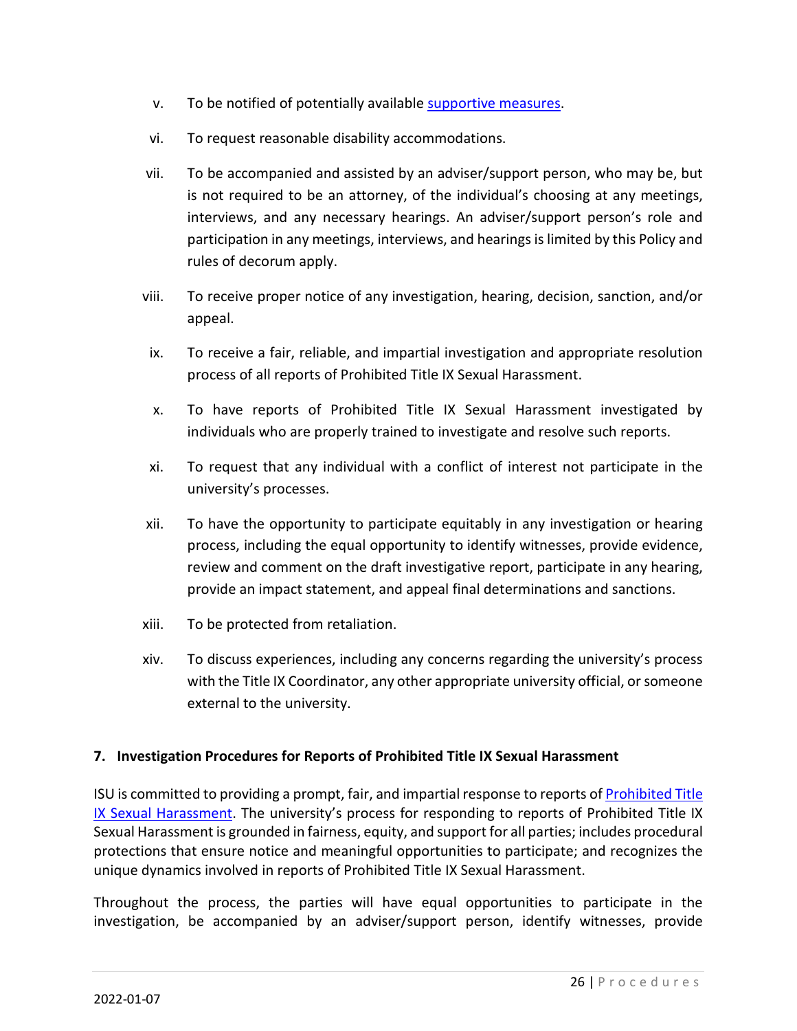v. To be notified of potentially available [supportive measures](supportive measures).

vi. To request reasonable disability accommodations.

vii. To be accompanied and assisted by an adviser/support person, who may be, but is not required to be an attorney, of the individual's choosing at any meetings, interviews, and any necessary hearings. An adviser/support person's role and participation in any meetings, interviews, and hearings is limited by this Policy and rules of decorum apply.

viii. To receive proper notice of any investigation, hearing, decision, sanction, and/or appeal.

ix. To receive a fair, reliable, and impartial investigation and appropriate resolution process of all reports of Prohibited Title IX Sexual Harassment.

x. To have reports of Prohibited Title IX Sexual Harassment investigated by individuals who are properly trained to investigate and resolve such reports.

xi. To request that any individual with a conflict of interest not participate in the university's processes.

xii. To have the opportunity to participate equitably in any investigation or hearing process, including the equal opportunity to identify witnesses, provide evidence, review and comment on the draft investigative report, participate in any hearing, provide an impact statement, and appeal final determinations and sanctions.

xiii. To be protected from retaliation.

xiv. To discuss experiences, including any concerns regarding the university's process with the Title IX Coordinator, any other appropriate university official, or someone external to the university.

**7. Investigation Procedures for Reports of Prohibited Title IX Sexual Harassment**

ISU is committed to providing a prompt, fair, and impartial response to reports of Prohibited Title IX Sexual Harassment. The university's process for responding to reports of Prohibited Title IX Sexual Harassment is grounded in fairness, equity, and support for all parties; includes procedural protections that ensure notice and meaningful opportunities to participate; and recognizes the unique dynamics involved in reports of Prohibited Title IX Sexual Harassment.

Throughout the process, the parties will have equal opportunities to participate in the investigation, be accompanied by an adviser/support person, identify witnesses, provide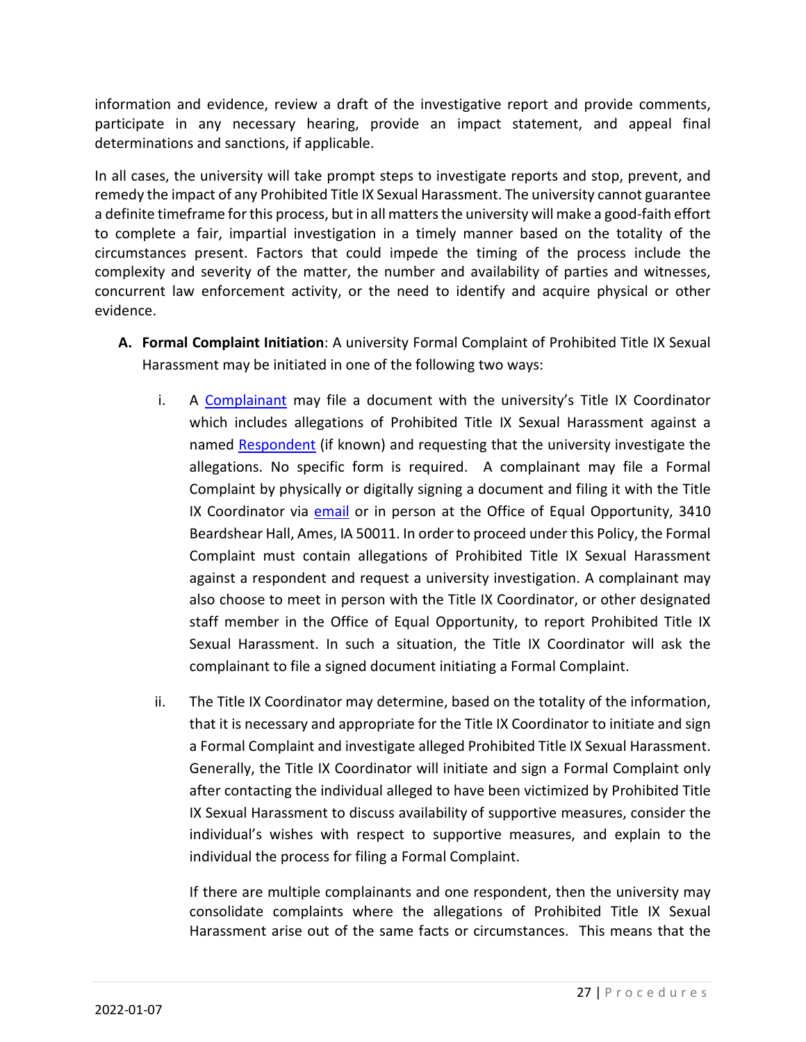information and evidence, review a draft of the investigative report and provide comments, participate in any necessary hearing, provide an impact statement, and appeal final determinations and sanctions, if applicable.

In all cases, the university will take prompt steps to investigate reports and stop, prevent, and remedy the impact of any Prohibited Title IX Sexual Harassment. The university cannot guarantee a definite timeframe for this process, but in all matters the university will make a good-faith effort to complete a fair, impartial investigation in a timely manner based on the totality of the circumstances present. Factors that could impede the timing of the process include the complexity and severity of the matter, the number and availability of parties and witnesses, concurrent law enforcement activity, or the need to identify and acquire physical or other evidence.

**A. Formal Complaint Initiation**: A university Formal Complaint of Prohibited Title IX Sexual Harassment may be initiated in one of the following two ways:

i. A Complainant may file a document with the university's Title IX Coordinator which includes allegations of Prohibited Title IX Sexual Harassment against a named Respondent (if known) and requesting that the university investigate the allegations. No specific form is required. A complainant may file a Formal Complaint by physically or digitally signing a document and filing it with the Title IX Coordinator via email or in person at the Office of Equal Opportunity, 3410 Beardshear Hall, Ames, IA 50011. In order to proceed under this Policy, the Formal Complaint must contain allegations of Prohibited Title IX Sexual Harassment against a respondent and request a university investigation. A complainant may also choose to meet in person with the Title IX Coordinator, or other designated staff member in the Office of Equal Opportunity, to report Prohibited Title IX Sexual Harassment. In such a situation, the Title IX Coordinator will ask the complainant to file a signed document initiating a Formal Complaint.

ii. The Title IX Coordinator may determine, based on the totality of the information, that it is necessary and appropriate for the Title IX Coordinator to initiate and sign a Formal Complaint and investigate alleged Prohibited Title IX Sexual Harassment. Generally, the Title IX Coordinator will initiate and sign a Formal Complaint only after contacting the individual alleged to have been victimized by Prohibited Title IX Sexual Harassment to discuss availability of supportive measures, consider the individual's wishes with respect to supportive measures, and explain to the individual the process for filing a Formal Complaint.

If there are multiple complainants and one respondent, then the university may consolidate complaints where the allegations of Prohibited Title IX Sexual Harassment arise out of the same facts or circumstances. This means that the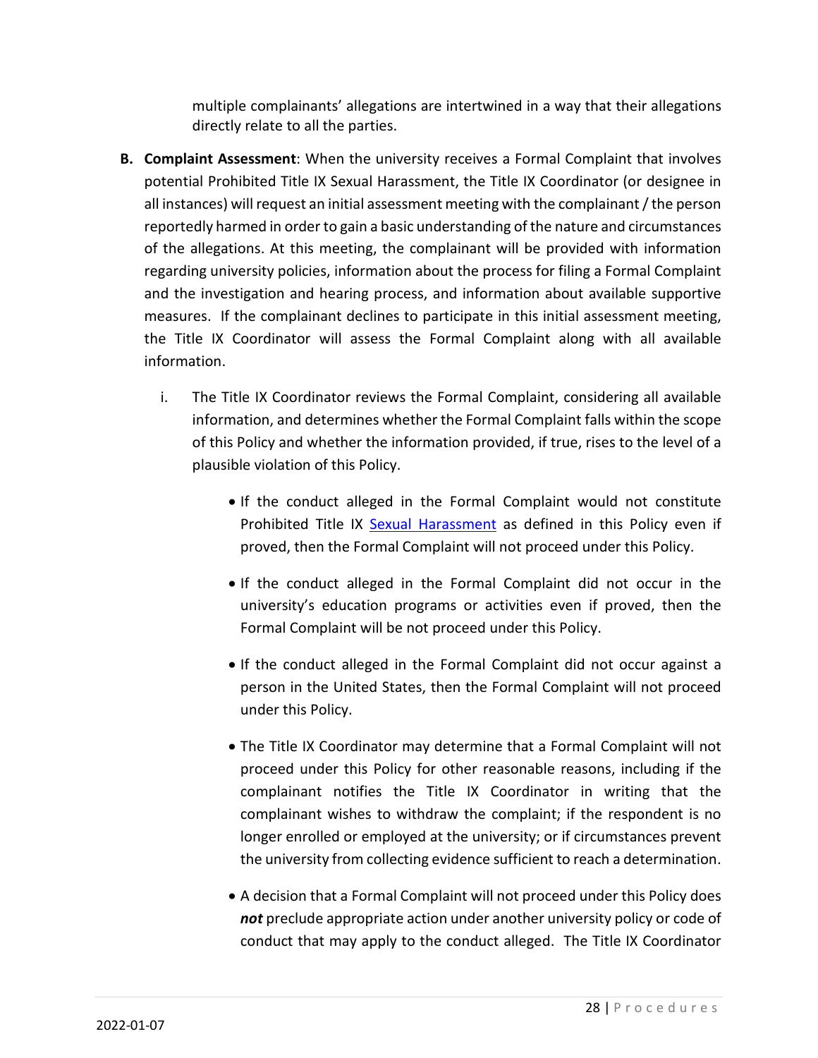multiple complainants' allegations are intertwined in a way that their allegations directly relate to all the parties.

**B. Complaint Assessment**: When the university receives a Formal Complaint that involves potential Prohibited Title IX Sexual Harassment, the Title IX Coordinator (or designee in all instances) will request an initial assessment meeting with the complainant / the person reportedly harmed in order to gain a basic understanding of the nature and circumstances of the allegations. At this meeting, the complainant will be provided with information regarding university policies, information about the process for filing a Formal Complaint and the investigation and hearing process, and information about available supportive measures. If the complainant declines to participate in this initial assessment meeting, the Title IX Coordinator will assess the Formal Complaint along with all available information.

i. The Title IX Coordinator reviews the Formal Complaint, considering all available information, and determines whether the Formal Complaint falls within the scope of this Policy and whether the information provided, if true, rises to the level of a plausible violation of this Policy.

- If the conduct alleged in the Formal Complaint would not constitute Prohibited Title IX [Sexual Harassment]() as defined in this Policy even if proved, then the Formal Complaint will not proceed under this Policy.

- If the conduct alleged in the Formal Complaint did not occur in the university's education programs or activities even if proved, then the Formal Complaint will be not proceed under this Policy.

- If the conduct alleged in the Formal Complaint did not occur against a person in the United States, then the Formal Complaint will not proceed under this Policy.

- The Title IX Coordinator may determine that a Formal Complaint will not proceed under this Policy for other reasonable reasons, including if the complainant notifies the Title IX Coordinator in writing that the complainant wishes to withdraw the complaint; if the respondent is no longer enrolled or employed at the university; or if circumstances prevent the university from collecting evidence sufficient to reach a determination.

- A decision that a Formal Complaint will not proceed under this Policy does ***not*** preclude appropriate action under another university policy or code of conduct that may apply to the conduct alleged. The Title IX Coordinator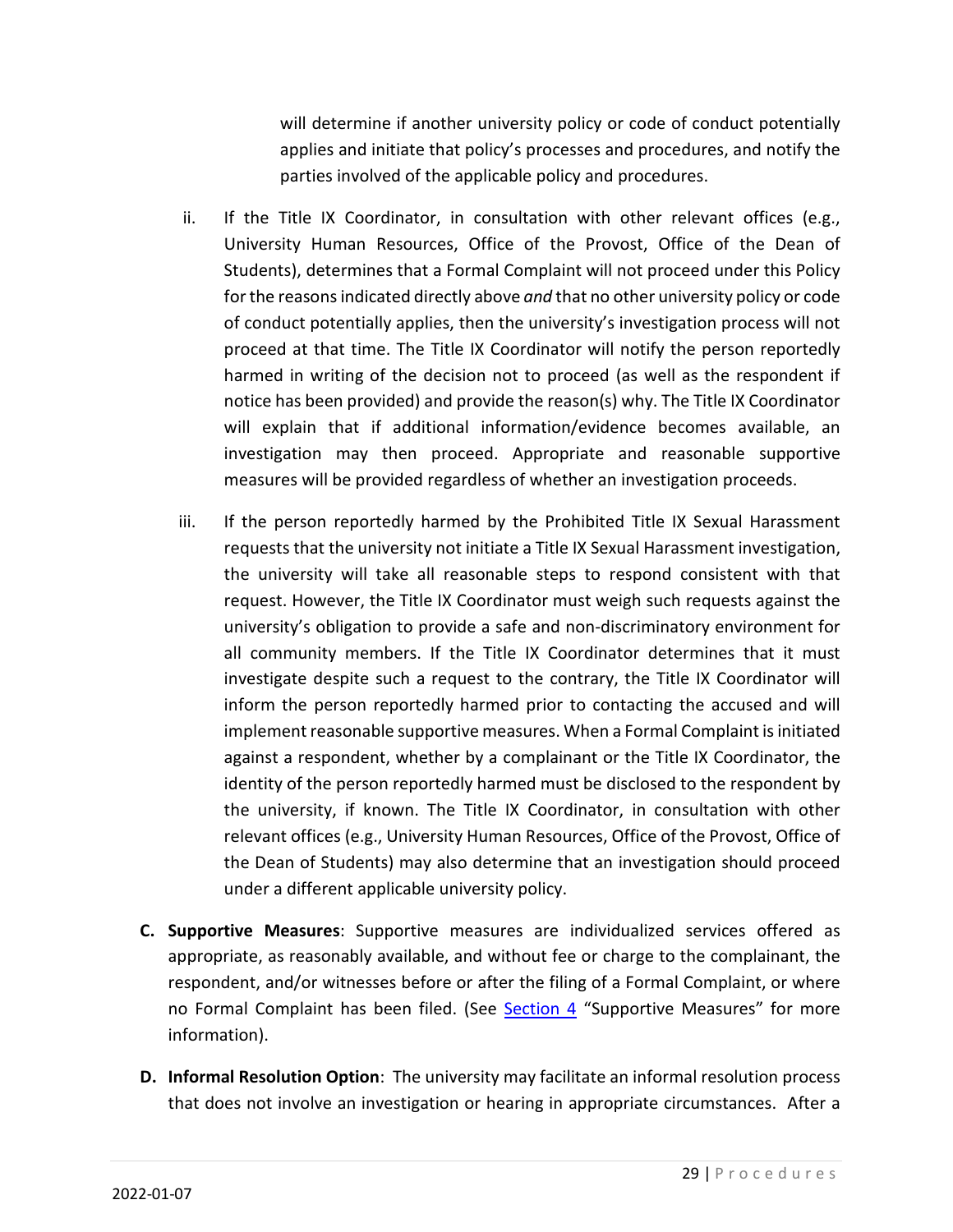will determine if another university policy or code of conduct potentially applies and initiate that policy's processes and procedures, and notify the parties involved of the applicable policy and procedures.

ii. If the Title IX Coordinator, in consultation with other relevant offices (e.g., University Human Resources, Office of the Provost, Office of the Dean of Students), determines that a Formal Complaint will not proceed under this Policy for the reasons indicated directly above *and* that no other university policy or code of conduct potentially applies, then the university's investigation process will not proceed at that time. The Title IX Coordinator will notify the person reportedly harmed in writing of the decision not to proceed (as well as the respondent if notice has been provided) and provide the reason(s) why. The Title IX Coordinator will explain that if additional information/evidence becomes available, an investigation may then proceed. Appropriate and reasonable supportive measures will be provided regardless of whether an investigation proceeds.

iii. If the person reportedly harmed by the Prohibited Title IX Sexual Harassment requests that the university not initiate a Title IX Sexual Harassment investigation, the university will take all reasonable steps to respond consistent with that request. However, the Title IX Coordinator must weigh such requests against the university's obligation to provide a safe and non-discriminatory environment for all community members. If the Title IX Coordinator determines that it must investigate despite such a request to the contrary, the Title IX Coordinator will inform the person reportedly harmed prior to contacting the accused and will implement reasonable supportive measures. When a Formal Complaint is initiated against a respondent, whether by a complainant or the Title IX Coordinator, the identity of the person reportedly harmed must be disclosed to the respondent by the university, if known. The Title IX Coordinator, in consultation with other relevant offices (e.g., University Human Resources, Office of the Provost, Office of the Dean of Students) may also determine that an investigation should proceed under a different applicable university policy.

**C. Supportive Measures**: Supportive measures are individualized services offered as appropriate, as reasonably available, and without fee or charge to the complainant, the respondent, and/or witnesses before or after the filing of a Formal Complaint, or where no Formal Complaint has been filed. (See Section 4 "Supportive Measures" for more information).

**D. Informal Resolution Option**: The university may facilitate an informal resolution process that does not involve an investigation or hearing in appropriate circumstances. After a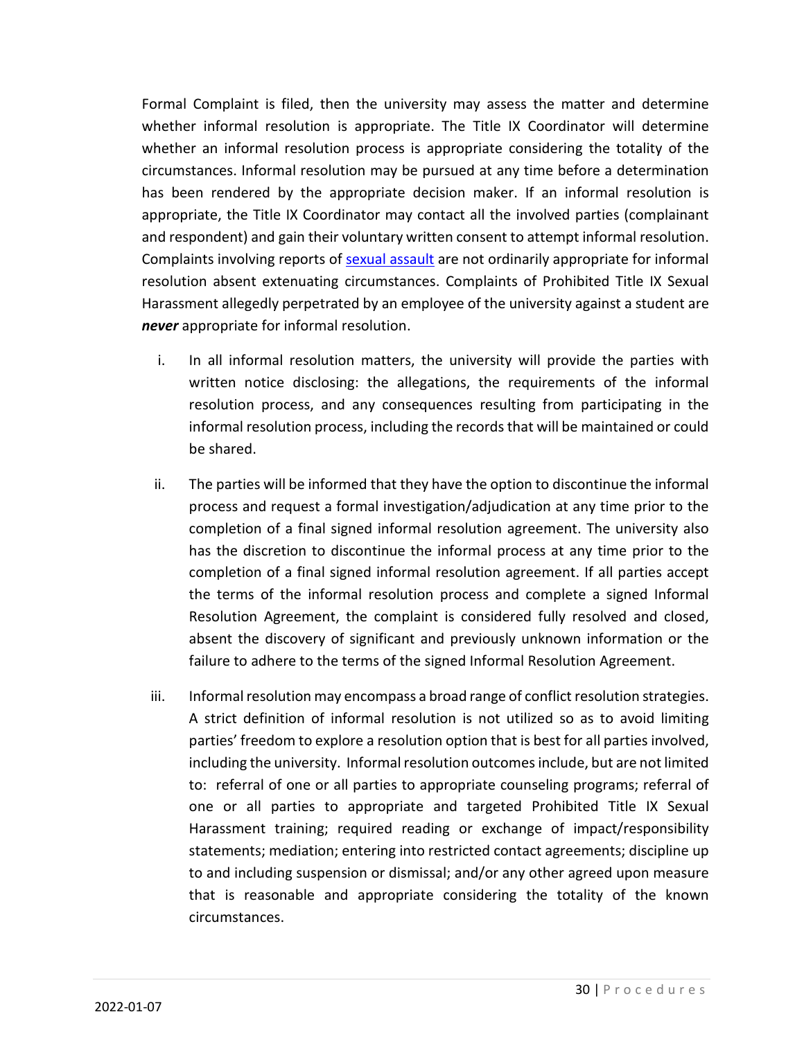Formal Complaint is filed, then the university may assess the matter and determine whether informal resolution is appropriate. The Title IX Coordinator will determine whether an informal resolution process is appropriate considering the totality of the circumstances. Informal resolution may be pursued at any time before a determination has been rendered by the appropriate decision maker. If an informal resolution is appropriate, the Title IX Coordinator may contact all the involved parties (complainant and respondent) and gain their voluntary written consent to attempt informal resolution. Complaints involving reports of sexual assault are not ordinarily appropriate for informal resolution absent extenuating circumstances. Complaints of Prohibited Title IX Sexual Harassment allegedly perpetrated by an employee of the university against a student are ***never*** appropriate for informal resolution.

i. In all informal resolution matters, the university will provide the parties with written notice disclosing: the allegations, the requirements of the informal resolution process, and any consequences resulting from participating in the informal resolution process, including the records that will be maintained or could be shared.

ii. The parties will be informed that they have the option to discontinue the informal process and request a formal investigation/adjudication at any time prior to the completion of a final signed informal resolution agreement. The university also has the discretion to discontinue the informal process at any time prior to the completion of a final signed informal resolution agreement. If all parties accept the terms of the informal resolution process and complete a signed Informal Resolution Agreement, the complaint is considered fully resolved and closed, absent the discovery of significant and previously unknown information or the failure to adhere to the terms of the signed Informal Resolution Agreement.

iii. Informal resolution may encompass a broad range of conflict resolution strategies. A strict definition of informal resolution is not utilized so as to avoid limiting parties' freedom to explore a resolution option that is best for all parties involved, including the university. Informal resolution outcomes include, but are not limited to: referral of one or all parties to appropriate counseling programs; referral of one or all parties to appropriate and targeted Prohibited Title IX Sexual Harassment training; required reading or exchange of impact/responsibility statements; mediation; entering into restricted contact agreements; discipline up to and including suspension or dismissal; and/or any other agreed upon measure that is reasonable and appropriate considering the totality of the known circumstances.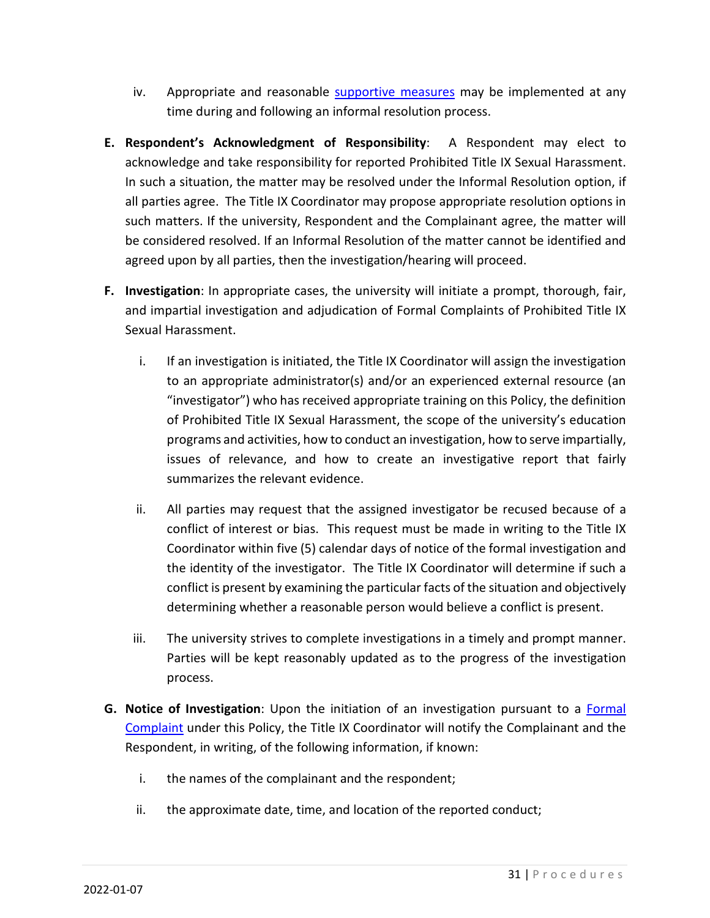iv. Appropriate and reasonable supportive measures may be implemented at any time during and following an informal resolution process.

**E. Respondent's Acknowledgment of Responsibility**: A Respondent may elect to acknowledge and take responsibility for reported Prohibited Title IX Sexual Harassment. In such a situation, the matter may be resolved under the Informal Resolution option, if all parties agree. The Title IX Coordinator may propose appropriate resolution options in such matters. If the university, Respondent and the Complainant agree, the matter will be considered resolved. If an Informal Resolution of the matter cannot be identified and agreed upon by all parties, then the investigation/hearing will proceed.

**F. Investigation**: In appropriate cases, the university will initiate a prompt, thorough, fair, and impartial investigation and adjudication of Formal Complaints of Prohibited Title IX Sexual Harassment.

i. If an investigation is initiated, the Title IX Coordinator will assign the investigation to an appropriate administrator(s) and/or an experienced external resource (an "investigator") who has received appropriate training on this Policy, the definition of Prohibited Title IX Sexual Harassment, the scope of the university's education programs and activities, how to conduct an investigation, how to serve impartially, issues of relevance, and how to create an investigative report that fairly summarizes the relevant evidence.

ii. All parties may request that the assigned investigator be recused because of a conflict of interest or bias. This request must be made in writing to the Title IX Coordinator within five (5) calendar days of notice of the formal investigation and the identity of the investigator. The Title IX Coordinator will determine if such a conflict is present by examining the particular facts of the situation and objectively determining whether a reasonable person would believe a conflict is present.

iii. The university strives to complete investigations in a timely and prompt manner. Parties will be kept reasonably updated as to the progress of the investigation process.

**G. Notice of Investigation**: Upon the initiation of an investigation pursuant to a Formal Complaint under this Policy, the Title IX Coordinator will notify the Complainant and the Respondent, in writing, of the following information, if known:

i. the names of the complainant and the respondent;

ii. the approximate date, time, and location of the reported conduct;

2022-01-07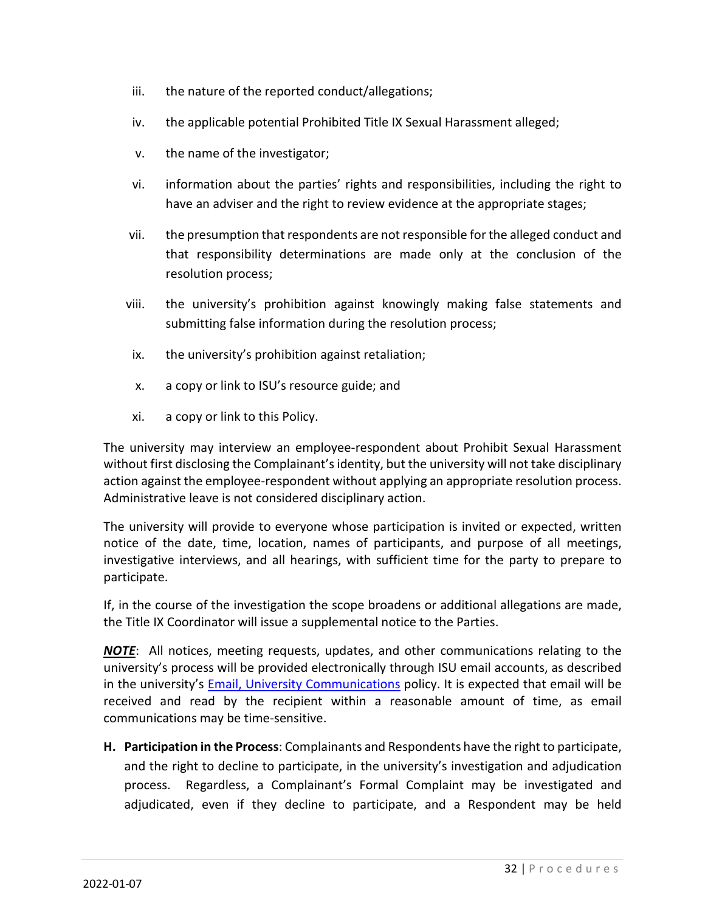iii. the nature of the reported conduct/allegations;

iv. the applicable potential Prohibited Title IX Sexual Harassment alleged;

v. the name of the investigator;

vi. information about the parties' rights and responsibilities, including the right to have an adviser and the right to review evidence at the appropriate stages;

vii. the presumption that respondents are not responsible for the alleged conduct and that responsibility determinations are made only at the conclusion of the resolution process;

viii. the university's prohibition against knowingly making false statements and submitting false information during the resolution process;

ix. the university's prohibition against retaliation;

x. a copy or link to ISU's resource guide; and

xi. a copy or link to this Policy.

The university may interview an employee-respondent about Prohibit Sexual Harassment without first disclosing the Complainant's identity, but the university will not take disciplinary action against the employee-respondent without applying an appropriate resolution process. Administrative leave is not considered disciplinary action.

The university will provide to everyone whose participation is invited or expected, written notice of the date, time, location, names of participants, and purpose of all meetings, investigative interviews, and all hearings, with sufficient time for the party to prepare to participate.

If, in the course of the investigation the scope broadens or additional allegations are made, the Title IX Coordinator will issue a supplemental notice to the Parties.

***NOTE***: All notices, meeting requests, updates, and other communications relating to the university's process will be provided electronically through ISU email accounts, as described in the university's [Email, University Communications]() policy. It is expected that email will be received and read by the recipient within a reasonable amount of time, as email communications may be time-sensitive.

**H. Participation in the Process**: Complainants and Respondents have the right to participate, and the right to decline to participate, in the university's investigation and adjudication process. Regardless, a Complainant's Formal Complaint may be investigated and adjudicated, even if they decline to participate, and a Respondent may be held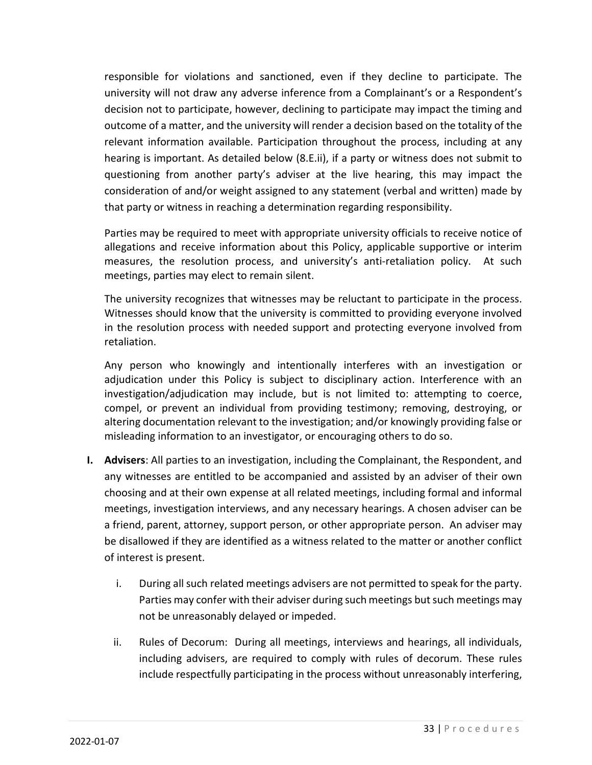responsible for violations and sanctioned, even if they decline to participate. The university will not draw any adverse inference from a Complainant's or a Respondent's decision not to participate, however, declining to participate may impact the timing and outcome of a matter, and the university will render a decision based on the totality of the relevant information available. Participation throughout the process, including at any hearing is important. As detailed below (8.E.ii), if a party or witness does not submit to questioning from another party's adviser at the live hearing, this may impact the consideration of and/or weight assigned to any statement (verbal and written) made by that party or witness in reaching a determination regarding responsibility.

Parties may be required to meet with appropriate university officials to receive notice of allegations and receive information about this Policy, applicable supportive or interim measures, the resolution process, and university's anti-retaliation policy. At such meetings, parties may elect to remain silent.

The university recognizes that witnesses may be reluctant to participate in the process. Witnesses should know that the university is committed to providing everyone involved in the resolution process with needed support and protecting everyone involved from retaliation.

Any person who knowingly and intentionally interferes with an investigation or adjudication under this Policy is subject to disciplinary action. Interference with an investigation/adjudication may include, but is not limited to: attempting to coerce, compel, or prevent an individual from providing testimony; removing, destroying, or altering documentation relevant to the investigation; and/or knowingly providing false or misleading information to an investigator, or encouraging others to do so.

**I. Advisers**: All parties to an investigation, including the Complainant, the Respondent, and any witnesses are entitled to be accompanied and assisted by an adviser of their own choosing and at their own expense at all related meetings, including formal and informal meetings, investigation interviews, and any necessary hearings. A chosen adviser can be a friend, parent, attorney, support person, or other appropriate person. An adviser may be disallowed if they are identified as a witness related to the matter or another conflict of interest is present.

i. During all such related meetings advisers are not permitted to speak for the party. Parties may confer with their adviser during such meetings but such meetings may not be unreasonably delayed or impeded.

ii. Rules of Decorum: During all meetings, interviews and hearings, all individuals, including advisers, are required to comply with rules of decorum. These rules include respectfully participating in the process without unreasonably interfering,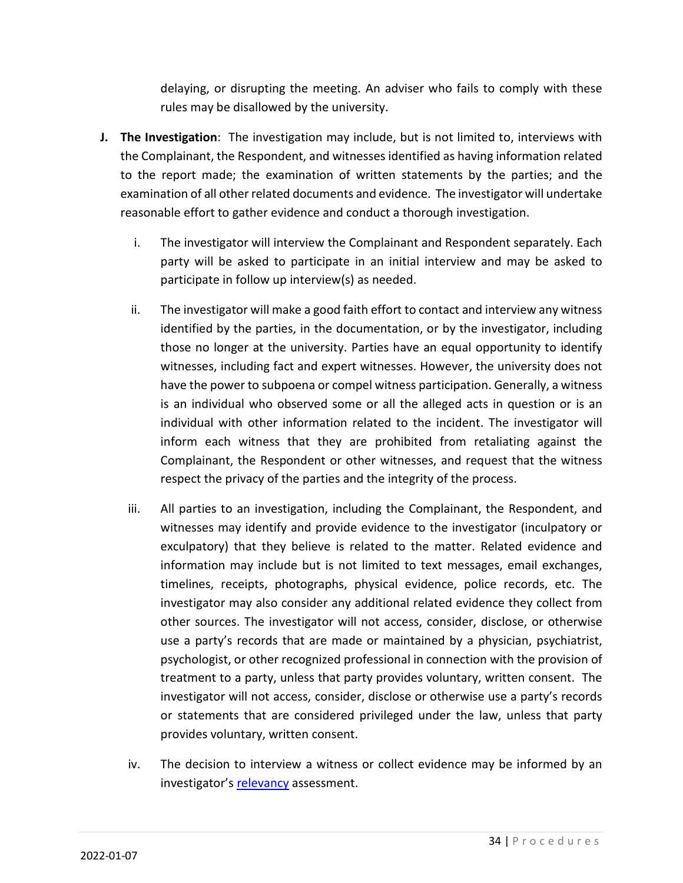delaying, or disrupting the meeting. An adviser who fails to comply with these rules may be disallowed by the university.

**J. The Investigation**: The investigation may include, but is not limited to, interviews with the Complainant, the Respondent, and witnesses identified as having information related to the report made; the examination of written statements by the parties; and the examination of all other related documents and evidence. The investigator will undertake reasonable effort to gather evidence and conduct a thorough investigation.

i. The investigator will interview the Complainant and Respondent separately. Each party will be asked to participate in an initial interview and may be asked to participate in follow up interview(s) as needed.

ii. The investigator will make a good faith effort to contact and interview any witness identified by the parties, in the documentation, or by the investigator, including those no longer at the university. Parties have an equal opportunity to identify witnesses, including fact and expert witnesses. However, the university does not have the power to subpoena or compel witness participation. Generally, a witness is an individual who observed some or all the alleged acts in question or is an individual with other information related to the incident. The investigator will inform each witness that they are prohibited from retaliating against the Complainant, the Respondent or other witnesses, and request that the witness respect the privacy of the parties and the integrity of the process.

iii. All parties to an investigation, including the Complainant, the Respondent, and witnesses may identify and provide evidence to the investigator (inculpatory or exculpatory) that they believe is related to the matter. Related evidence and information may include but is not limited to text messages, email exchanges, timelines, receipts, photographs, physical evidence, police records, etc. The investigator may also consider any additional related evidence they collect from other sources. The investigator will not access, consider, disclose, or otherwise use a party's records that are made or maintained by a physician, psychiatrist, psychologist, or other recognized professional in connection with the provision of treatment to a party, unless that party provides voluntary, written consent. The investigator will not access, consider, disclose or otherwise use a party's records or statements that are considered privileged under the law, unless that party provides voluntary, written consent.

iv. The decision to interview a witness or collect evidence may be informed by an investigator's relevancy assessment.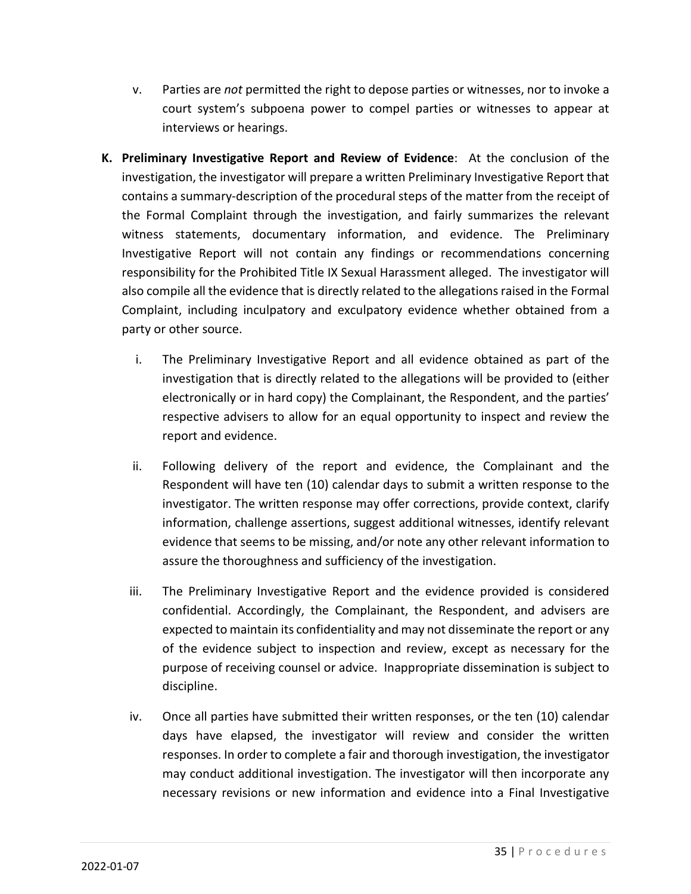v. Parties are *not* permitted the right to depose parties or witnesses, nor to invoke a court system's subpoena power to compel parties or witnesses to appear at interviews or hearings.

**K. Preliminary Investigative Report and Review of Evidence**: At the conclusion of the investigation, the investigator will prepare a written Preliminary Investigative Report that contains a summary-description of the procedural steps of the matter from the receipt of the Formal Complaint through the investigation, and fairly summarizes the relevant witness statements, documentary information, and evidence. The Preliminary Investigative Report will not contain any findings or recommendations concerning responsibility for the Prohibited Title IX Sexual Harassment alleged. The investigator will also compile all the evidence that is directly related to the allegations raised in the Formal Complaint, including inculpatory and exculpatory evidence whether obtained from a party or other source.

i. The Preliminary Investigative Report and all evidence obtained as part of the investigation that is directly related to the allegations will be provided to (either electronically or in hard copy) the Complainant, the Respondent, and the parties' respective advisers to allow for an equal opportunity to inspect and review the report and evidence.

ii. Following delivery of the report and evidence, the Complainant and the Respondent will have ten (10) calendar days to submit a written response to the investigator. The written response may offer corrections, provide context, clarify information, challenge assertions, suggest additional witnesses, identify relevant evidence that seems to be missing, and/or note any other relevant information to assure the thoroughness and sufficiency of the investigation.

iii. The Preliminary Investigative Report and the evidence provided is considered confidential. Accordingly, the Complainant, the Respondent, and advisers are expected to maintain its confidentiality and may not disseminate the report or any of the evidence subject to inspection and review, except as necessary for the purpose of receiving counsel or advice. Inappropriate dissemination is subject to discipline.

iv. Once all parties have submitted their written responses, or the ten (10) calendar days have elapsed, the investigator will review and consider the written responses. In order to complete a fair and thorough investigation, the investigator may conduct additional investigation. The investigator will then incorporate any necessary revisions or new information and evidence into a Final Investigative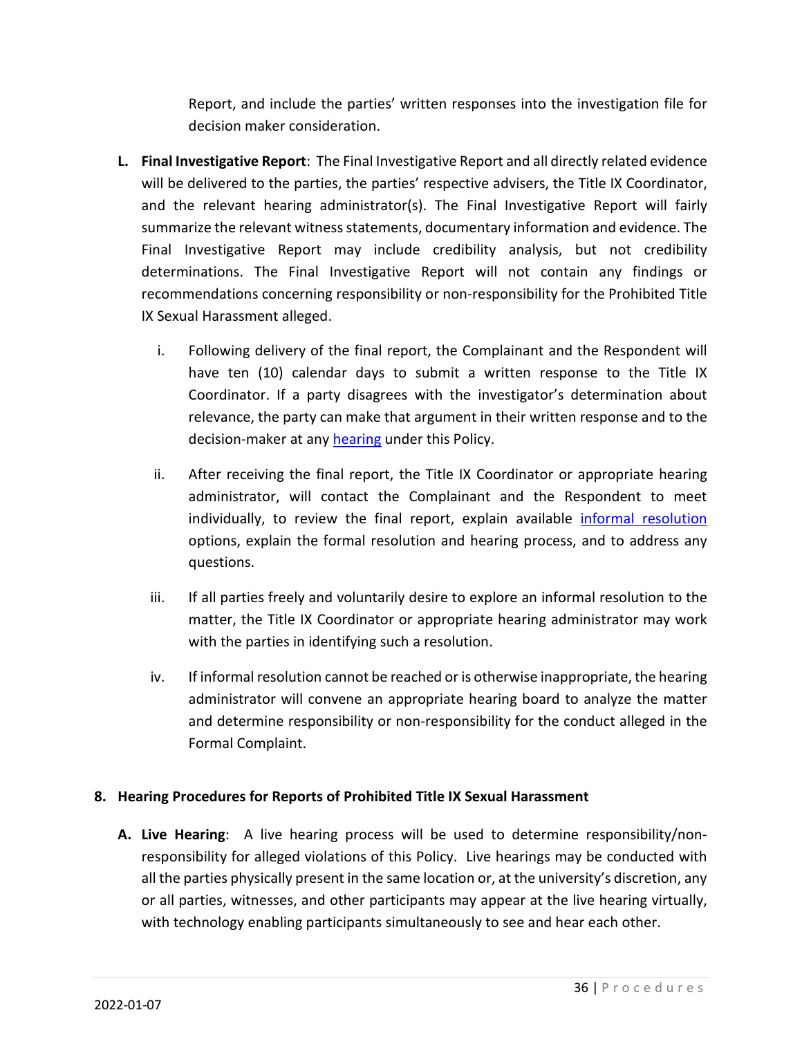Report, and include the parties' written responses into the investigation file for decision maker consideration.

**L. Final Investigative Report**: The Final Investigative Report and all directly related evidence will be delivered to the parties, the parties' respective advisers, the Title IX Coordinator, and the relevant hearing administrator(s). The Final Investigative Report will fairly summarize the relevant witness statements, documentary information and evidence. The Final Investigative Report may include credibility analysis, but not credibility determinations. The Final Investigative Report will not contain any findings or recommendations concerning responsibility or non-responsibility for the Prohibited Title IX Sexual Harassment alleged.

i. Following delivery of the final report, the Complainant and the Respondent will have ten (10) calendar days to submit a written response to the Title IX Coordinator. If a party disagrees with the investigator's determination about relevance, the party can make that argument in their written response and to the decision-maker at any hearing under this Policy.

ii. After receiving the final report, the Title IX Coordinator or appropriate hearing administrator, will contact the Complainant and the Respondent to meet individually, to review the final report, explain available informal resolution options, explain the formal resolution and hearing process, and to address any questions.

iii. If all parties freely and voluntarily desire to explore an informal resolution to the matter, the Title IX Coordinator or appropriate hearing administrator may work with the parties in identifying such a resolution.

iv. If informal resolution cannot be reached or is otherwise inappropriate, the hearing administrator will convene an appropriate hearing board to analyze the matter and determine responsibility or non-responsibility for the conduct alleged in the Formal Complaint.

## 8. Hearing Procedures for Reports of Prohibited Title IX Sexual Harassment

**A. Live Hearing**: A live hearing process will be used to determine responsibility/non-responsibility for alleged violations of this Policy. Live hearings may be conducted with all the parties physically present in the same location or, at the university's discretion, any or all parties, witnesses, and other participants may appear at the live hearing virtually, with technology enabling participants simultaneously to see and hear each other.

2022-01-07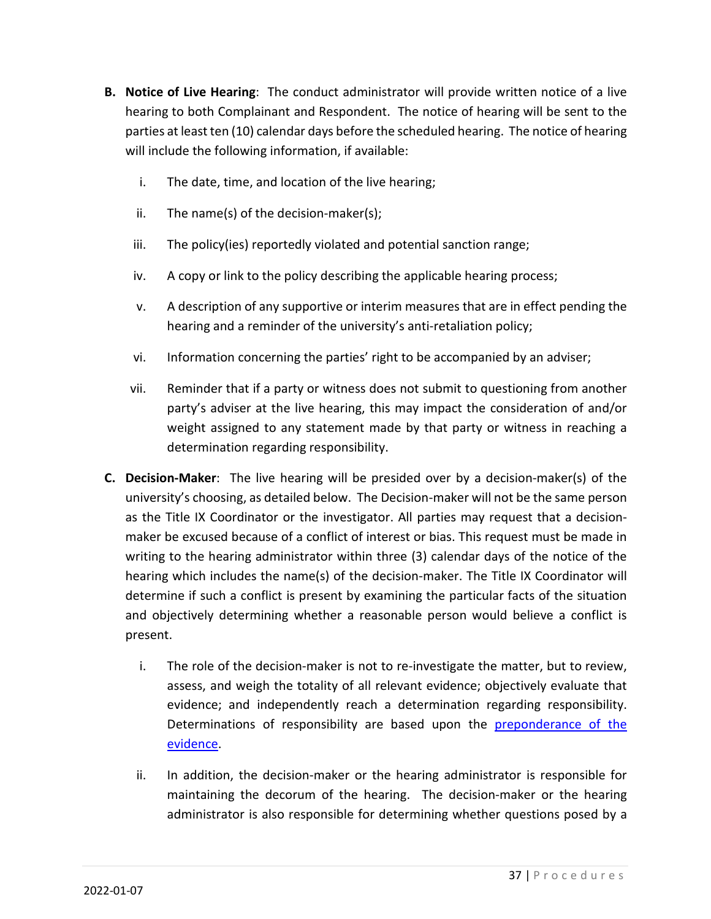**B. Notice of Live Hearing**: The conduct administrator will provide written notice of a live hearing to both Complainant and Respondent. The notice of hearing will be sent to the parties at least ten (10) calendar days before the scheduled hearing. The notice of hearing will include the following information, if available:

   i. The date, time, and location of the live hearing;

   ii. The name(s) of the decision-maker(s);

   iii. The policy(ies) reportedly violated and potential sanction range;

   iv. A copy or link to the policy describing the applicable hearing process;

   v. A description of any supportive or interim measures that are in effect pending the hearing and a reminder of the university's anti-retaliation policy;

   vi. Information concerning the parties' right to be accompanied by an adviser;

   vii. Reminder that if a party or witness does not submit to questioning from another party's adviser at the live hearing, this may impact the consideration of and/or weight assigned to any statement made by that party or witness in reaching a determination regarding responsibility.

**C. Decision-Maker**: The live hearing will be presided over by a decision-maker(s) of the university's choosing, as detailed below. The Decision-maker will not be the same person as the Title IX Coordinator or the investigator. All parties may request that a decision-maker be excused because of a conflict of interest or bias. This request must be made in writing to the hearing administrator within three (3) calendar days of the notice of the hearing which includes the name(s) of the decision-maker. The Title IX Coordinator will determine if such a conflict is present by examining the particular facts of the situation and objectively determining whether a reasonable person would believe a conflict is present.

   i. The role of the decision-maker is not to re-investigate the matter, but to review, assess, and weigh the totality of all relevant evidence; objectively evaluate that evidence; and independently reach a determination regarding responsibility. Determinations of responsibility are based upon the preponderance of the evidence.

   ii. In addition, the decision-maker or the hearing administrator is responsible for maintaining the decorum of the hearing. The decision-maker or the hearing administrator is also responsible for determining whether questions posed by a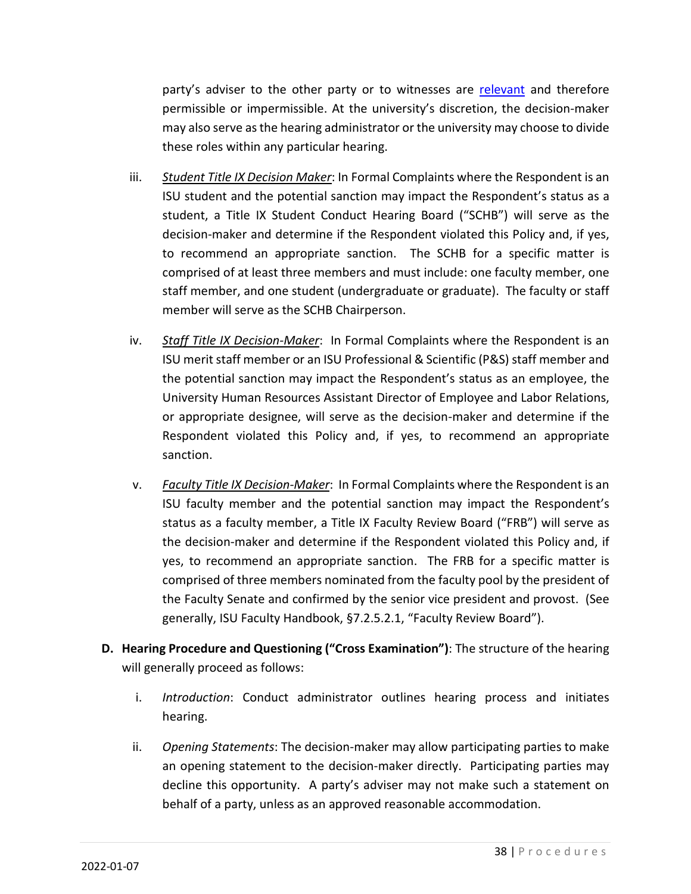party's adviser to the other party or to witnesses are [relevant] and therefore permissible or impermissible. At the university's discretion, the decision-maker may also serve as the hearing administrator or the university may choose to divide these roles within any particular hearing.

iii. *Student Title IX Decision Maker*: In Formal Complaints where the Respondent is an ISU student and the potential sanction may impact the Respondent's status as a student, a Title IX Student Conduct Hearing Board ("SCHB") will serve as the decision-maker and determine if the Respondent violated this Policy and, if yes, to recommend an appropriate sanction. The SCHB for a specific matter is comprised of at least three members and must include: one faculty member, one staff member, and one student (undergraduate or graduate). The faculty or staff member will serve as the SCHB Chairperson.

iv. *Staff Title IX Decision-Maker*: In Formal Complaints where the Respondent is an ISU merit staff member or an ISU Professional & Scientific (P&S) staff member and the potential sanction may impact the Respondent's status as an employee, the University Human Resources Assistant Director of Employee and Labor Relations, or appropriate designee, will serve as the decision-maker and determine if the Respondent violated this Policy and, if yes, to recommend an appropriate sanction.

v. *Faculty Title IX Decision-Maker*: In Formal Complaints where the Respondent is an ISU faculty member and the potential sanction may impact the Respondent's status as a faculty member, a Title IX Faculty Review Board ("FRB") will serve as the decision-maker and determine if the Respondent violated this Policy and, if yes, to recommend an appropriate sanction. The FRB for a specific matter is comprised of three members nominated from the faculty pool by the president of the Faculty Senate and confirmed by the senior vice president and provost. (See generally, ISU Faculty Handbook, §7.2.5.2.1, "Faculty Review Board").

**D. Hearing Procedure and Questioning ("Cross Examination")**: The structure of the hearing will generally proceed as follows:

i. *Introduction*: Conduct administrator outlines hearing process and initiates hearing.

ii. *Opening Statements*: The decision-maker may allow participating parties to make an opening statement to the decision-maker directly. Participating parties may decline this opportunity. A party's adviser may not make such a statement on behalf of a party, unless as an approved reasonable accommodation.

2022-01-07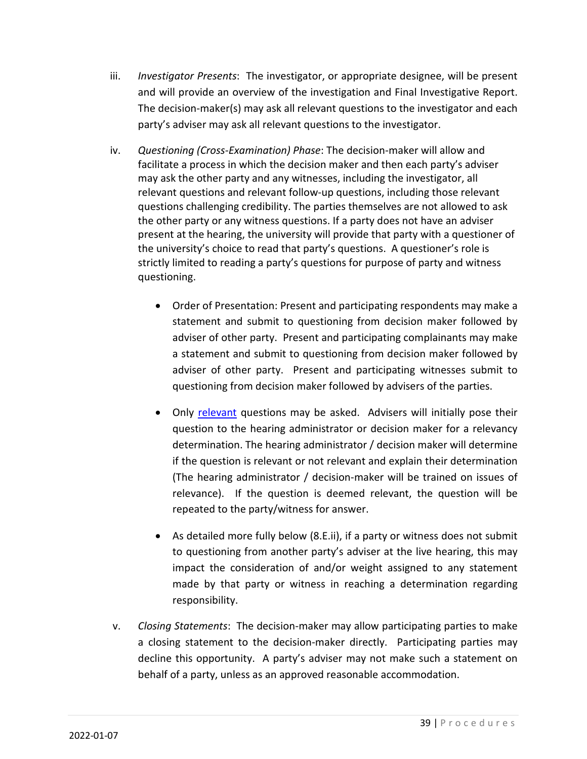iii. *Investigator Presents*: The investigator, or appropriate designee, will be present and will provide an overview of the investigation and Final Investigative Report. The decision-maker(s) may ask all relevant questions to the investigator and each party's adviser may ask all relevant questions to the investigator.

iv. *Questioning (Cross-Examination) Phase*: The decision-maker will allow and facilitate a process in which the decision maker and then each party's adviser may ask the other party and any witnesses, including the investigator, all relevant questions and relevant follow-up questions, including those relevant questions challenging credibility. The parties themselves are not allowed to ask the other party or any witness questions. If a party does not have an adviser present at the hearing, the university will provide that party with a questioner of the university's choice to read that party's questions. A questioner's role is strictly limited to reading a party's questions for purpose of party and witness questioning.

- Order of Presentation: Present and participating respondents may make a statement and submit to questioning from decision maker followed by adviser of other party. Present and participating complainants may make a statement and submit to questioning from decision maker followed by adviser of other party. Present and participating witnesses submit to questioning from decision maker followed by advisers of the parties.

- Only relevant questions may be asked. Advisers will initially pose their question to the hearing administrator or decision maker for a relevancy determination. The hearing administrator / decision maker will determine if the question is relevant or not relevant and explain their determination (The hearing administrator / decision-maker will be trained on issues of relevance). If the question is deemed relevant, the question will be repeated to the party/witness for answer.

- As detailed more fully below (8.E.ii), if a party or witness does not submit to questioning from another party's adviser at the live hearing, this may impact the consideration of and/or weight assigned to any statement made by that party or witness in reaching a determination regarding responsibility.

v. *Closing Statements*: The decision-maker may allow participating parties to make a closing statement to the decision-maker directly. Participating parties may decline this opportunity. A party's adviser may not make such a statement on behalf of a party, unless as an approved reasonable accommodation.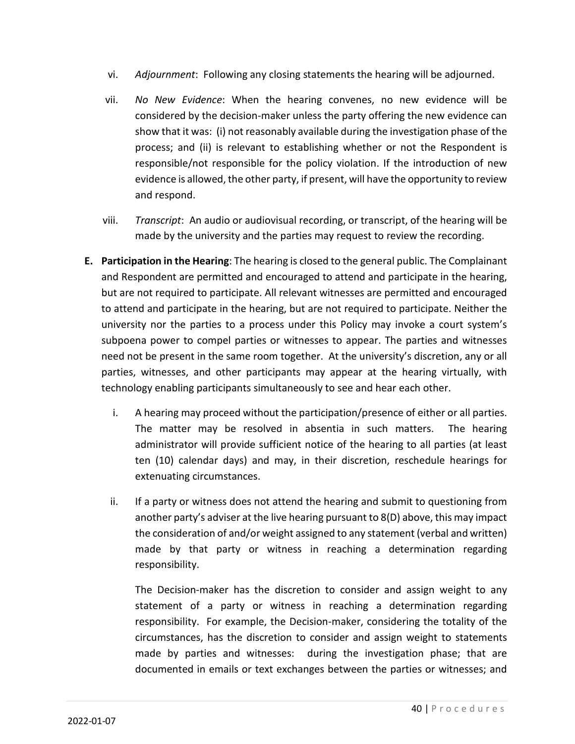vi. *Adjournment*: Following any closing statements the hearing will be adjourned.

vii. *No New Evidence*: When the hearing convenes, no new evidence will be considered by the decision-maker unless the party offering the new evidence can show that it was: (i) not reasonably available during the investigation phase of the process; and (ii) is relevant to establishing whether or not the Respondent is responsible/not responsible for the policy violation. If the introduction of new evidence is allowed, the other party, if present, will have the opportunity to review and respond.

viii. *Transcript*: An audio or audiovisual recording, or transcript, of the hearing will be made by the university and the parties may request to review the recording.

**E. Participation in the Hearing**: The hearing is closed to the general public. The Complainant and Respondent are permitted and encouraged to attend and participate in the hearing, but are not required to participate. All relevant witnesses are permitted and encouraged to attend and participate in the hearing, but are not required to participate. Neither the university nor the parties to a process under this Policy may invoke a court system's subpoena power to compel parties or witnesses to appear. The parties and witnesses need not be present in the same room together. At the university's discretion, any or all parties, witnesses, and other participants may appear at the hearing virtually, with technology enabling participants simultaneously to see and hear each other.

i. A hearing may proceed without the participation/presence of either or all parties. The matter may be resolved in absentia in such matters. The hearing administrator will provide sufficient notice of the hearing to all parties (at least ten (10) calendar days) and may, in their discretion, reschedule hearings for extenuating circumstances.

ii. If a party or witness does not attend the hearing and submit to questioning from another party's adviser at the live hearing pursuant to 8(D) above, this may impact the consideration of and/or weight assigned to any statement (verbal and written) made by that party or witness in reaching a determination regarding responsibility.

The Decision-maker has the discretion to consider and assign weight to any statement of a party or witness in reaching a determination regarding responsibility. For example, the Decision-maker, considering the totality of the circumstances, has the discretion to consider and assign weight to statements made by parties and witnesses: during the investigation phase; that are documented in emails or text exchanges between the parties or witnesses; and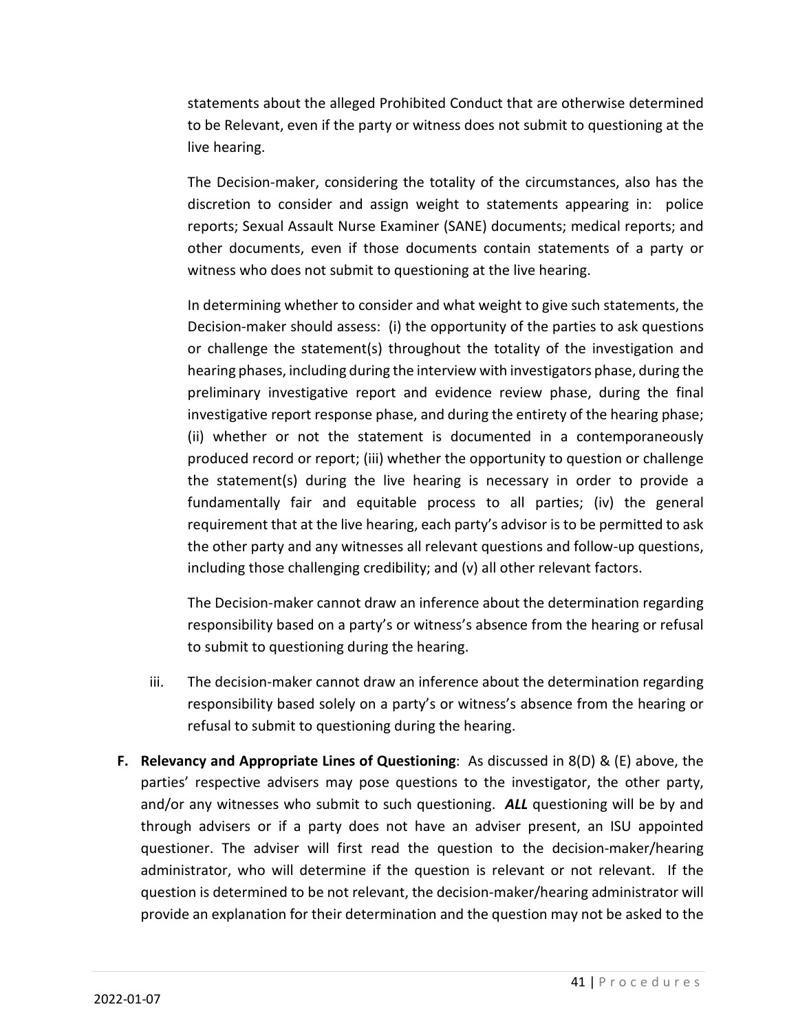statements about the alleged Prohibited Conduct that are otherwise determined to be Relevant, even if the party or witness does not submit to questioning at the live hearing.

The Decision-maker, considering the totality of the circumstances, also has the discretion to consider and assign weight to statements appearing in: police reports; Sexual Assault Nurse Examiner (SANE) documents; medical reports; and other documents, even if those documents contain statements of a party or witness who does not submit to questioning at the live hearing.

In determining whether to consider and what weight to give such statements, the Decision-maker should assess: (i) the opportunity of the parties to ask questions or challenge the statement(s) throughout the totality of the investigation and hearing phases, including during the interview with investigators phase, during the preliminary investigative report and evidence review phase, during the final investigative report response phase, and during the entirety of the hearing phase; (ii) whether or not the statement is documented in a contemporaneously produced record or report; (iii) whether the opportunity to question or challenge the statement(s) during the live hearing is necessary in order to provide a fundamentally fair and equitable process to all parties; (iv) the general requirement that at the live hearing, each party's advisor is to be permitted to ask the other party and any witnesses all relevant questions and follow-up questions, including those challenging credibility; and (v) all other relevant factors.

The Decision-maker cannot draw an inference about the determination regarding responsibility based on a party's or witness's absence from the hearing or refusal to submit to questioning during the hearing.

iii. The decision-maker cannot draw an inference about the determination regarding responsibility based solely on a party's or witness's absence from the hearing or refusal to submit to questioning during the hearing.

**F. Relevancy and Appropriate Lines of Questioning**: As discussed in 8(D) & (E) above, the parties' respective advisers may pose questions to the investigator, the other party, and/or any witnesses who submit to such questioning. ***ALL*** questioning will be by and through advisers or if a party does not have an adviser present, an ISU appointed questioner. The adviser will first read the question to the decision-maker/hearing administrator, who will determine if the question is relevant or not relevant. If the question is determined to be not relevant, the decision-maker/hearing administrator will provide an explanation for their determination and the question may not be asked to the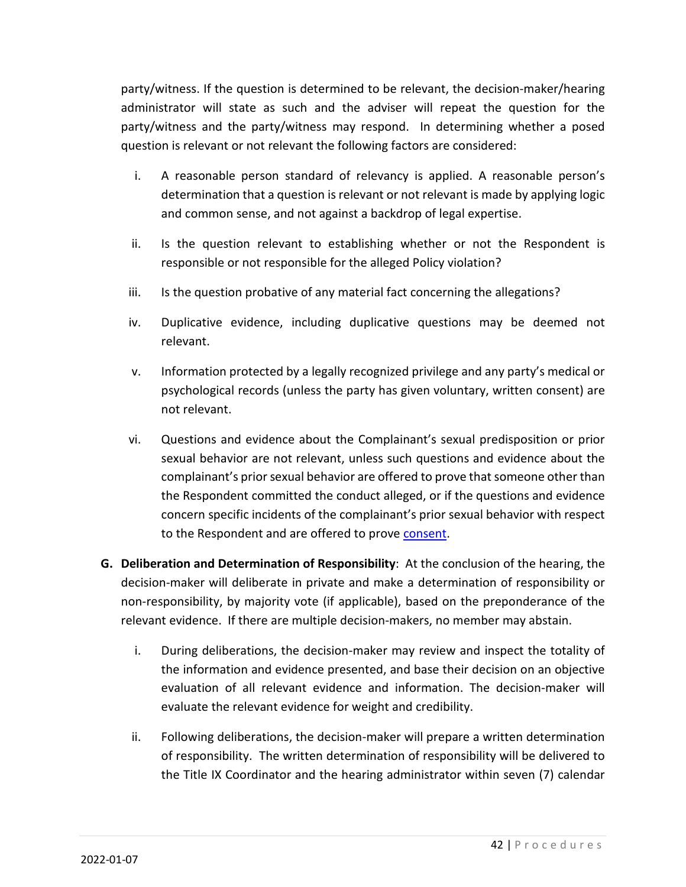party/witness. If the question is determined to be relevant, the decision-maker/hearing administrator will state as such and the adviser will repeat the question for the party/witness and the party/witness may respond. In determining whether a posed question is relevant or not relevant the following factors are considered:

i. A reasonable person standard of relevancy is applied. A reasonable person's determination that a question is relevant or not relevant is made by applying logic and common sense, and not against a backdrop of legal expertise.

ii. Is the question relevant to establishing whether or not the Respondent is responsible or not responsible for the alleged Policy violation?

iii. Is the question probative of any material fact concerning the allegations?

iv. Duplicative evidence, including duplicative questions may be deemed not relevant.

v. Information protected by a legally recognized privilege and any party's medical or psychological records (unless the party has given voluntary, written consent) are not relevant.

vi. Questions and evidence about the Complainant's sexual predisposition or prior sexual behavior are not relevant, unless such questions and evidence about the complainant's prior sexual behavior are offered to prove that someone other than the Respondent committed the conduct alleged, or if the questions and evidence concern specific incidents of the complainant's prior sexual behavior with respect to the Respondent and are offered to prove consent.

**G. Deliberation and Determination of Responsibility**: At the conclusion of the hearing, the decision-maker will deliberate in private and make a determination of responsibility or non-responsibility, by majority vote (if applicable), based on the preponderance of the relevant evidence. If there are multiple decision-makers, no member may abstain.

i. During deliberations, the decision-maker may review and inspect the totality of the information and evidence presented, and base their decision on an objective evaluation of all relevant evidence and information. The decision-maker will evaluate the relevant evidence for weight and credibility.

ii. Following deliberations, the decision-maker will prepare a written determination of responsibility. The written determination of responsibility will be delivered to the Title IX Coordinator and the hearing administrator within seven (7) calendar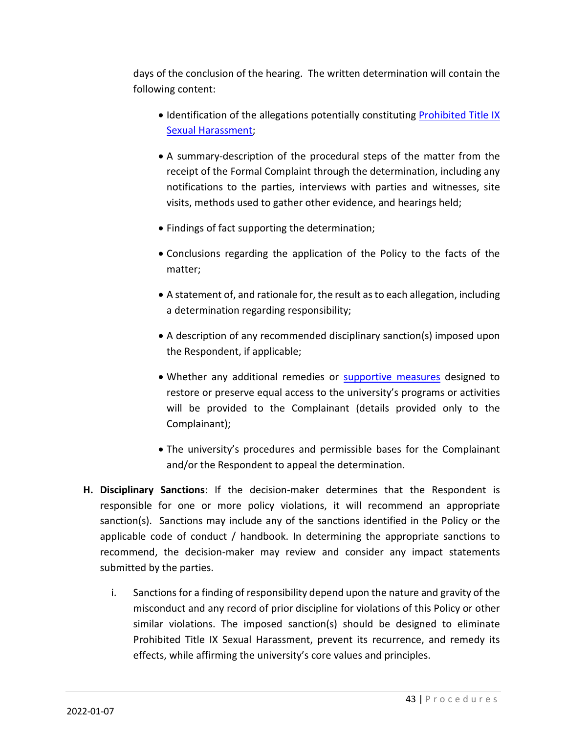days of the conclusion of the hearing. The written determination will contain the following content:

- Identification of the allegations potentially constituting [Prohibited Title IX Sexual Harassment](#);
- A summary-description of the procedural steps of the matter from the receipt of the Formal Complaint through the determination, including any notifications to the parties, interviews with parties and witnesses, site visits, methods used to gather other evidence, and hearings held;
- Findings of fact supporting the determination;
- Conclusions regarding the application of the Policy to the facts of the matter;
- A statement of, and rationale for, the result as to each allegation, including a determination regarding responsibility;
- A description of any recommended disciplinary sanction(s) imposed upon the Respondent, if applicable;
- Whether any additional remedies or [supportive measures](#) designed to restore or preserve equal access to the university's programs or activities will be provided to the Complainant (details provided only to the Complainant);
- The university's procedures and permissible bases for the Complainant and/or the Respondent to appeal the determination.

H. **Disciplinary Sanctions**: If the decision-maker determines that the Respondent is responsible for one or more policy violations, it will recommend an appropriate sanction(s). Sanctions may include any of the sanctions identified in the Policy or the applicable code of conduct / handbook. In determining the appropriate sanctions to recommend, the decision-maker may review and consider any impact statements submitted by the parties.

   i. Sanctions for a finding of responsibility depend upon the nature and gravity of the misconduct and any record of prior discipline for violations of this Policy or other similar violations. The imposed sanction(s) should be designed to eliminate Prohibited Title IX Sexual Harassment, prevent its recurrence, and remedy its effects, while affirming the university's core values and principles.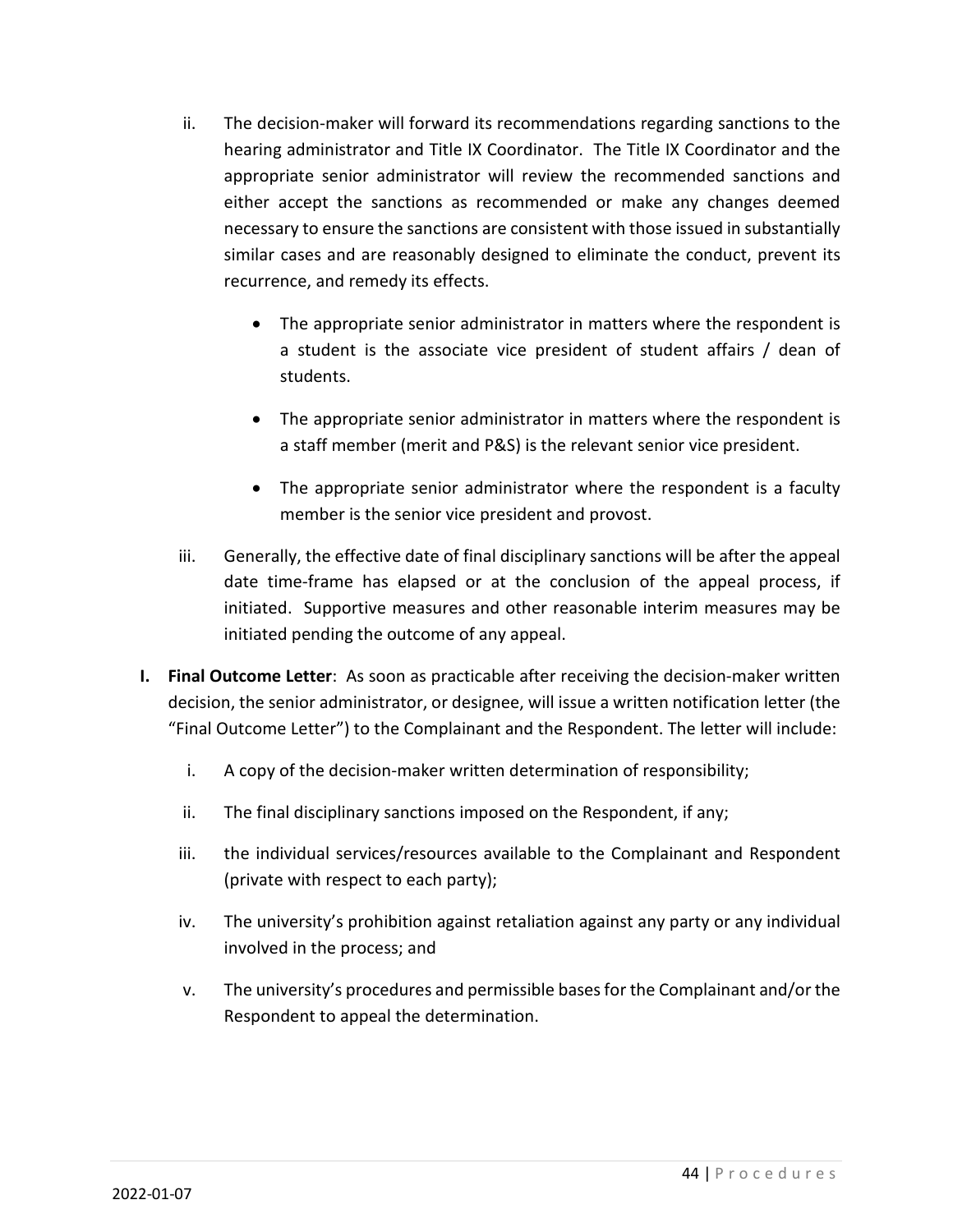ii. The decision-maker will forward its recommendations regarding sanctions to the hearing administrator and Title IX Coordinator. The Title IX Coordinator and the appropriate senior administrator will review the recommended sanctions and either accept the sanctions as recommended or make any changes deemed necessary to ensure the sanctions are consistent with those issued in substantially similar cases and are reasonably designed to eliminate the conduct, prevent its recurrence, and remedy its effects.

- The appropriate senior administrator in matters where the respondent is a student is the associate vice president of student affairs / dean of students.
- The appropriate senior administrator in matters where the respondent is a staff member (merit and P&S) is the relevant senior vice president.
- The appropriate senior administrator where the respondent is a faculty member is the senior vice president and provost.

iii. Generally, the effective date of final disciplinary sanctions will be after the appeal date time-frame has elapsed or at the conclusion of the appeal process, if initiated. Supportive measures and other reasonable interim measures may be initiated pending the outcome of any appeal.

**I. Final Outcome Letter**: As soon as practicable after receiving the decision-maker written decision, the senior administrator, or designee, will issue a written notification letter (the "Final Outcome Letter") to the Complainant and the Respondent. The letter will include:

i. A copy of the decision-maker written determination of responsibility;

ii. The final disciplinary sanctions imposed on the Respondent, if any;

iii. the individual services/resources available to the Complainant and Respondent (private with respect to each party);

iv. The university's prohibition against retaliation against any party or any individual involved in the process; and

v. The university's procedures and permissible bases for the Complainant and/or the Respondent to appeal the determination.

2022-01-07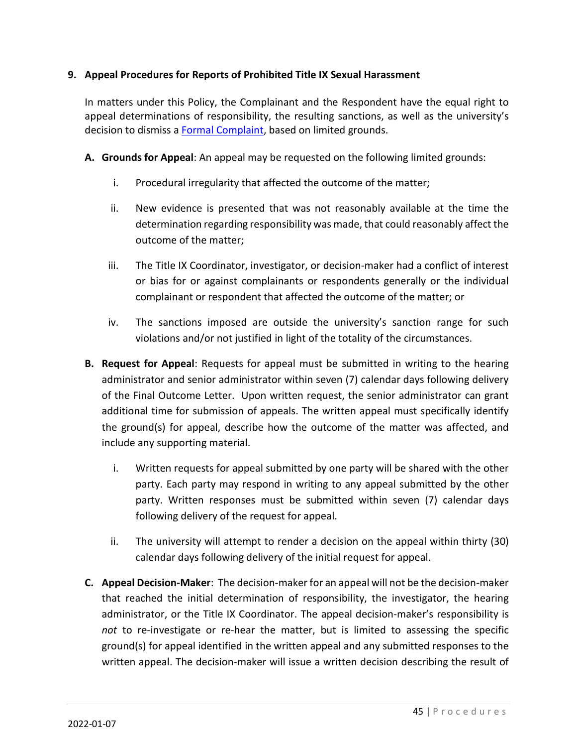## 9. Appeal Procedures for Reports of Prohibited Title IX Sexual Harassment

In matters under this Policy, the Complainant and the Respondent have the equal right to appeal determinations of responsibility, the resulting sanctions, as well as the university's decision to dismiss a [Formal Complaint](), based on limited grounds.

**A. Grounds for Appeal**: An appeal may be requested on the following limited grounds:

i. Procedural irregularity that affected the outcome of the matter;

ii. New evidence is presented that was not reasonably available at the time the determination regarding responsibility was made, that could reasonably affect the outcome of the matter;

iii. The Title IX Coordinator, investigator, or decision-maker had a conflict of interest or bias for or against complainants or respondents generally or the individual complainant or respondent that affected the outcome of the matter; or

iv. The sanctions imposed are outside the university's sanction range for such violations and/or not justified in light of the totality of the circumstances.

**B. Request for Appeal**: Requests for appeal must be submitted in writing to the hearing administrator and senior administrator within seven (7) calendar days following delivery of the Final Outcome Letter. Upon written request, the senior administrator can grant additional time for submission of appeals. The written appeal must specifically identify the ground(s) for appeal, describe how the outcome of the matter was affected, and include any supporting material.

i. Written requests for appeal submitted by one party will be shared with the other party. Each party may respond in writing to any appeal submitted by the other party. Written responses must be submitted within seven (7) calendar days following delivery of the request for appeal.

ii. The university will attempt to render a decision on the appeal within thirty (30) calendar days following delivery of the initial request for appeal.

**C. Appeal Decision-Maker**: The decision-maker for an appeal will not be the decision-maker that reached the initial determination of responsibility, the investigator, the hearing administrator, or the Title IX Coordinator. The appeal decision-maker's responsibility is *not* to re-investigate or re-hear the matter, but is limited to assessing the specific ground(s) for appeal identified in the written appeal and any submitted responses to the written appeal. The decision-maker will issue a written decision describing the result of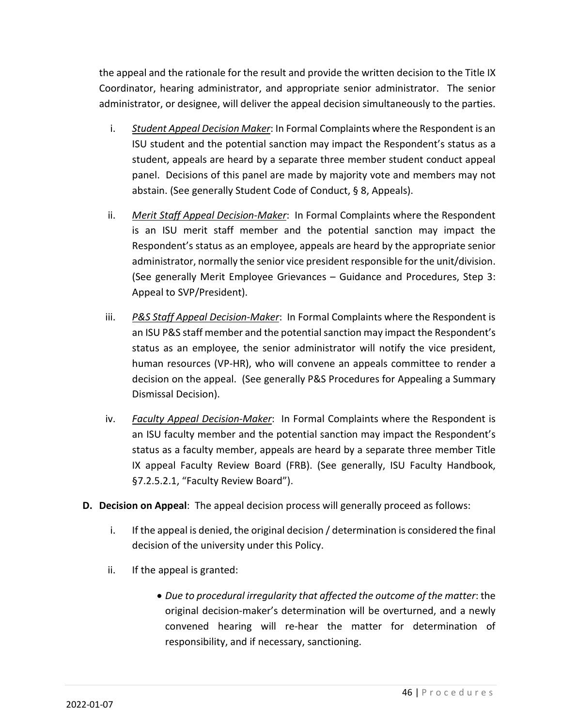the appeal and the rationale for the result and provide the written decision to the Title IX Coordinator, hearing administrator, and appropriate senior administrator. The senior administrator, or designee, will deliver the appeal decision simultaneously to the parties.

i. *Student Appeal Decision Maker*: In Formal Complaints where the Respondent is an ISU student and the potential sanction may impact the Respondent's status as a student, appeals are heard by a separate three member student conduct appeal panel. Decisions of this panel are made by majority vote and members may not abstain. (See generally Student Code of Conduct, § 8, Appeals).

ii. *Merit Staff Appeal Decision-Maker*: In Formal Complaints where the Respondent is an ISU merit staff member and the potential sanction may impact the Respondent's status as an employee, appeals are heard by the appropriate senior administrator, normally the senior vice president responsible for the unit/division. (See generally Merit Employee Grievances – Guidance and Procedures, Step 3: Appeal to SVP/President).

iii. *P&S Staff Appeal Decision-Maker*: In Formal Complaints where the Respondent is an ISU P&S staff member and the potential sanction may impact the Respondent's status as an employee, the senior administrator will notify the vice president, human resources (VP-HR), who will convene an appeals committee to render a decision on the appeal. (See generally P&S Procedures for Appealing a Summary Dismissal Decision).

iv. *Faculty Appeal Decision-Maker*: In Formal Complaints where the Respondent is an ISU faculty member and the potential sanction may impact the Respondent's status as a faculty member, appeals are heard by a separate three member Title IX appeal Faculty Review Board (FRB). (See generally, ISU Faculty Handbook, §7.2.5.2.1, "Faculty Review Board").

**D. Decision on Appeal**: The appeal decision process will generally proceed as follows:

i. If the appeal is denied, the original decision / determination is considered the final decision of the university under this Policy.

ii. If the appeal is granted:

- *Due to procedural irregularity that affected the outcome of the matter*: the original decision-maker's determination will be overturned, and a newly convened hearing will re-hear the matter for determination of responsibility, and if necessary, sanctioning.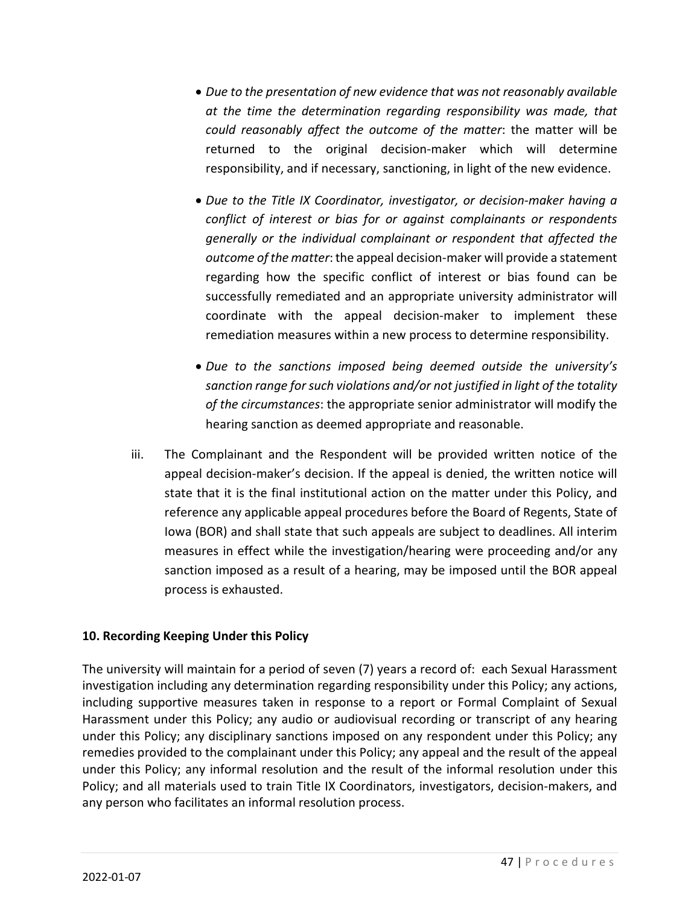- *Due to the presentation of new evidence that was not reasonably available at the time the determination regarding responsibility was made, that could reasonably affect the outcome of the matter*: the matter will be returned to the original decision-maker which will determine responsibility, and if necessary, sanctioning, in light of the new evidence.

- *Due to the Title IX Coordinator, investigator, or decision-maker having a conflict of interest or bias for or against complainants or respondents generally or the individual complainant or respondent that affected the outcome of the matter*: the appeal decision-maker will provide a statement regarding how the specific conflict of interest or bias found can be successfully remediated and an appropriate university administrator will coordinate with the appeal decision-maker to implement these remediation measures within a new process to determine responsibility.

- *Due to the sanctions imposed being deemed outside the university's sanction range for such violations and/or not justified in light of the totality of the circumstances*: the appropriate senior administrator will modify the hearing sanction as deemed appropriate and reasonable.

iii. The Complainant and the Respondent will be provided written notice of the appeal decision-maker's decision. If the appeal is denied, the written notice will state that it is the final institutional action on the matter under this Policy, and reference any applicable appeal procedures before the Board of Regents, State of Iowa (BOR) and shall state that such appeals are subject to deadlines. All interim measures in effect while the investigation/hearing were proceeding and/or any sanction imposed as a result of a hearing, may be imposed until the BOR appeal process is exhausted.

**10. Recording Keeping Under this Policy**

The university will maintain for a period of seven (7) years a record of: each Sexual Harassment investigation including any determination regarding responsibility under this Policy; any actions, including supportive measures taken in response to a report or Formal Complaint of Sexual Harassment under this Policy; any audio or audiovisual recording or transcript of any hearing under this Policy; any disciplinary sanctions imposed on any respondent under this Policy; any remedies provided to the complainant under this Policy; any appeal and the result of the appeal under this Policy; any informal resolution and the result of the informal resolution under this Policy; and all materials used to train Title IX Coordinators, investigators, decision-makers, and any person who facilitates an informal resolution process.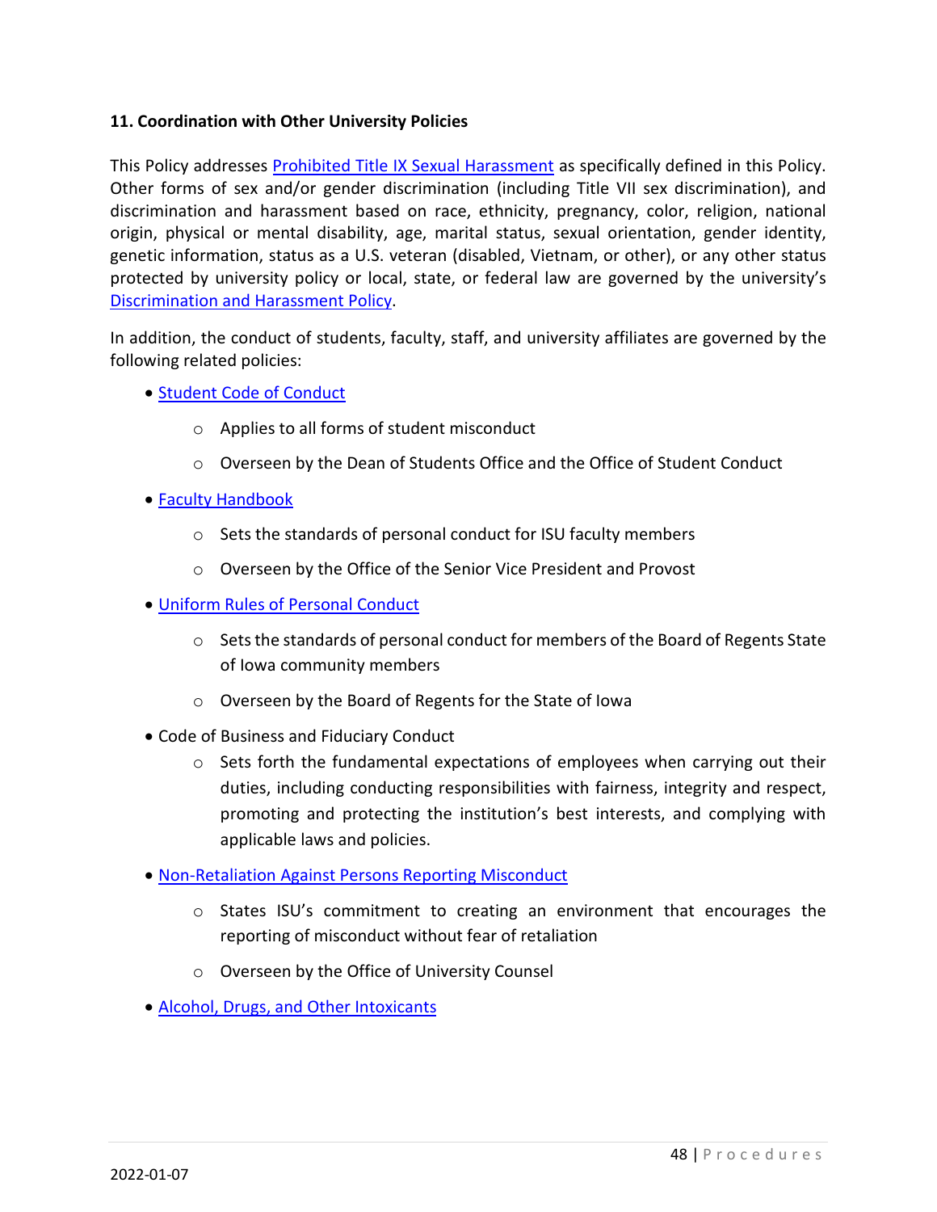**11. Coordination with Other University Policies**

This Policy addresses Prohibited Title IX Sexual Harassment as specifically defined in this Policy. Other forms of sex and/or gender discrimination (including Title VII sex discrimination), and discrimination and harassment based on race, ethnicity, pregnancy, color, religion, national origin, physical or mental disability, age, marital status, sexual orientation, gender identity, genetic information, status as a U.S. veteran (disabled, Vietnam, or other), or any other status protected by university policy or local, state, or federal law are governed by the university's Discrimination and Harassment Policy.

In addition, the conduct of students, faculty, staff, and university affiliates are governed by the following related policies:

- Student Code of Conduct
    - Applies to all forms of student misconduct
    - Overseen by the Dean of Students Office and the Office of Student Conduct
- Faculty Handbook
    - Sets the standards of personal conduct for ISU faculty members
    - Overseen by the Office of the Senior Vice President and Provost
- Uniform Rules of Personal Conduct
    - Sets the standards of personal conduct for members of the Board of Regents State of Iowa community members
    - Overseen by the Board of Regents for the State of Iowa
- Code of Business and Fiduciary Conduct
    - Sets forth the fundamental expectations of employees when carrying out their duties, including conducting responsibilities with fairness, integrity and respect, promoting and protecting the institution's best interests, and complying with applicable laws and policies.
- Non-Retaliation Against Persons Reporting Misconduct
    - States ISU's commitment to creating an environment that encourages the reporting of misconduct without fear of retaliation
    - Overseen by the Office of University Counsel
- Alcohol, Drugs, and Other Intoxicants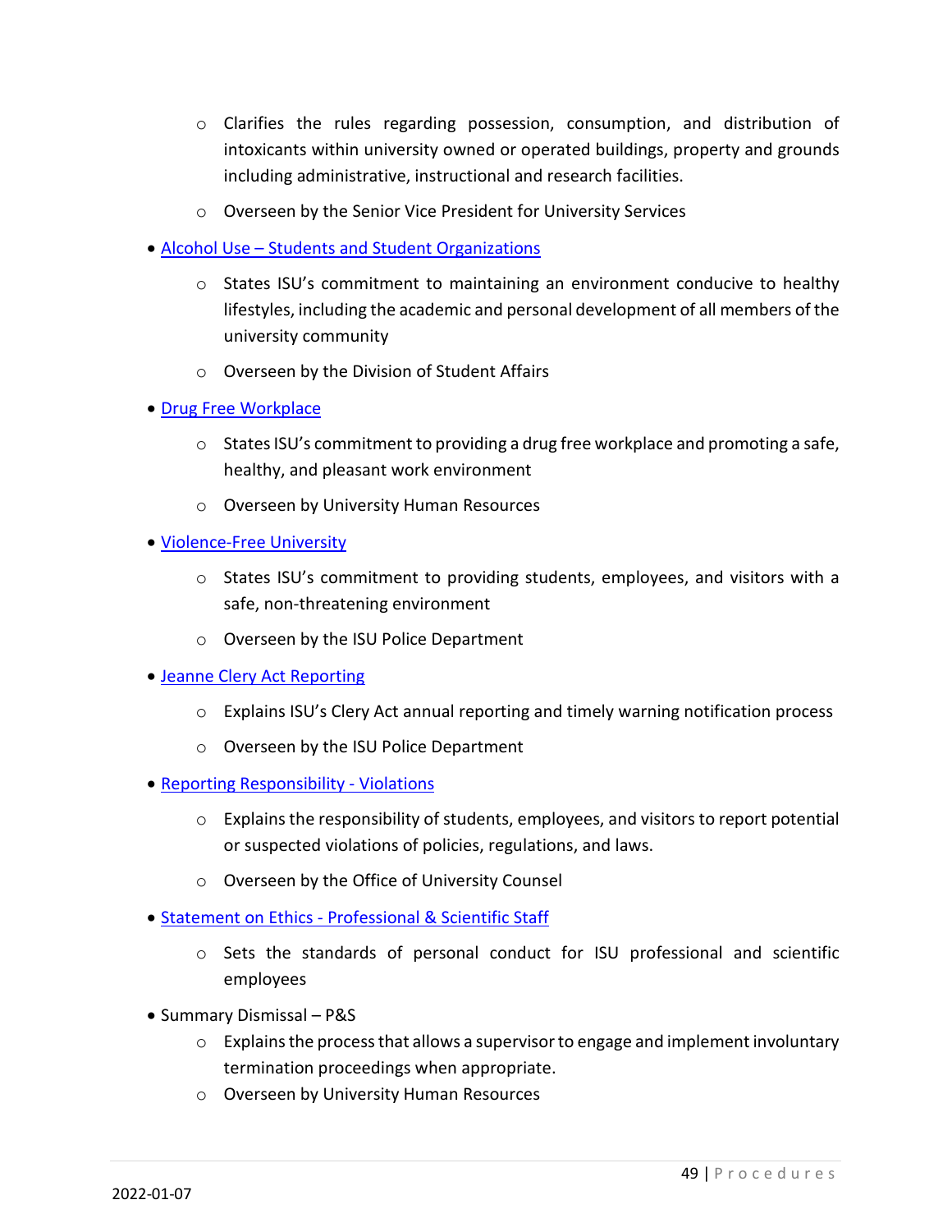- Clarifies the rules regarding possession, consumption, and distribution of intoxicants within university owned or operated buildings, property and grounds including administrative, instructional and research facilities.
  - Overseen by the Senior Vice President for University Services
- Alcohol Use – Students and Student Organizations
  - States ISU's commitment to maintaining an environment conducive to healthy lifestyles, including the academic and personal development of all members of the university community
  - Overseen by the Division of Student Affairs
- Drug Free Workplace
  - States ISU's commitment to providing a drug free workplace and promoting a safe, healthy, and pleasant work environment
  - Overseen by University Human Resources
- Violence-Free University
  - States ISU's commitment to providing students, employees, and visitors with a safe, non-threatening environment
  - Overseen by the ISU Police Department
- Jeanne Clery Act Reporting
  - Explains ISU's Clery Act annual reporting and timely warning notification process
  - Overseen by the ISU Police Department
- Reporting Responsibility - Violations
  - Explains the responsibility of students, employees, and visitors to report potential or suspected violations of policies, regulations, and laws.
  - Overseen by the Office of University Counsel
- Statement on Ethics - Professional & Scientific Staff
  - Sets the standards of personal conduct for ISU professional and scientific employees
- Summary Dismissal – P&S
  - Explains the process that allows a supervisor to engage and implement involuntary termination proceedings when appropriate.
  - Overseen by University Human Resources

2022-01-07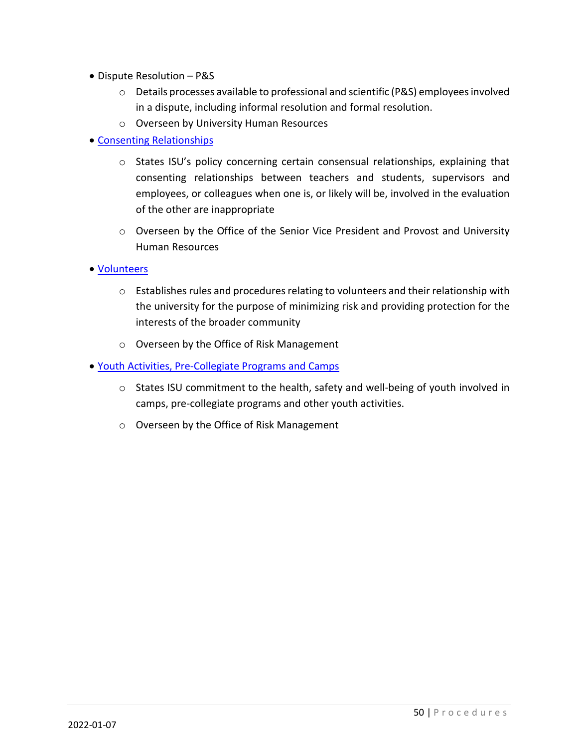- Dispute Resolution – P&S
  - Details processes available to professional and scientific (P&S) employees involved in a dispute, including informal resolution and formal resolution.
  - Overseen by University Human Resources
- Consenting Relationships
  - States ISU's policy concerning certain consensual relationships, explaining that consenting relationships between teachers and students, supervisors and employees, or colleagues when one is, or likely will be, involved in the evaluation of the other are inappropriate
  - Overseen by the Office of the Senior Vice President and Provost and University Human Resources
- Volunteers
  - Establishes rules and procedures relating to volunteers and their relationship with the university for the purpose of minimizing risk and providing protection for the interests of the broader community
  - Overseen by the Office of Risk Management
- Youth Activities, Pre-Collegiate Programs and Camps
  - States ISU commitment to the health, safety and well-being of youth involved in camps, pre-collegiate programs and other youth activities.
  - Overseen by the Office of Risk Management